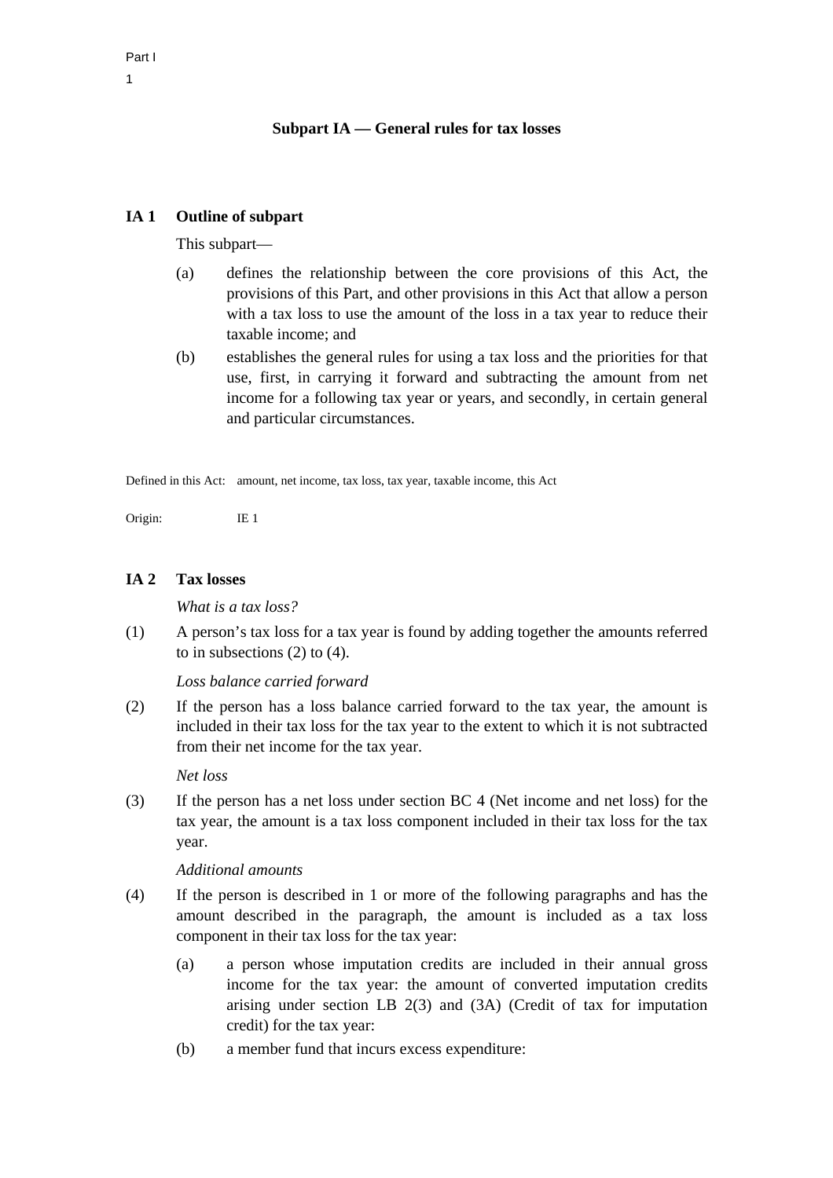## Subpart IA — General rules for tax losses

### IA 1 Outline of subpart

This subpart—

(a) defines the relationship between the core provisions of this Act, the provisions of this Part, and other provisions in this Act that allow a person with a tax loss to use the amount of the loss in a tax year to reduce their taxable income; and

(b) establishes the general rules for using a tax loss and the priorities for that use, first, in carrying it forward and subtracting the amount from net income for a following tax year or years, and secondly, in certain general and particular circumstances.

Defined in this Act: amount, net income, tax loss, tax year, taxable income, this Act

Origin: IE 1

### IA 2 Tax losses

*What is a tax loss?*

(1) A person's tax loss for a tax year is found by adding together the amounts referred to in subsections (2) to (4).

*Loss balance carried forward*

(2) If the person has a loss balance carried forward to the tax year, the amount is included in their tax loss for the tax year to the extent to which it is not subtracted from their net income for the tax year.

*Net loss*

(3) If the person has a net loss under section BC 4 (Net income and net loss) for the tax year, the amount is a tax loss component included in their tax loss for the tax year.

*Additional amounts*

(4) If the person is described in 1 or more of the following paragraphs and has the amount described in the paragraph, the amount is included as a tax loss component in their tax loss for the tax year:

(a) a person whose imputation credits are included in their annual gross income for the tax year: the amount of converted imputation credits arising under section LB 2(3) and (3A) (Credit of tax for imputation credit) for the tax year:

(b) a member fund that incurs excess expenditure: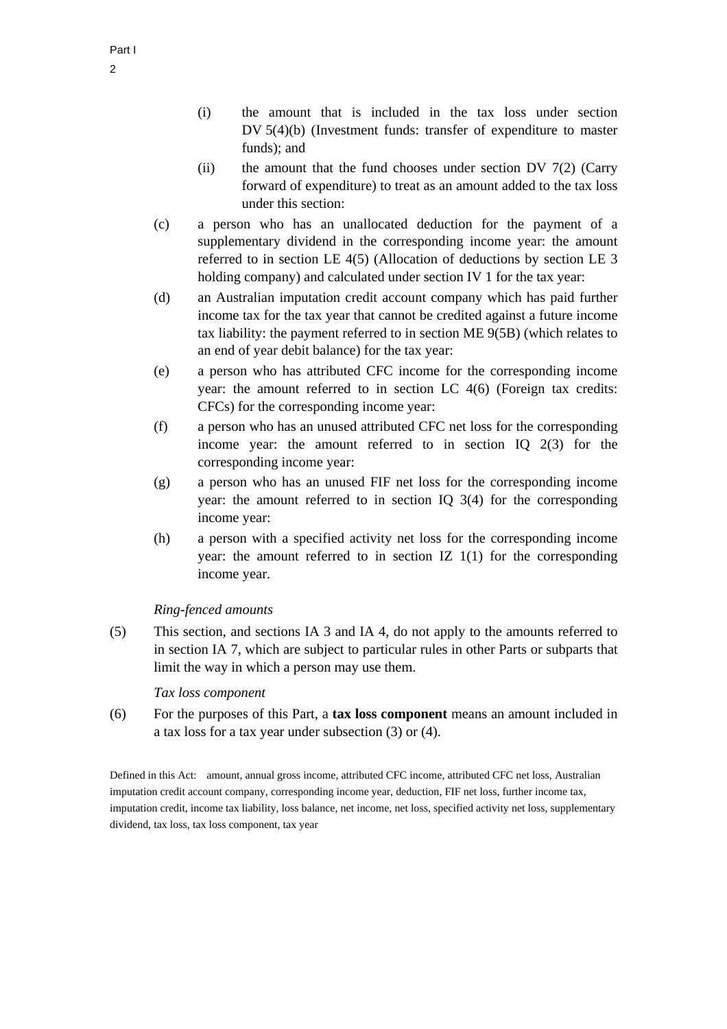(i) the amount that is included in the tax loss under section DV 5(4)(b) (Investment funds: transfer of expenditure to master funds); and

(ii) the amount that the fund chooses under section DV 7(2) (Carry forward of expenditure) to treat as an amount added to the tax loss under this section:

(c) a person who has an unallocated deduction for the payment of a supplementary dividend in the corresponding income year: the amount referred to in section LE 4(5) (Allocation of deductions by section LE 3 holding company) and calculated under section IV 1 for the tax year:

(d) an Australian imputation credit account company which has paid further income tax for the tax year that cannot be credited against a future income tax liability: the payment referred to in section ME 9(5B) (which relates to an end of year debit balance) for the tax year:

(e) a person who has attributed CFC income for the corresponding income year: the amount referred to in section LC 4(6) (Foreign tax credits: CFCs) for the corresponding income year:

(f) a person who has an unused attributed CFC net loss for the corresponding income year: the amount referred to in section IQ 2(3) for the corresponding income year:

(g) a person who has an unused FIF net loss for the corresponding income year: the amount referred to in section IQ 3(4) for the corresponding income year:

(h) a person with a specified activity net loss for the corresponding income year: the amount referred to in section IZ 1(1) for the corresponding income year.

*Ring-fenced amounts*

(5) This section, and sections IA 3 and IA 4, do not apply to the amounts referred to in section IA 7, which are subject to particular rules in other Parts or subparts that limit the way in which a person may use them.

*Tax loss component*

(6) For the purposes of this Part, a **tax loss component** means an amount included in a tax loss for a tax year under subsection (3) or (4).

Defined in this Act: amount, annual gross income, attributed CFC income, attributed CFC net loss, Australian imputation credit account company, corresponding income year, deduction, FIF net loss, further income tax, imputation credit, income tax liability, loss balance, net income, net loss, specified activity net loss, supplementary dividend, tax loss, tax loss component, tax year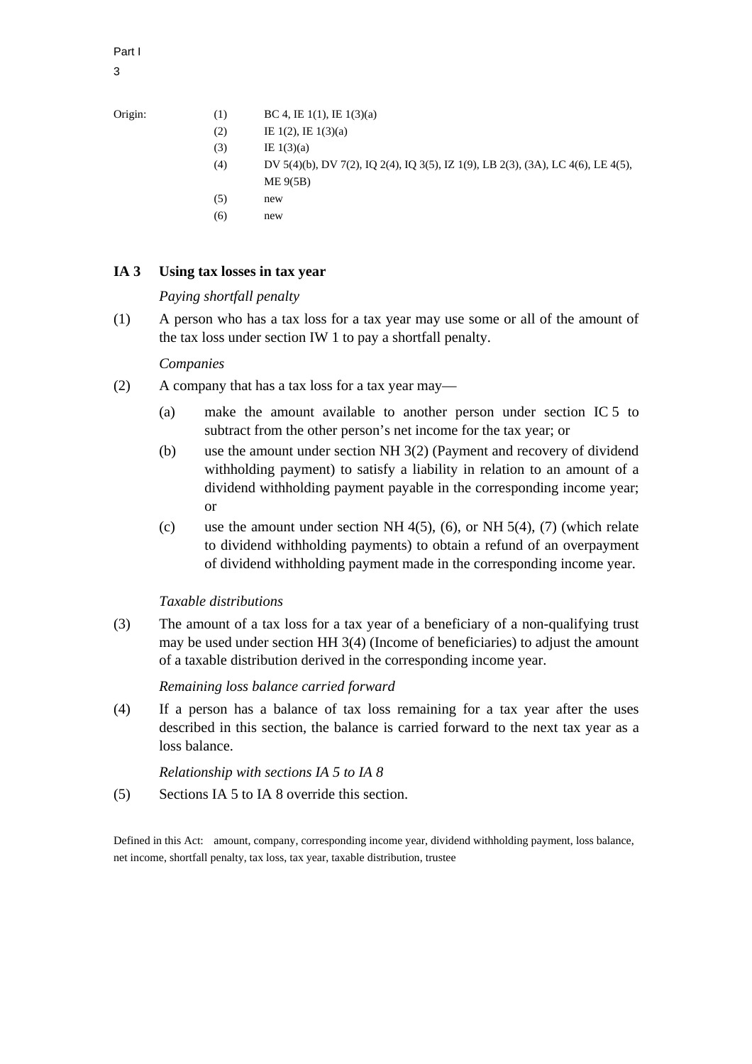| Origin: | | |
|---|---|---|
| | (1) | BC 4, IE 1(1), IE 1(3)(a) |
| | (2) | IE 1(2), IE 1(3)(a) |
| | (3) | IE 1(3)(a) |
| | (4) | DV 5(4)(b), DV 7(2), IQ 2(4), IQ 3(5), IZ 1(9), LB 2(3), (3A), LC 4(6), LE 4(5), ME 9(5B) |
| | (5) | new |
| | (6) | new |

## IA 3 Using tax losses in tax year

*Paying shortfall penalty*

(1) A person who has a tax loss for a tax year may use some or all of the amount of the tax loss under section IW 1 to pay a shortfall penalty.

*Companies*

(2) A company that has a tax loss for a tax year may—

- (a) make the amount available to another person under section IC 5 to subtract from the other person's net income for the tax year; or
- (b) use the amount under section NH 3(2) (Payment and recovery of dividend withholding payment) to satisfy a liability in relation to an amount of a dividend withholding payment payable in the corresponding income year; or
- (c) use the amount under section NH 4(5), (6), or NH 5(4), (7) (which relate to dividend withholding payments) to obtain a refund of an overpayment of dividend withholding payment made in the corresponding income year.

*Taxable distributions*

(3) The amount of a tax loss for a tax year of a beneficiary of a non-qualifying trust may be used under section HH 3(4) (Income of beneficiaries) to adjust the amount of a taxable distribution derived in the corresponding income year.

*Remaining loss balance carried forward*

(4) If a person has a balance of tax loss remaining for a tax year after the uses described in this section, the balance is carried forward to the next tax year as a loss balance.

*Relationship with sections IA 5 to IA 8*

(5) Sections IA 5 to IA 8 override this section.

Defined in this Act: amount, company, corresponding income year, dividend withholding payment, loss balance, net income, shortfall penalty, tax loss, tax year, taxable distribution, trustee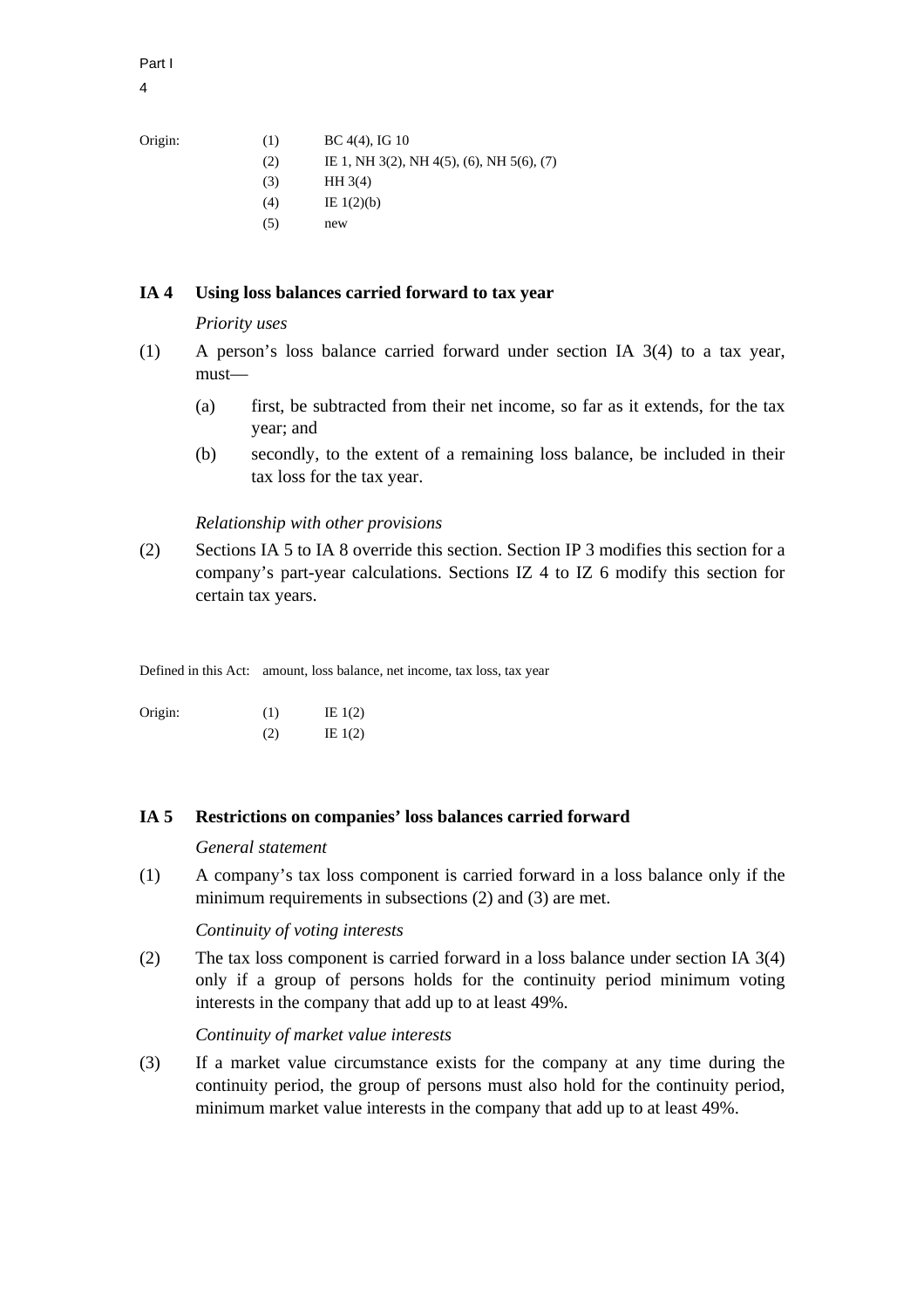Origin:

| | |
|---|---|
| (1) | BC 4(4), IG 10 |
| (2) | IE 1, NH 3(2), NH 4(5), (6), NH 5(6), (7) |
| (3) | HH 3(4) |
| (4) | IE 1(2)(b) |
| (5) | new |

## IA 4 Using loss balances carried forward to tax year

*Priority uses*

(1) A person's loss balance carried forward under section IA 3(4) to a tax year, must—

- (a) first, be subtracted from their net income, so far as it extends, for the tax year; and
- (b) secondly, to the extent of a remaining loss balance, be included in their tax loss for the tax year.

*Relationship with other provisions*

(2) Sections IA 5 to IA 8 override this section. Section IP 3 modifies this section for a company's part-year calculations. Sections IZ 4 to IZ 6 modify this section for certain tax years.

Defined in this Act: amount, loss balance, net income, tax loss, tax year

Origin:

| | |
|---|---|
| (1) | IE 1(2) |
| (2) | IE 1(2) |

## IA 5 Restrictions on companies' loss balances carried forward

*General statement*

(1) A company's tax loss component is carried forward in a loss balance only if the minimum requirements in subsections (2) and (3) are met.

*Continuity of voting interests*

(2) The tax loss component is carried forward in a loss balance under section IA 3(4) only if a group of persons holds for the continuity period minimum voting interests in the company that add up to at least 49%.

*Continuity of market value interests*

(3) If a market value circumstance exists for the company at any time during the continuity period, the group of persons must also hold for the continuity period, minimum market value interests in the company that add up to at least 49%.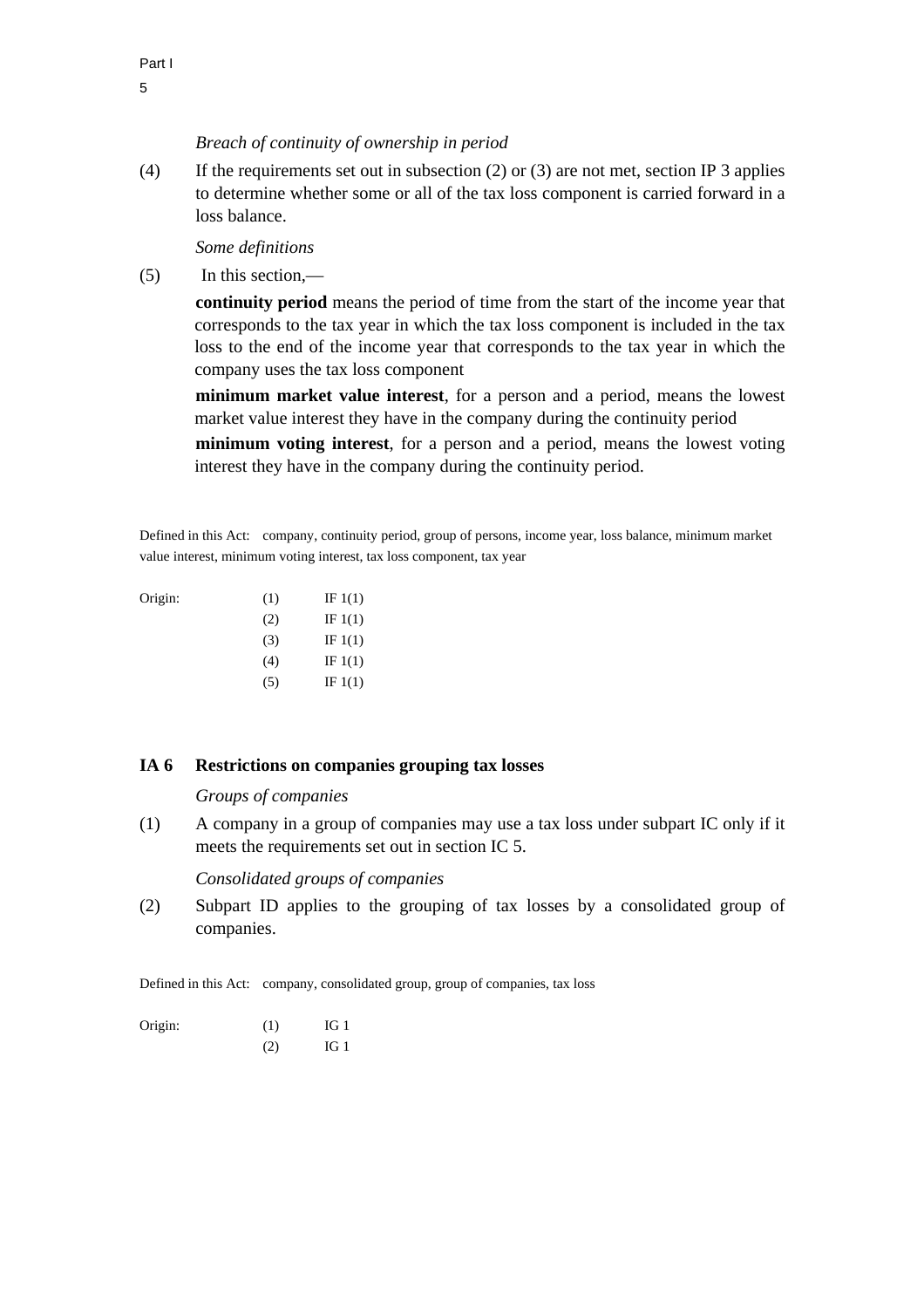*Breach of continuity of ownership in period*

(4) If the requirements set out in subsection (2) or (3) are not met, section IP 3 applies to determine whether some or all of the tax loss component is carried forward in a loss balance.

*Some definitions*

(5) In this section,—

**continuity period** means the period of time from the start of the income year that corresponds to the tax year in which the tax loss component is included in the tax loss to the end of the income year that corresponds to the tax year in which the company uses the tax loss component

**minimum market value interest**, for a person and a period, means the lowest market value interest they have in the company during the continuity period

**minimum voting interest**, for a person and a period, means the lowest voting interest they have in the company during the continuity period.

Defined in this Act: company, continuity period, group of persons, income year, loss balance, minimum market value interest, minimum voting interest, tax loss component, tax year

| Origin: | | |
|---|---|---|
| | (1) | IF 1(1) |
| | (2) | IF 1(1) |
| | (3) | IF 1(1) |
| | (4) | IF 1(1) |
| | (5) | IF 1(1) |

## IA 6 Restrictions on companies grouping tax losses

*Groups of companies*

(1) A company in a group of companies may use a tax loss under subpart IC only if it meets the requirements set out in section IC 5.

*Consolidated groups of companies*

(2) Subpart ID applies to the grouping of tax losses by a consolidated group of companies.

Defined in this Act: company, consolidated group, group of companies, tax loss

| Origin: | | |
|---|---|---|
| | (1) | IG 1 |
| | (2) | IG 1 |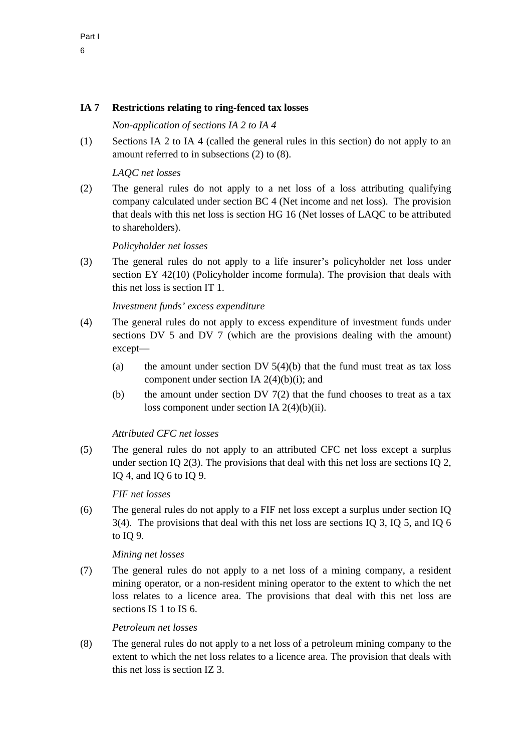## IA 7 Restrictions relating to ring-fenced tax losses

*Non-application of sections IA 2 to IA 4*

(1) Sections IA 2 to IA 4 (called the general rules in this section) do not apply to an amount referred to in subsections (2) to (8).

*LAQC net losses*

(2) The general rules do not apply to a net loss of a loss attributing qualifying company calculated under section BC 4 (Net income and net loss). The provision that deals with this net loss is section HG 16 (Net losses of LAQC to be attributed to shareholders).

*Policyholder net losses*

(3) The general rules do not apply to a life insurer's policyholder net loss under section EY 42(10) (Policyholder income formula). The provision that deals with this net loss is section IT 1.

*Investment funds' excess expenditure*

(4) The general rules do not apply to excess expenditure of investment funds under sections DV 5 and DV 7 (which are the provisions dealing with the amount) except—

- (a) the amount under section DV 5(4)(b) that the fund must treat as tax loss component under section IA 2(4)(b)(i); and
- (b) the amount under section DV 7(2) that the fund chooses to treat as a tax loss component under section IA 2(4)(b)(ii).

*Attributed CFC net losses*

(5) The general rules do not apply to an attributed CFC net loss except a surplus under section IQ 2(3). The provisions that deal with this net loss are sections IQ 2, IQ 4, and IQ 6 to IQ 9.

*FIF net losses*

(6) The general rules do not apply to a FIF net loss except a surplus under section IQ 3(4). The provisions that deal with this net loss are sections IQ 3, IQ 5, and IQ 6 to IQ 9.

*Mining net losses*

(7) The general rules do not apply to a net loss of a mining company, a resident mining operator, or a non-resident mining operator to the extent to which the net loss relates to a licence area. The provisions that deal with this net loss are sections IS 1 to IS 6.

*Petroleum net losses*

(8) The general rules do not apply to a net loss of a petroleum mining company to the extent to which the net loss relates to a licence area. The provision that deals with this net loss is section IZ 3.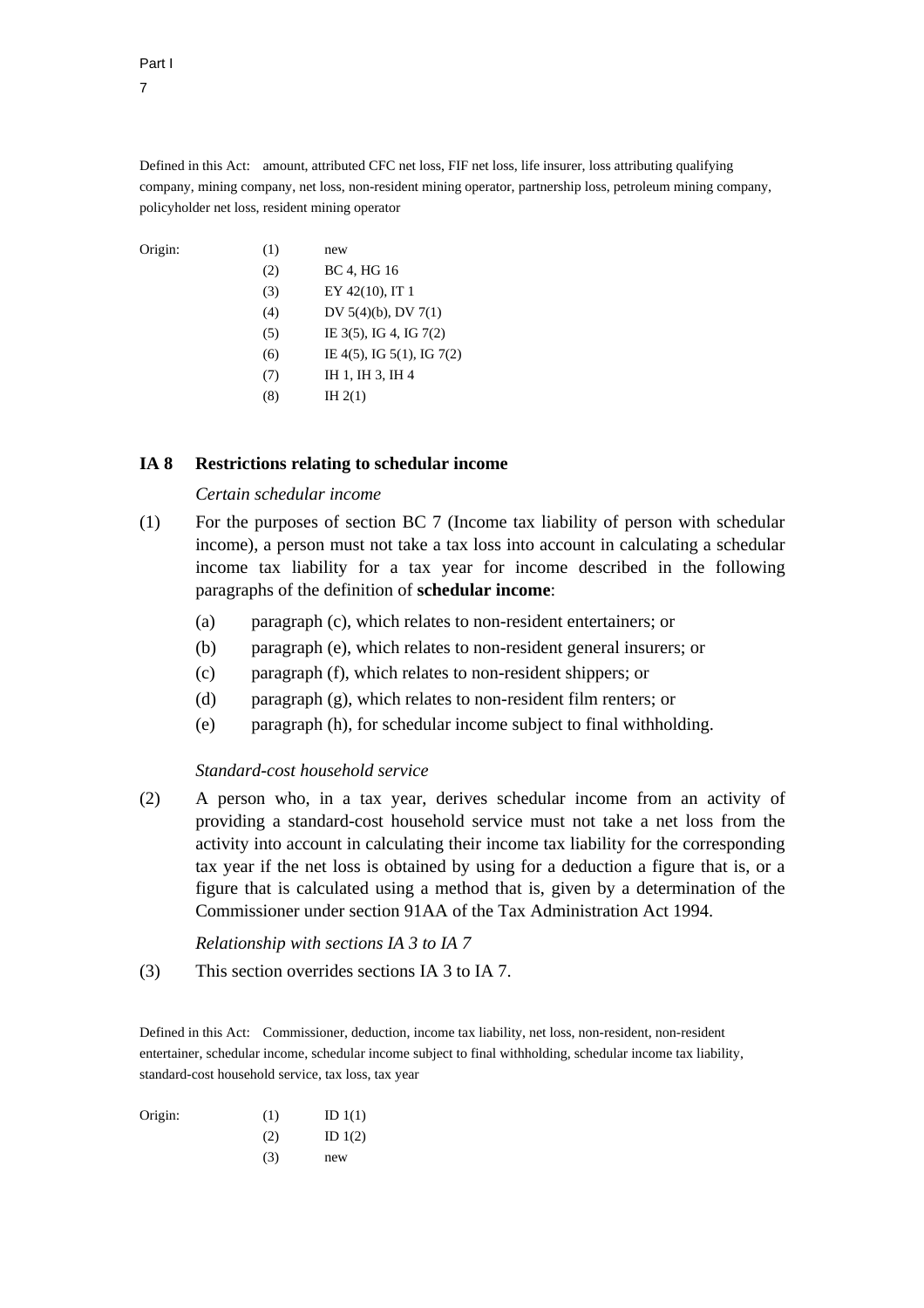Defined in this Act: amount, attributed CFC net loss, FIF net loss, life insurer, loss attributing qualifying company, mining company, net loss, non-resident mining operator, partnership loss, petroleum mining company, policyholder net loss, resident mining operator

| Origin: | | |
|---|---|---|
| | (1) | new |
| | (2) | BC 4, HG 16 |
| | (3) | EY 42(10), IT 1 |
| | (4) | DV 5(4)(b), DV 7(1) |
| | (5) | IE 3(5), IG 4, IG 7(2) |
| | (6) | IE 4(5), IG 5(1), IG 7(2) |
| | (7) | IH 1, IH 3, IH 4 |
| | (8) | IH 2(1) |

## IA 8 Restrictions relating to schedular income

*Certain schedular income*

(1) For the purposes of section BC 7 (Income tax liability of person with schedular income), a person must not take a tax loss into account in calculating a schedular income tax liability for a tax year for income described in the following paragraphs of the definition of **schedular income**:

- (a) paragraph (c), which relates to non-resident entertainers; or
- (b) paragraph (e), which relates to non-resident general insurers; or
- (c) paragraph (f), which relates to non-resident shippers; or
- (d) paragraph (g), which relates to non-resident film renters; or
- (e) paragraph (h), for schedular income subject to final withholding.

*Standard-cost household service*

(2) A person who, in a tax year, derives schedular income from an activity of providing a standard-cost household service must not take a net loss from the activity into account in calculating their income tax liability for the corresponding tax year if the net loss is obtained by using for a deduction a figure that is, or a figure that is calculated using a method that is, given by a determination of the Commissioner under section 91AA of the Tax Administration Act 1994.

*Relationship with sections IA 3 to IA 7*

(3) This section overrides sections IA 3 to IA 7.

Defined in this Act: Commissioner, deduction, income tax liability, net loss, non-resident, non-resident entertainer, schedular income, schedular income subject to final withholding, schedular income tax liability, standard-cost household service, tax loss, tax year

| Origin: | | |
|---|---|---|
| | (1) | ID 1(1) |
| | (2) | ID 1(2) |
| | (3) | new |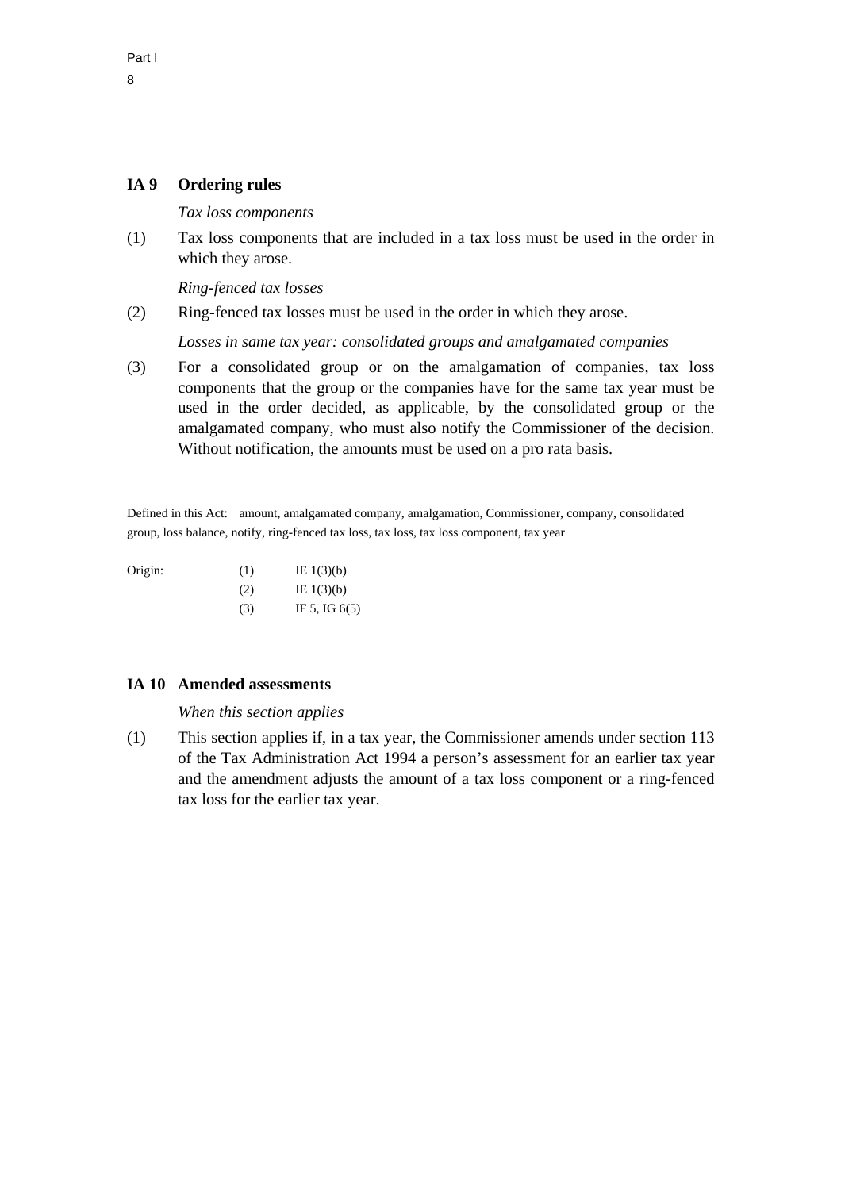## IA 9 Ordering rules

*Tax loss components*

(1) Tax loss components that are included in a tax loss must be used in the order in which they arose.

*Ring-fenced tax losses*

(2) Ring-fenced tax losses must be used in the order in which they arose.

*Losses in same tax year: consolidated groups and amalgamated companies*

(3) For a consolidated group or on the amalgamation of companies, tax loss components that the group or the companies have for the same tax year must be used in the order decided, as applicable, by the consolidated group or the amalgamated company, who must also notify the Commissioner of the decision. Without notification, the amounts must be used on a pro rata basis.

Defined in this Act: amount, amalgamated company, amalgamation, Commissioner, company, consolidated group, loss balance, notify, ring-fenced tax loss, tax loss, tax loss component, tax year

| Origin: | | |
|---|---|---|
| | (1) | IE 1(3)(b) |
| | (2) | IE 1(3)(b) |
| | (3) | IF 5, IG 6(5) |

## IA 10 Amended assessments

*When this section applies*

(1) This section applies if, in a tax year, the Commissioner amends under section 113 of the Tax Administration Act 1994 a person's assessment for an earlier tax year and the amendment adjusts the amount of a tax loss component or a ring-fenced tax loss for the earlier tax year.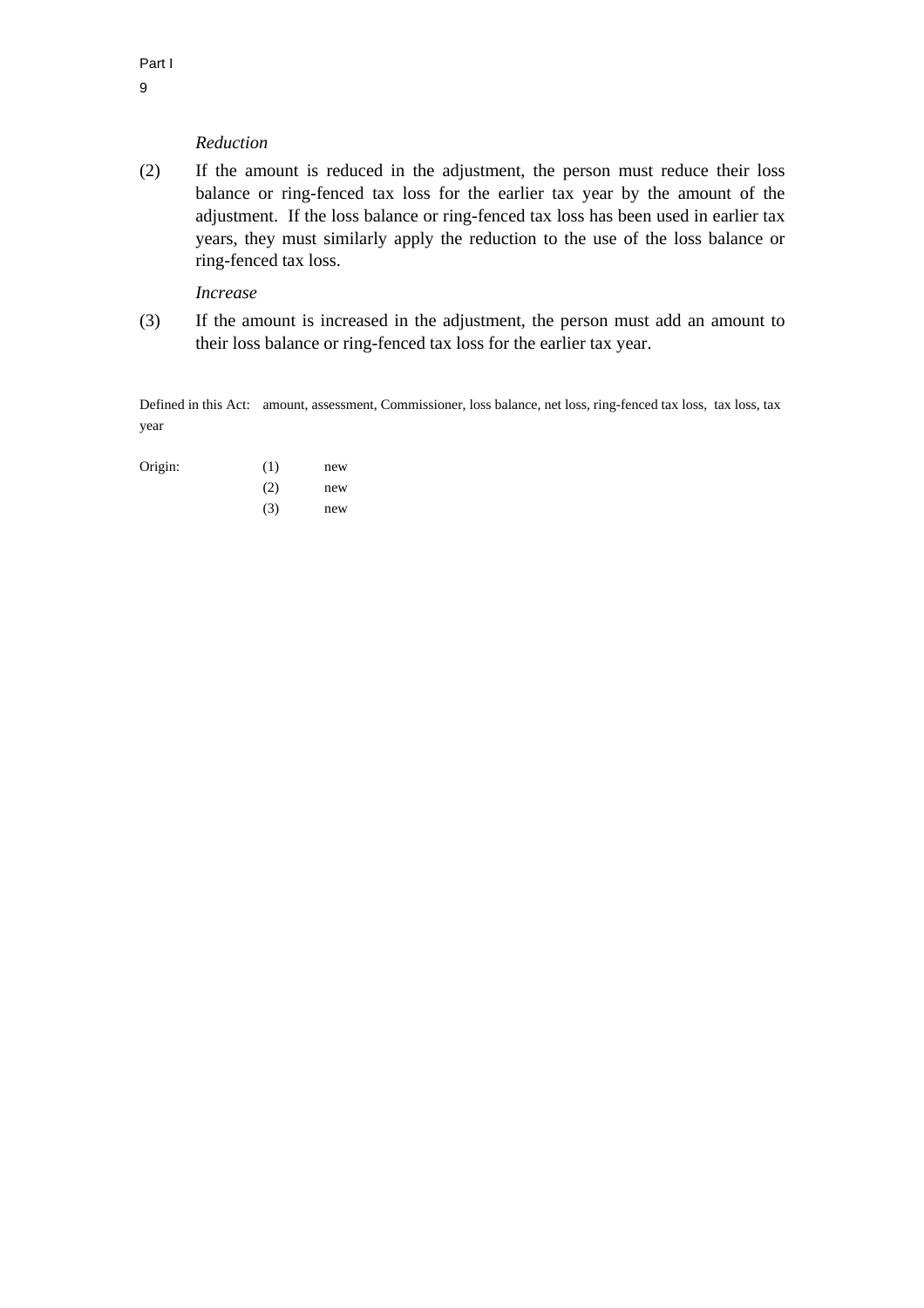*Reduction*

(2) If the amount is reduced in the adjustment, the person must reduce their loss balance or ring-fenced tax loss for the earlier tax year by the amount of the adjustment. If the loss balance or ring-fenced tax loss has been used in earlier tax years, they must similarly apply the reduction to the use of the loss balance or ring-fenced tax loss.

*Increase*

(3) If the amount is increased in the adjustment, the person must add an amount to their loss balance or ring-fenced tax loss for the earlier tax year.

Defined in this Act: amount, assessment, Commissioner, loss balance, net loss, ring-fenced tax loss, tax loss, tax year

| Origin: | (1) | new |
| --- | --- | --- |
| | (2) | new |
| | (3) | new |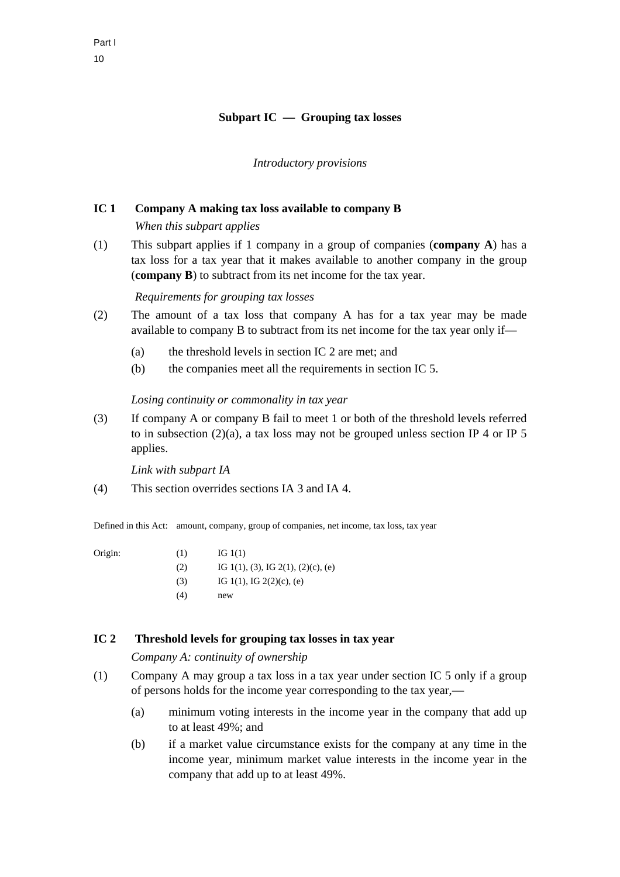## Subpart IC — Grouping tax losses

*Introductory provisions*

### IC 1 Company A making tax loss available to company B

*When this subpart applies*

(1) This subpart applies if 1 company in a group of companies (**company A**) has a tax loss for a tax year that it makes available to another company in the group (**company B**) to subtract from its net income for the tax year.

*Requirements for grouping tax losses*

(2) The amount of a tax loss that company A has for a tax year may be made available to company B to subtract from its net income for the tax year only if—

- (a) the threshold levels in section IC 2 are met; and
- (b) the companies meet all the requirements in section IC 5.

*Losing continuity or commonality in tax year*

(3) If company A or company B fail to meet 1 or both of the threshold levels referred to in subsection (2)(a), a tax loss may not be grouped unless section IP 4 or IP 5 applies.

*Link with subpart IA*

(4) This section overrides sections IA 3 and IA 4.

Defined in this Act: amount, company, group of companies, net income, tax loss, tax year

| Origin: | | |
|---|---|---|
| | (1) | IG 1(1) |
| | (2) | IG 1(1), (3), IG 2(1), (2)(c), (e) |
| | (3) | IG 1(1), IG 2(2)(c), (e) |
| | (4) | new |

### IC 2 Threshold levels for grouping tax losses in tax year

*Company A: continuity of ownership*

(1) Company A may group a tax loss in a tax year under section IC 5 only if a group of persons holds for the income year corresponding to the tax year,—

- (a) minimum voting interests in the income year in the company that add up to at least 49%; and
- (b) if a market value circumstance exists for the company at any time in the income year, minimum market value interests in the income year in the company that add up to at least 49%.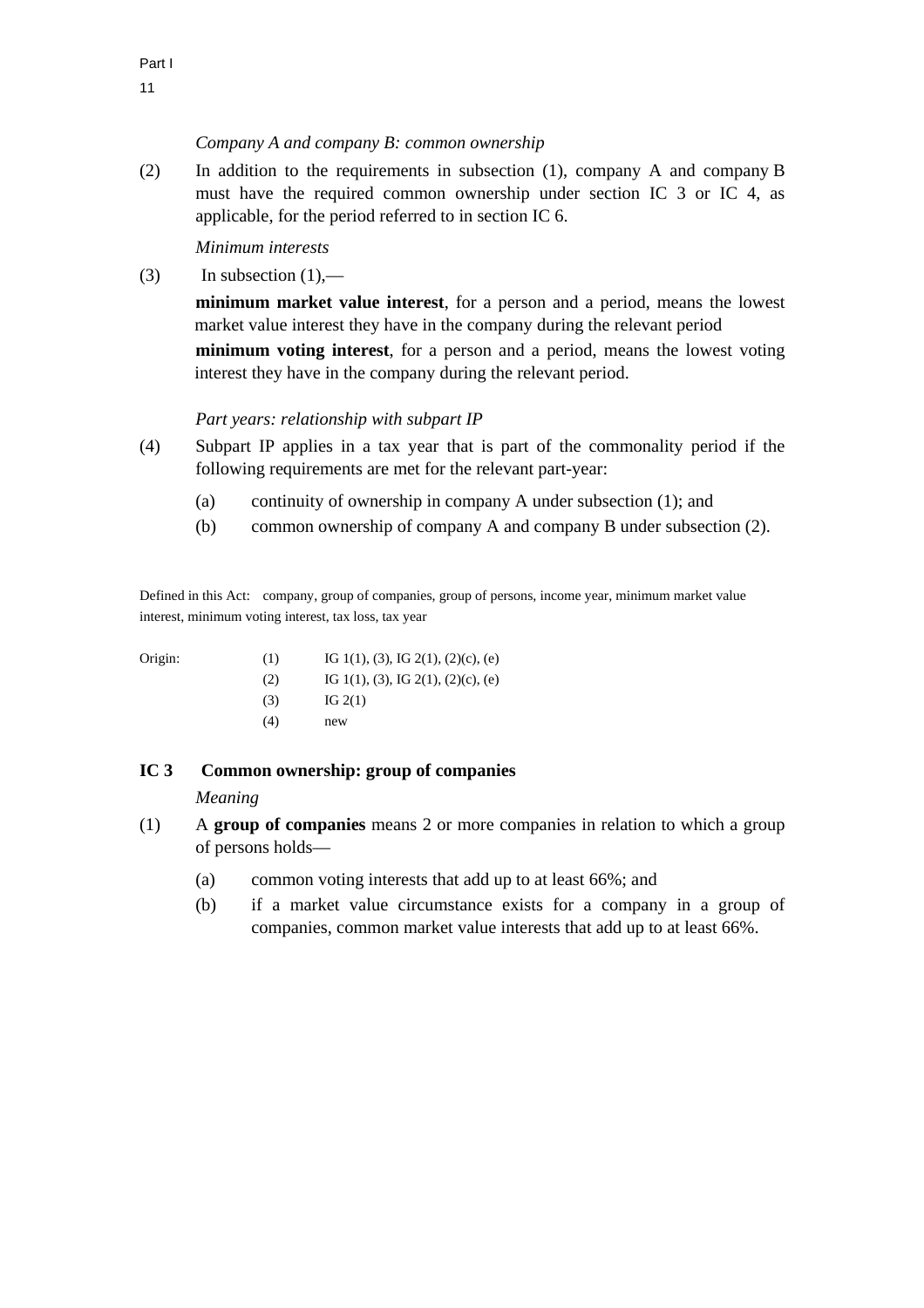*Company A and company B: common ownership*

(2) In addition to the requirements in subsection (1), company A and company B must have the required common ownership under section IC 3 or IC 4, as applicable, for the period referred to in section IC 6.

*Minimum interests*

(3) In subsection (1),—

**minimum market value interest**, for a person and a period, means the lowest market value interest they have in the company during the relevant period

**minimum voting interest**, for a person and a period, means the lowest voting interest they have in the company during the relevant period.

*Part years: relationship with subpart IP*

(4) Subpart IP applies in a tax year that is part of the commonality period if the following requirements are met for the relevant part-year:

- (a) continuity of ownership in company A under subsection (1); and
- (b) common ownership of company A and company B under subsection (2).

Defined in this Act: company, group of companies, group of persons, income year, minimum market value interest, minimum voting interest, tax loss, tax year

| Origin: | | |
|---|---|---|
| | (1) | IG 1(1), (3), IG 2(1), (2)(c), (e) |
| | (2) | IG 1(1), (3), IG 2(1), (2)(c), (e) |
| | (3) | IG 2(1) |
| | (4) | new |

### IC 3 Common ownership: group of companies

*Meaning*

(1) A **group of companies** means 2 or more companies in relation to which a group of persons holds—

- (a) common voting interests that add up to at least 66%; and
- (b) if a market value circumstance exists for a company in a group of companies, common market value interests that add up to at least 66%.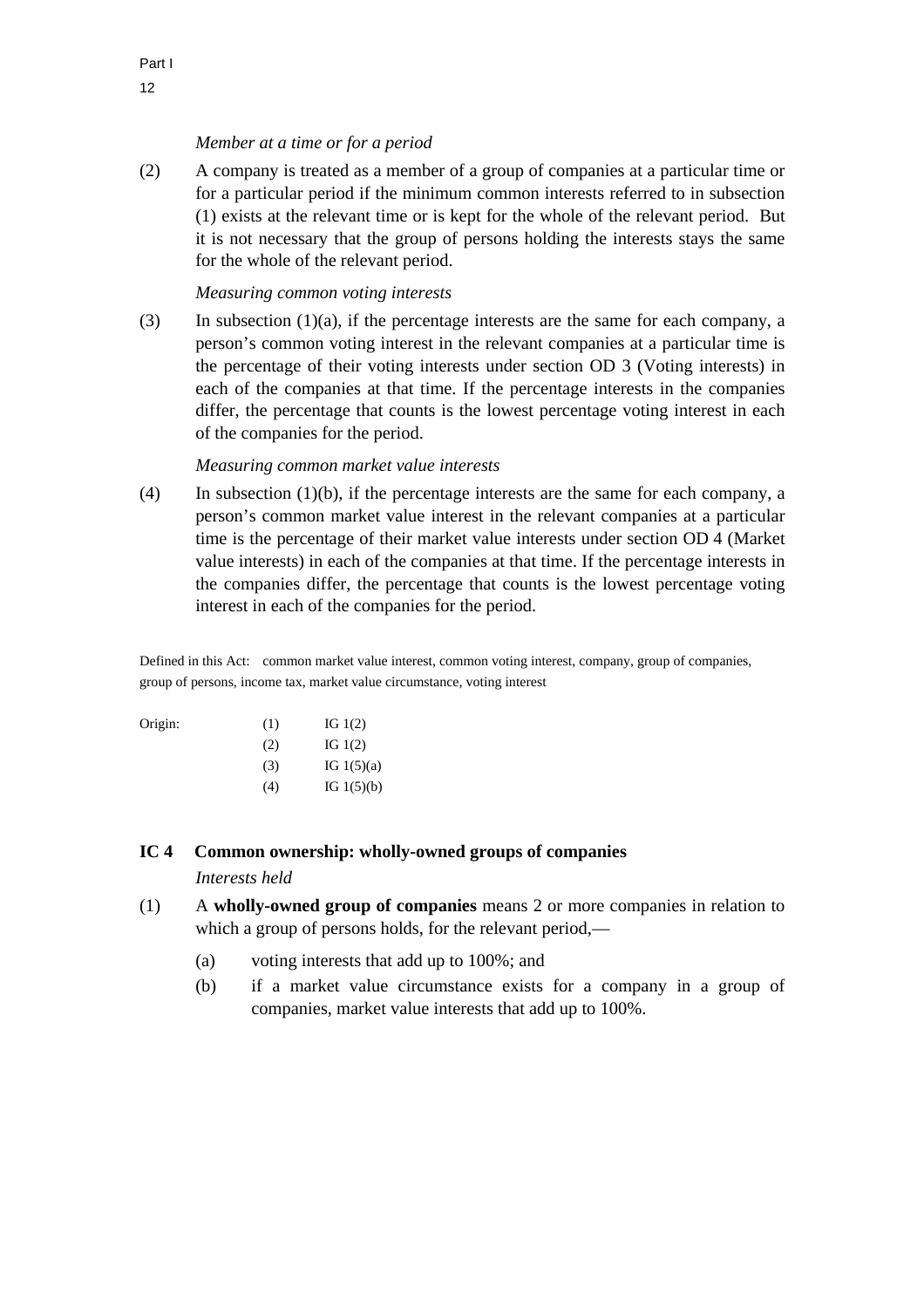*Member at a time or for a period*

(2) A company is treated as a member of a group of companies at a particular time or for a particular period if the minimum common interests referred to in subsection (1) exists at the relevant time or is kept for the whole of the relevant period. But it is not necessary that the group of persons holding the interests stays the same for the whole of the relevant period.

*Measuring common voting interests*

(3) In subsection (1)(a), if the percentage interests are the same for each company, a person's common voting interest in the relevant companies at a particular time is the percentage of their voting interests under section OD 3 (Voting interests) in each of the companies at that time. If the percentage interests in the companies differ, the percentage that counts is the lowest percentage voting interest in each of the companies for the period.

*Measuring common market value interests*

(4) In subsection (1)(b), if the percentage interests are the same for each company, a person's common market value interest in the relevant companies at a particular time is the percentage of their market value interests under section OD 4 (Market value interests) in each of the companies at that time. If the percentage interests in the companies differ, the percentage that counts is the lowest percentage voting interest in each of the companies for the period.

Defined in this Act: common market value interest, common voting interest, company, group of companies, group of persons, income tax, market value circumstance, voting interest

| Origin: | (1) | IG 1(2) |
|---|---|---|
| | (2) | IG 1(2) |
| | (3) | IG 1(5)(a) |
| | (4) | IG 1(5)(b) |

## IC 4 Common ownership: wholly-owned groups of companies

*Interests held*

(1) A **wholly-owned group of companies** means 2 or more companies in relation to which a group of persons holds, for the relevant period,—

(a) voting interests that add up to 100%; and

(b) if a market value circumstance exists for a company in a group of companies, market value interests that add up to 100%.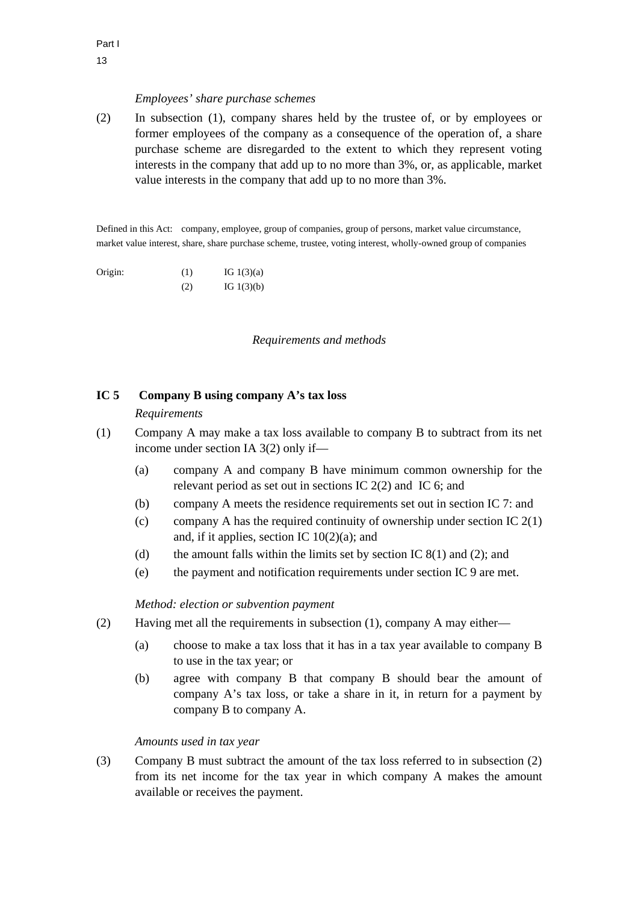*Employees' share purchase schemes*

(2) In subsection (1), company shares held by the trustee of, or by employees or former employees of the company as a consequence of the operation of, a share purchase scheme are disregarded to the extent to which they represent voting interests in the company that add up to no more than 3%, or, as applicable, market value interests in the company that add up to no more than 3%.

Defined in this Act: company, employee, group of companies, group of persons, market value circumstance, market value interest, share, share purchase scheme, trustee, voting interest, wholly-owned group of companies

| Origin: | (1) | IG 1(3)(a) |
|---|---|---|
| | (2) | IG 1(3)(b) |

*Requirements and methods*

## IC 5 Company B using company A's tax loss

*Requirements*

(1) Company A may make a tax loss available to company B to subtract from its net income under section IA 3(2) only if—

- (a) company A and company B have minimum common ownership for the relevant period as set out in sections IC 2(2) and IC 6; and
- (b) company A meets the residence requirements set out in section IC 7: and
- (c) company A has the required continuity of ownership under section IC 2(1) and, if it applies, section IC 10(2)(a); and
- (d) the amount falls within the limits set by section IC 8(1) and (2); and
- (e) the payment and notification requirements under section IC 9 are met.

*Method: election or subvention payment*

(2) Having met all the requirements in subsection (1), company A may either—

- (a) choose to make a tax loss that it has in a tax year available to company B to use in the tax year; or
- (b) agree with company B that company B should bear the amount of company A's tax loss, or take a share in it, in return for a payment by company B to company A.

*Amounts used in tax year*

(3) Company B must subtract the amount of the tax loss referred to in subsection (2) from its net income for the tax year in which company A makes the amount available or receives the payment.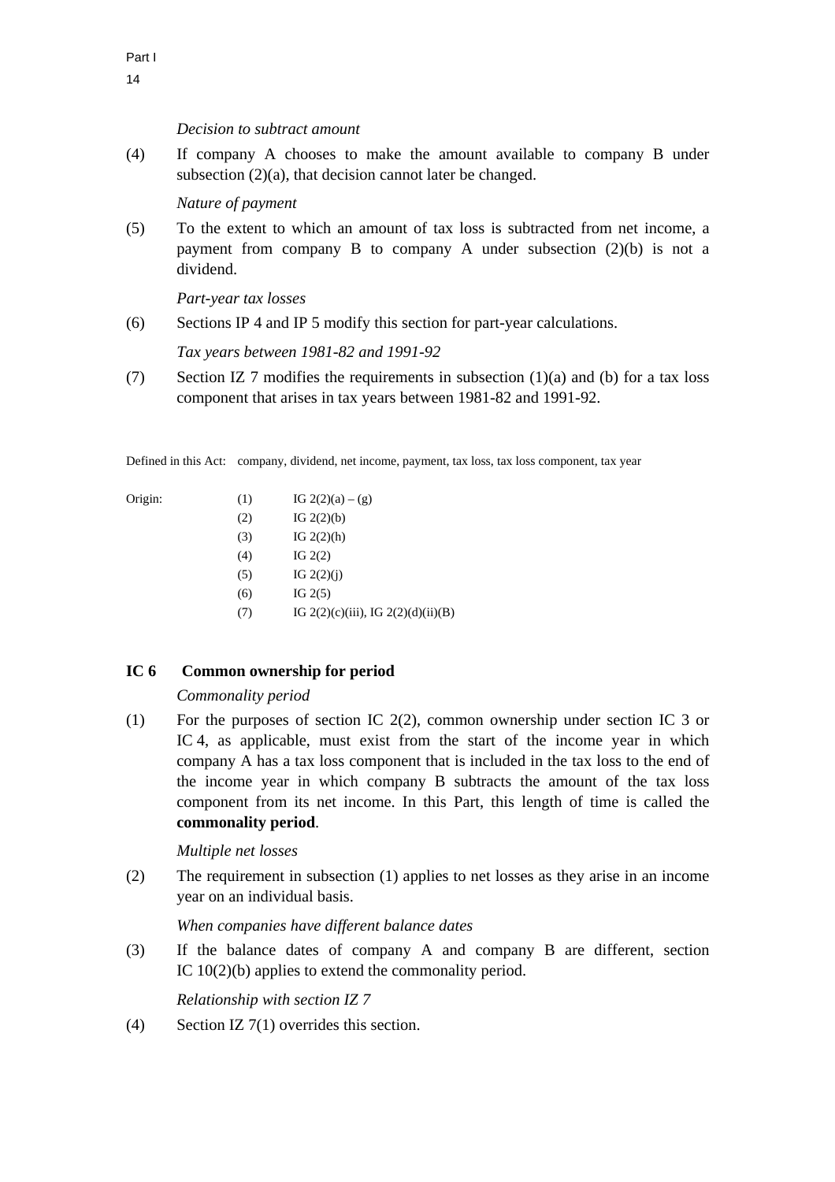*Decision to subtract amount*

(4) If company A chooses to make the amount available to company B under subsection (2)(a), that decision cannot later be changed.

*Nature of payment*

(5) To the extent to which an amount of tax loss is subtracted from net income, a payment from company B to company A under subsection (2)(b) is not a dividend.

*Part-year tax losses*

(6) Sections IP 4 and IP 5 modify this section for part-year calculations.

*Tax years between 1981-82 and 1991-92*

(7) Section IZ 7 modifies the requirements in subsection (1)(a) and (b) for a tax loss component that arises in tax years between 1981-82 and 1991-92.

Defined in this Act: company, dividend, net income, payment, tax loss, tax loss component, tax year

| Origin: | | |
|---|---|---|
| | (1) | IG 2(2)(a) – (g) |
| | (2) | IG 2(2)(b) |
| | (3) | IG 2(2)(h) |
| | (4) | IG 2(2) |
| | (5) | IG 2(2)(j) |
| | (6) | IG 2(5) |
| | (7) | IG 2(2)(c)(iii), IG 2(2)(d)(ii)(B) |

## IC 6 Common ownership for period

*Commonality period*

(1) For the purposes of section IC 2(2), common ownership under section IC 3 or IC 4, as applicable, must exist from the start of the income year in which company A has a tax loss component that is included in the tax loss to the end of the income year in which company B subtracts the amount of the tax loss component from its net income. In this Part, this length of time is called the **commonality period**.

*Multiple net losses*

(2) The requirement in subsection (1) applies to net losses as they arise in an income year on an individual basis.

*When companies have different balance dates*

(3) If the balance dates of company A and company B are different, section IC 10(2)(b) applies to extend the commonality period.

*Relationship with section IZ 7*

(4) Section IZ 7(1) overrides this section.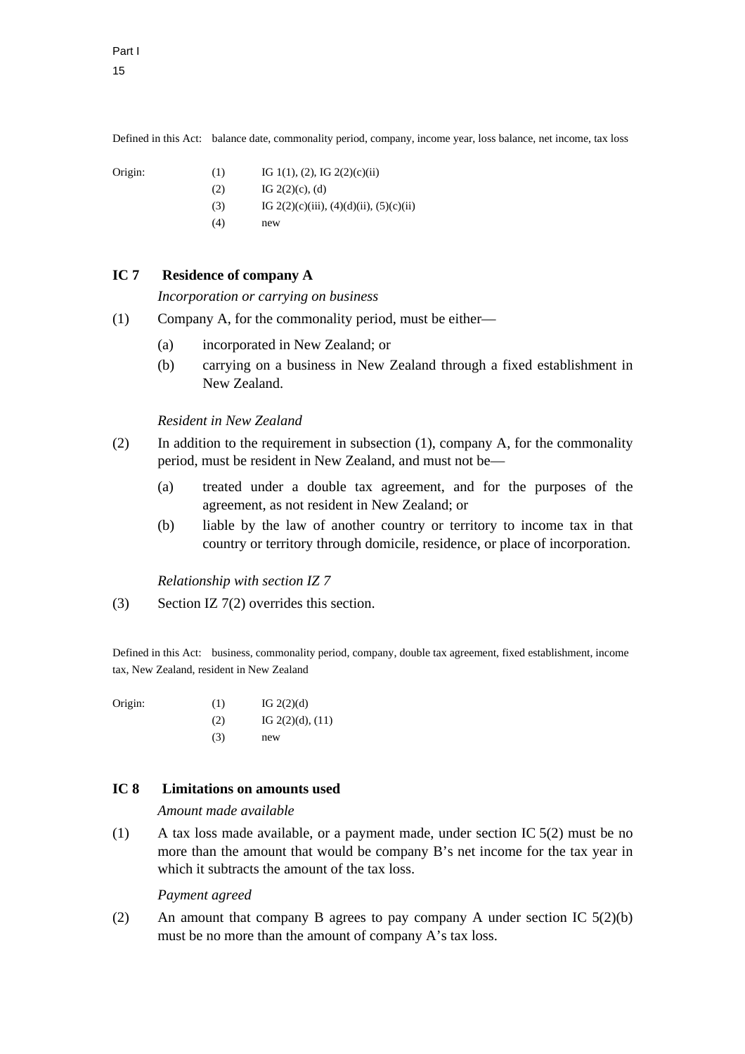Defined in this Act: balance date, commonality period, company, income year, loss balance, net income, tax loss

| Origin: | | |
|---|---|---|
| | (1) | IG 1(1), (2), IG 2(2)(c)(ii) |
| | (2) | IG 2(2)(c), (d) |
| | (3) | IG 2(2)(c)(iii), (4)(d)(ii), (5)(c)(ii) |
| | (4) | new |

## IC 7 Residence of company A

*Incorporation or carrying on business*

(1) Company A, for the commonality period, must be either—

- (a) incorporated in New Zealand; or
- (b) carrying on a business in New Zealand through a fixed establishment in New Zealand.

*Resident in New Zealand*

(2) In addition to the requirement in subsection (1), company A, for the commonality period, must be resident in New Zealand, and must not be—

- (a) treated under a double tax agreement, and for the purposes of the agreement, as not resident in New Zealand; or
- (b) liable by the law of another country or territory to income tax in that country or territory through domicile, residence, or place of incorporation.

*Relationship with section IZ 7*

(3) Section IZ 7(2) overrides this section.

Defined in this Act: business, commonality period, company, double tax agreement, fixed establishment, income tax, New Zealand, resident in New Zealand

| Origin: | | |
|---|---|---|
| | (1) | IG 2(2)(d) |
| | (2) | IG 2(2)(d), (11) |
| | (3) | new |

## IC 8 Limitations on amounts used

*Amount made available*

(1) A tax loss made available, or a payment made, under section IC 5(2) must be no more than the amount that would be company B's net income for the tax year in which it subtracts the amount of the tax loss.

*Payment agreed*

(2) An amount that company B agrees to pay company A under section IC 5(2)(b) must be no more than the amount of company A's tax loss.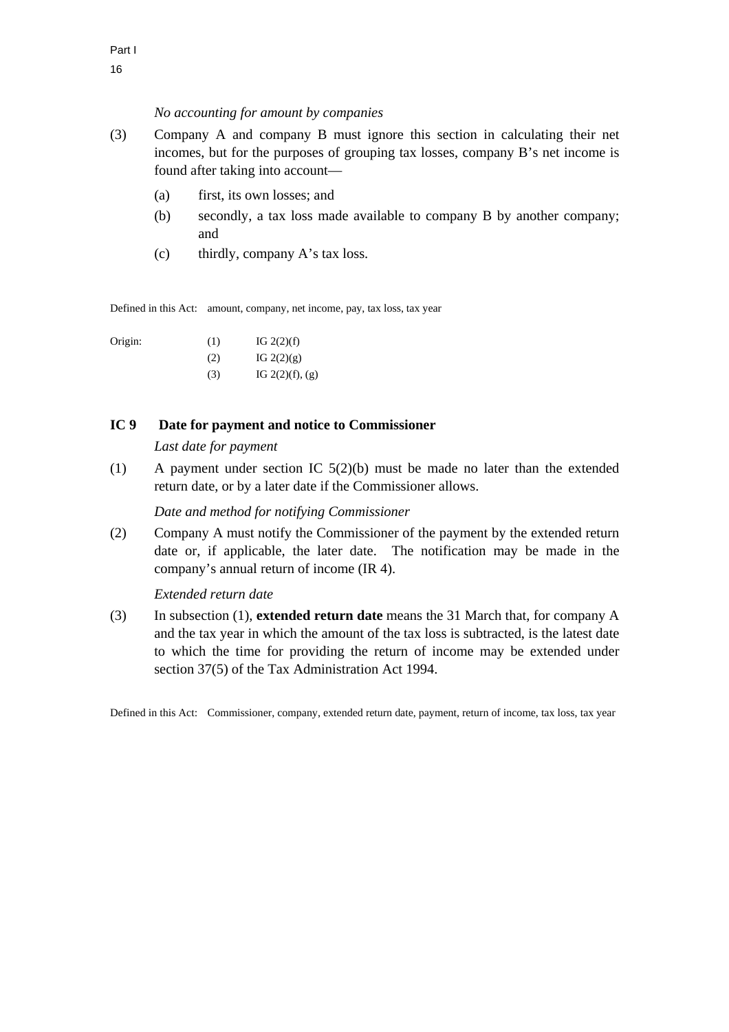*No accounting for amount by companies*

(3) Company A and company B must ignore this section in calculating their net incomes, but for the purposes of grouping tax losses, company B's net income is found after taking into account—

(a) first, its own losses; and

(b) secondly, a tax loss made available to company B by another company; and

(c) thirdly, company A's tax loss.

Defined in this Act: amount, company, net income, pay, tax loss, tax year

| Origin: | (1) | IG 2(2)(f) |
|---|---|---|
| | (2) | IG 2(2)(g) |
| | (3) | IG 2(2)(f), (g) |

## IC 9 Date for payment and notice to Commissioner

*Last date for payment*

(1) A payment under section IC 5(2)(b) must be made no later than the extended return date, or by a later date if the Commissioner allows.

*Date and method for notifying Commissioner*

(2) Company A must notify the Commissioner of the payment by the extended return date or, if applicable, the later date. The notification may be made in the company's annual return of income (IR 4).

*Extended return date*

(3) In subsection (1), **extended return date** means the 31 March that, for company A and the tax year in which the amount of the tax loss is subtracted, is the latest date to which the time for providing the return of income may be extended under section 37(5) of the Tax Administration Act 1994.

Defined in this Act: Commissioner, company, extended return date, payment, return of income, tax loss, tax year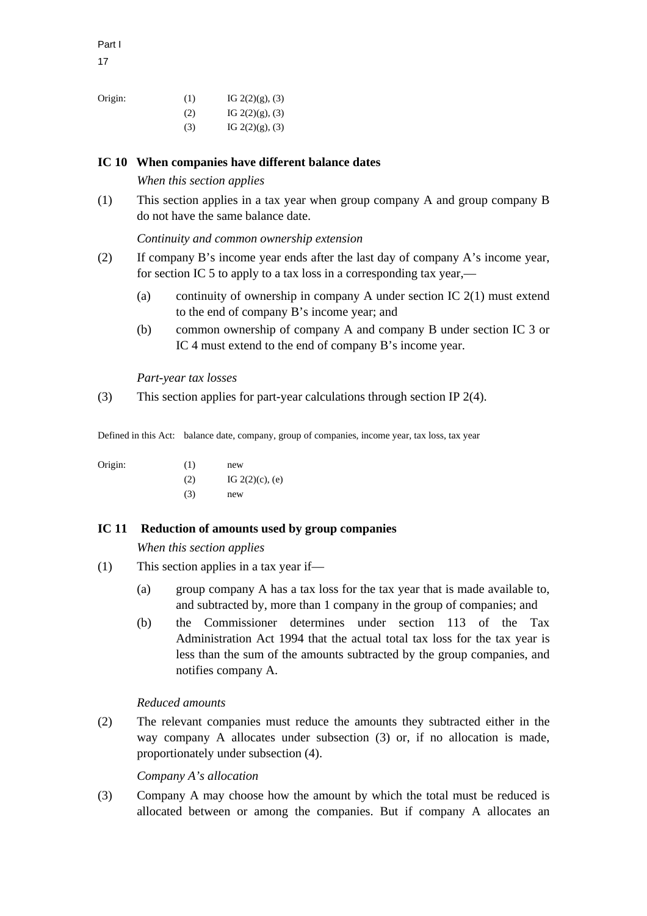| Origin: | (1) | IG 2(2)(g), (3) |
|---|---|---|
| | (2) | IG 2(2)(g), (3) |
| | (3) | IG 2(2)(g), (3) |

## IC 10 When companies have different balance dates

*When this section applies*

(1) This section applies in a tax year when group company A and group company B do not have the same balance date.

*Continuity and common ownership extension*

(2) If company B's income year ends after the last day of company A's income year, for section IC 5 to apply to a tax loss in a corresponding tax year,—

- (a) continuity of ownership in company A under section IC 2(1) must extend to the end of company B's income year; and
- (b) common ownership of company A and company B under section IC 3 or IC 4 must extend to the end of company B's income year.

*Part-year tax losses*

(3) This section applies for part-year calculations through section IP 2(4).

Defined in this Act: balance date, company, group of companies, income year, tax loss, tax year

| Origin: | (1) | new |
|---|---|---|
| | (2) | IG 2(2)(c), (e) |
| | (3) | new |

## IC 11 Reduction of amounts used by group companies

*When this section applies*

(1) This section applies in a tax year if—

- (a) group company A has a tax loss for the tax year that is made available to, and subtracted by, more than 1 company in the group of companies; and
- (b) the Commissioner determines under section 113 of the Tax Administration Act 1994 that the actual total tax loss for the tax year is less than the sum of the amounts subtracted by the group companies, and notifies company A.

*Reduced amounts*

(2) The relevant companies must reduce the amounts they subtracted either in the way company A allocates under subsection (3) or, if no allocation is made, proportionately under subsection (4).

*Company A's allocation*

(3) Company A may choose how the amount by which the total must be reduced is allocated between or among the companies. But if company A allocates an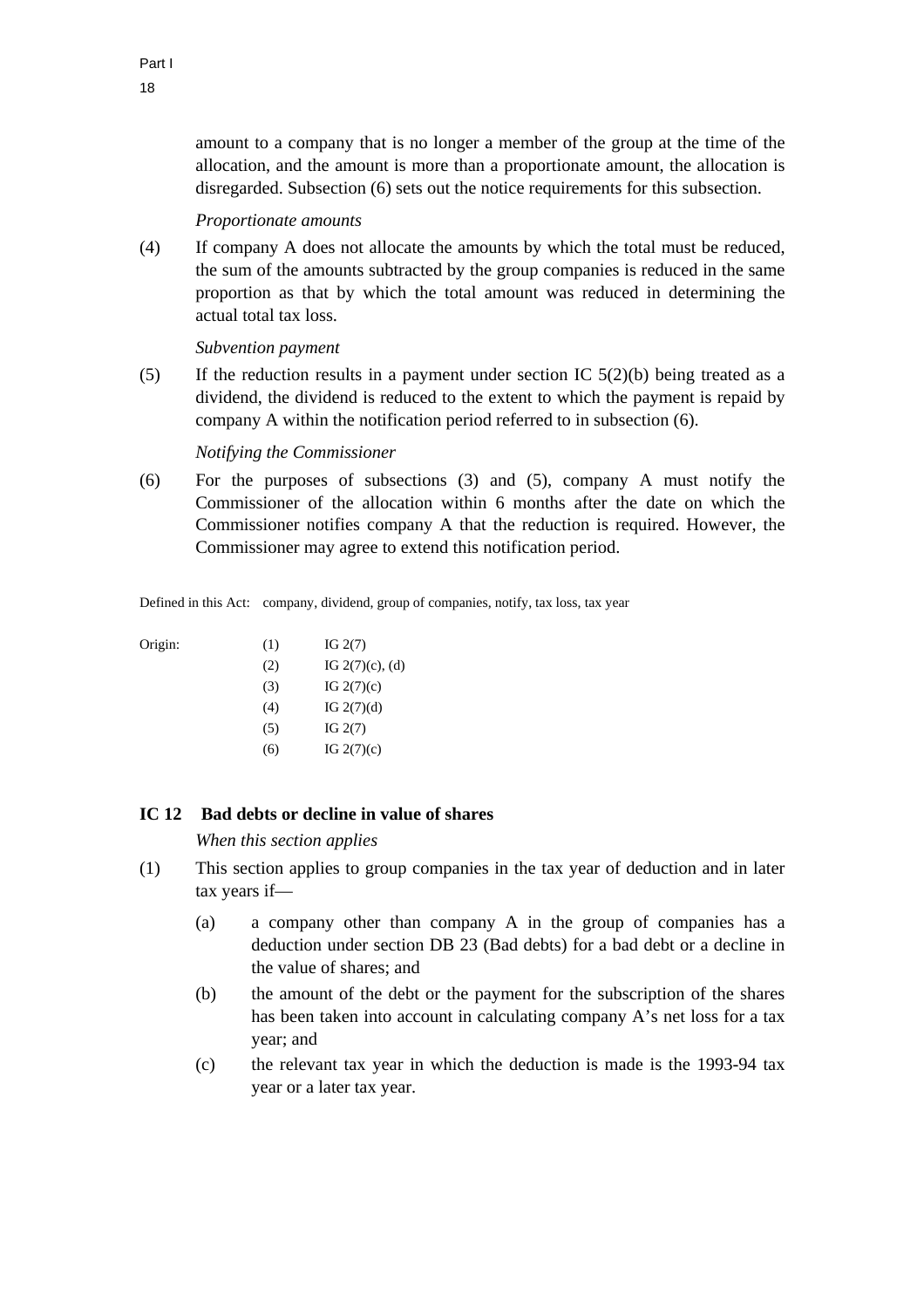amount to a company that is no longer a member of the group at the time of the allocation, and the amount is more than a proportionate amount, the allocation is disregarded. Subsection (6) sets out the notice requirements for this subsection.

*Proportionate amounts*

(4) If company A does not allocate the amounts by which the total must be reduced, the sum of the amounts subtracted by the group companies is reduced in the same proportion as that by which the total amount was reduced in determining the actual total tax loss.

*Subvention payment*

(5) If the reduction results in a payment under section IC 5(2)(b) being treated as a dividend, the dividend is reduced to the extent to which the payment is repaid by company A within the notification period referred to in subsection (6).

*Notifying the Commissioner*

(6) For the purposes of subsections (3) and (5), company A must notify the Commissioner of the allocation within 6 months after the date on which the Commissioner notifies company A that the reduction is required. However, the Commissioner may agree to extend this notification period.

Defined in this Act: company, dividend, group of companies, notify, tax loss, tax year

| Origin: | | |
|---|---|---|
| | (1) | IG 2(7) |
| | (2) | IG 2(7)(c), (d) |
| | (3) | IG 2(7)(c) |
| | (4) | IG 2(7)(d) |
| | (5) | IG 2(7) |
| | (6) | IG 2(7)(c) |

### IC 12 Bad debts or decline in value of shares

*When this section applies*

(1) This section applies to group companies in the tax year of deduction and in later tax years if—

   (a) a company other than company A in the group of companies has a deduction under section DB 23 (Bad debts) for a bad debt or a decline in the value of shares; and

   (b) the amount of the debt or the payment for the subscription of the shares has been taken into account in calculating company A's net loss for a tax year; and

   (c) the relevant tax year in which the deduction is made is the 1993-94 tax year or a later tax year.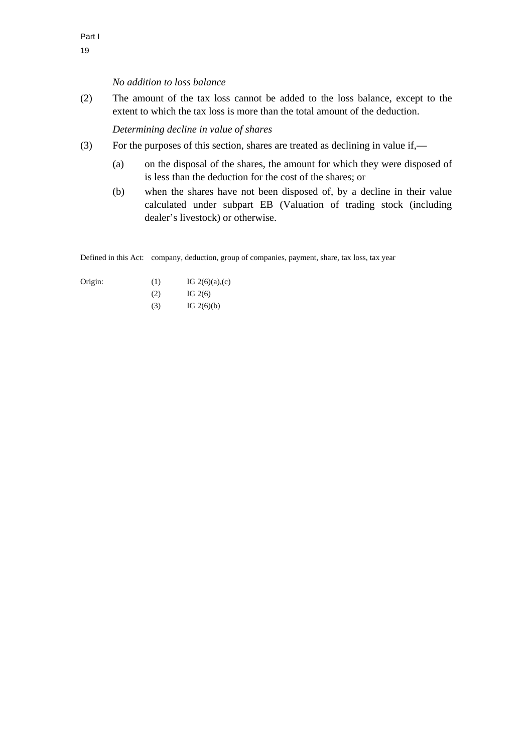*No addition to loss balance*

(2) The amount of the tax loss cannot be added to the loss balance, except to the extent to which the tax loss is more than the total amount of the deduction.

*Determining decline in value of shares*

(3) For the purposes of this section, shares are treated as declining in value if,—

(a) on the disposal of the shares, the amount for which they were disposed of is less than the deduction for the cost of the shares; or

(b) when the shares have not been disposed of, by a decline in their value calculated under subpart EB (Valuation of trading stock (including dealer's livestock) or otherwise.

Defined in this Act: company, deduction, group of companies, payment, share, tax loss, tax year

| Origin: | | |
|---|---|---|
| | (1) | IG 2(6)(a),(c) |
| | (2) | IG 2(6) |
| | (3) | IG 2(6)(b) |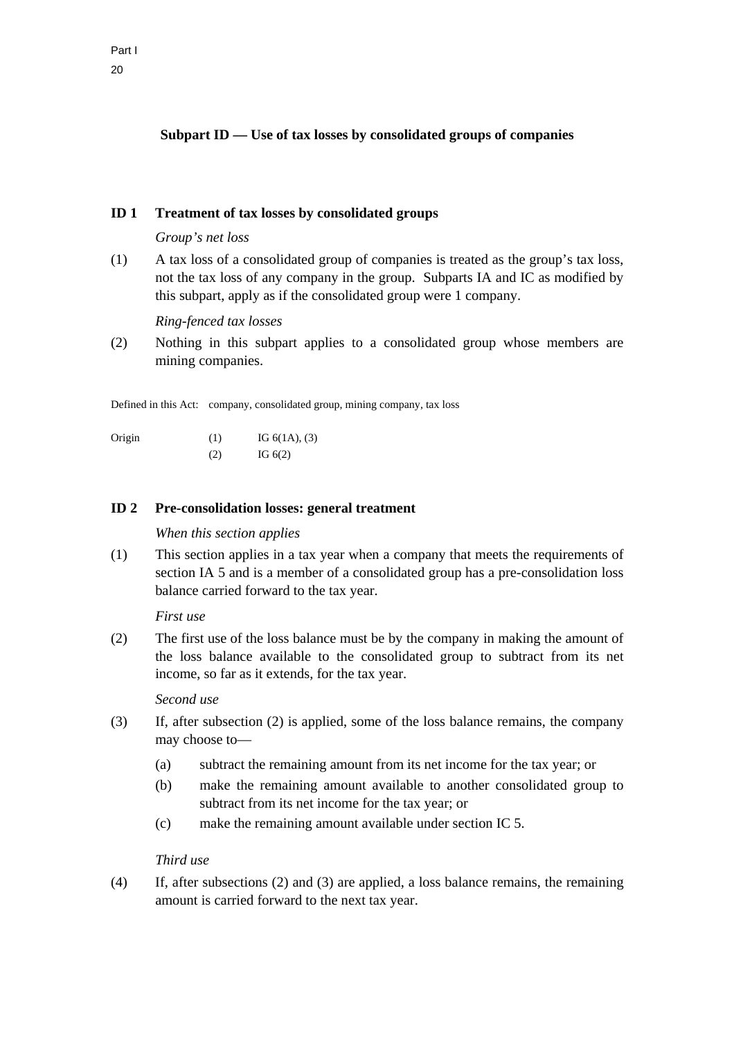## Subpart ID — Use of tax losses by consolidated groups of companies

### ID 1 Treatment of tax losses by consolidated groups

*Group's net loss*

(1) A tax loss of a consolidated group of companies is treated as the group's tax loss, not the tax loss of any company in the group. Subparts IA and IC as modified by this subpart, apply as if the consolidated group were 1 company.

*Ring-fenced tax losses*

(2) Nothing in this subpart applies to a consolidated group whose members are mining companies.

Defined in this Act: company, consolidated group, mining company, tax loss

| Origin | (1) | IG 6(1A), (3) |
|---|---|---|
| | (2) | IG 6(2) |

### ID 2 Pre-consolidation losses: general treatment

*When this section applies*

(1) This section applies in a tax year when a company that meets the requirements of section IA 5 and is a member of a consolidated group has a pre-consolidation loss balance carried forward to the tax year.

*First use*

(2) The first use of the loss balance must be by the company in making the amount of the loss balance available to the consolidated group to subtract from its net income, so far as it extends, for the tax year.

*Second use*

(3) If, after subsection (2) is applied, some of the loss balance remains, the company may choose to—

- (a) subtract the remaining amount from its net income for the tax year; or
- (b) make the remaining amount available to another consolidated group to subtract from its net income for the tax year; or
- (c) make the remaining amount available under section IC 5.

*Third use*

(4) If, after subsections (2) and (3) are applied, a loss balance remains, the remaining amount is carried forward to the next tax year.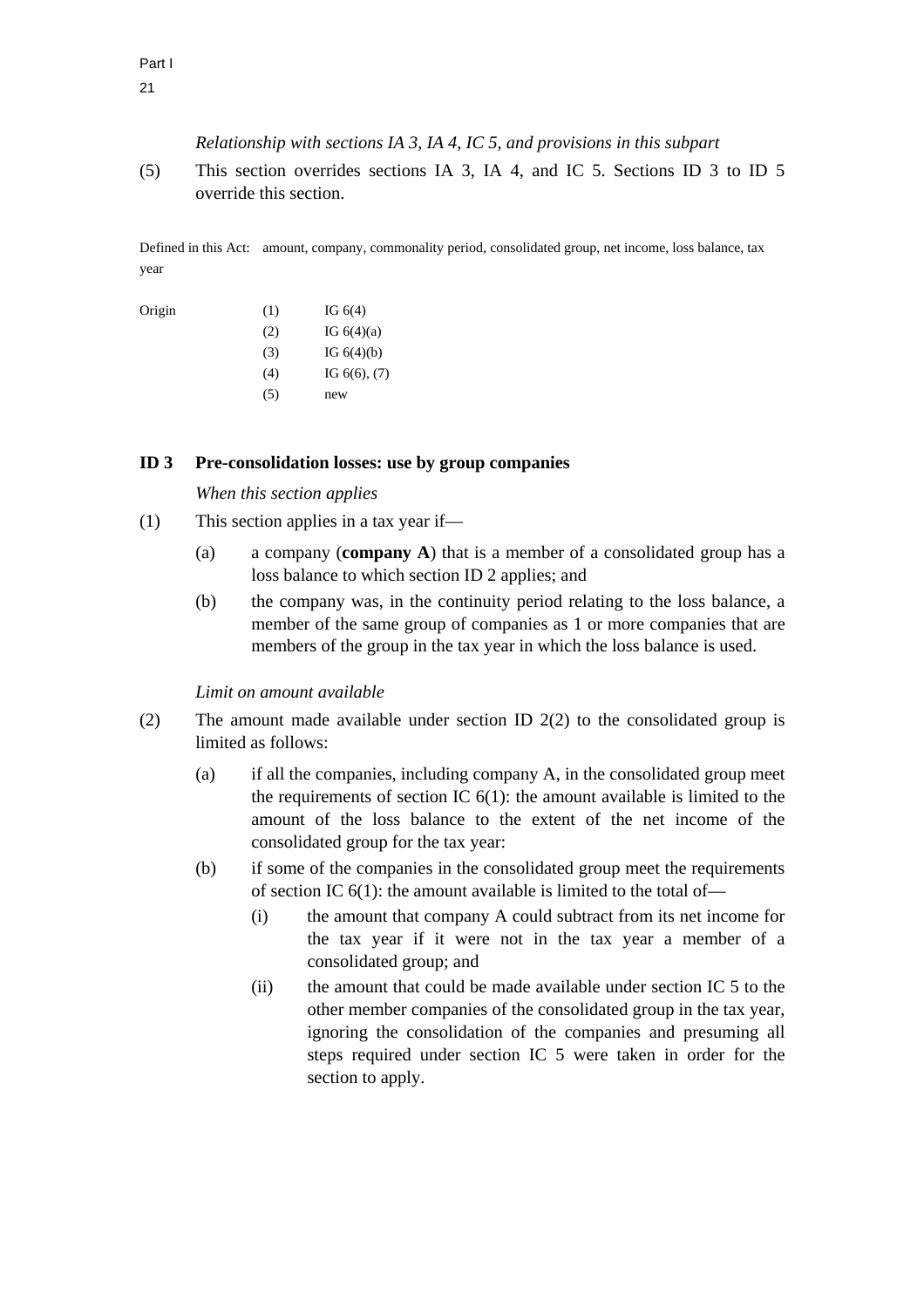*Relationship with sections IA 3, IA 4, IC 5, and provisions in this subpart*

(5) This section overrides sections IA 3, IA 4, and IC 5. Sections ID 3 to ID 5 override this section.

Defined in this Act: amount, company, commonality period, consolidated group, net income, loss balance, tax year

| Origin | | |
|---|---|---|
| | (1) | IG 6(4) |
| | (2) | IG 6(4)(a) |
| | (3) | IG 6(4)(b) |
| | (4) | IG 6(6), (7) |
| | (5) | new |

## ID 3 Pre-consolidation losses: use by group companies

*When this section applies*

(1) This section applies in a tax year if—

- (a) a company (**company A**) that is a member of a consolidated group has a loss balance to which section ID 2 applies; and
- (b) the company was, in the continuity period relating to the loss balance, a member of the same group of companies as 1 or more companies that are members of the group in the tax year in which the loss balance is used.

*Limit on amount available*

(2) The amount made available under section ID 2(2) to the consolidated group is limited as follows:

- (a) if all the companies, including company A, in the consolidated group meet the requirements of section IC 6(1): the amount available is limited to the amount of the loss balance to the extent of the net income of the consolidated group for the tax year:
- (b) if some of the companies in the consolidated group meet the requirements of section IC 6(1): the amount available is limited to the total of—
  - (i) the amount that company A could subtract from its net income for the tax year if it were not in the tax year a member of a consolidated group; and
  - (ii) the amount that could be made available under section IC 5 to the other member companies of the consolidated group in the tax year, ignoring the consolidation of the companies and presuming all steps required under section IC 5 were taken in order for the section to apply.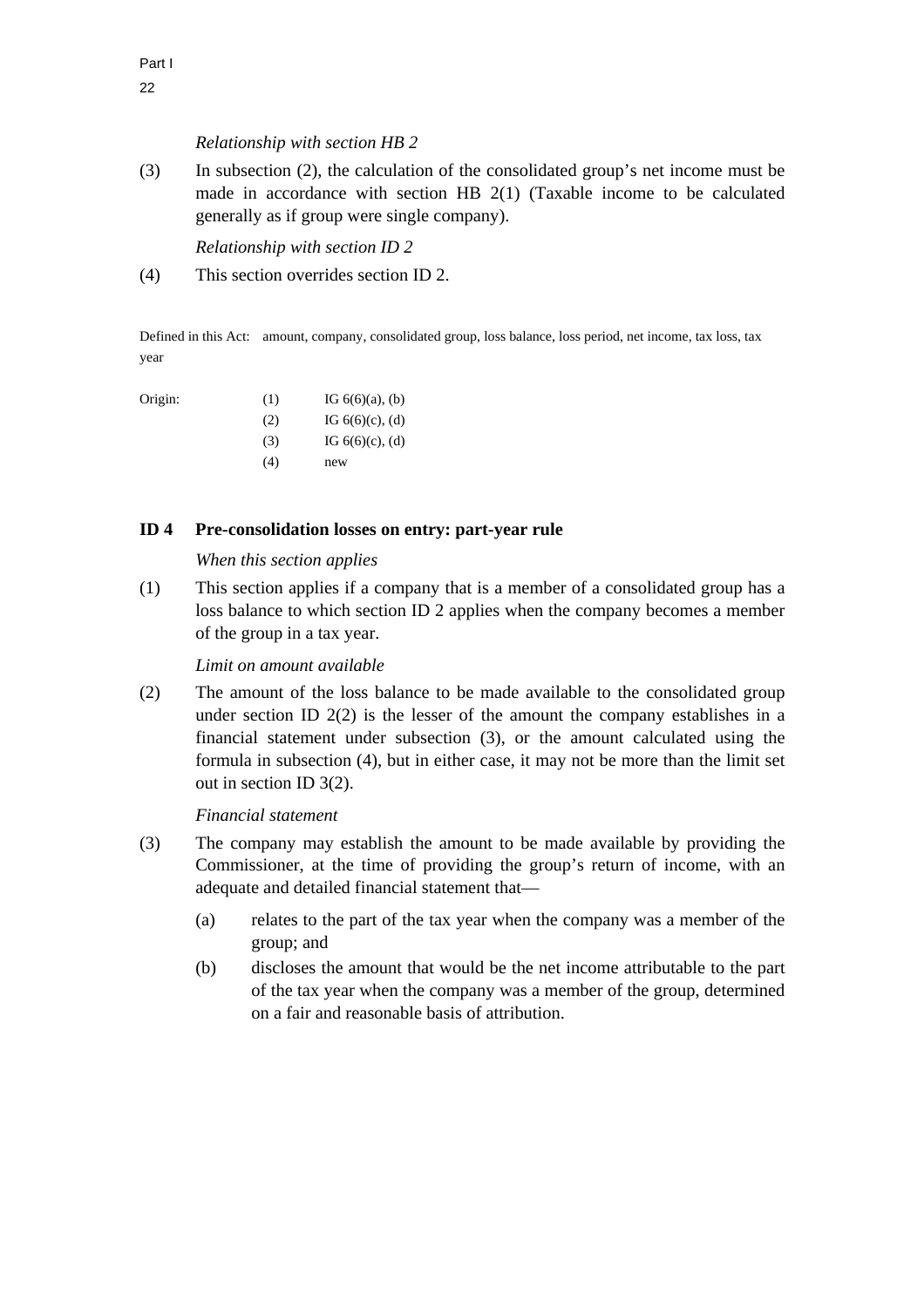*Relationship with section HB 2*

(3) In subsection (2), the calculation of the consolidated group's net income must be made in accordance with section HB 2(1) (Taxable income to be calculated generally as if group were single company).

*Relationship with section ID 2*

(4) This section overrides section ID 2.

Defined in this Act: amount, company, consolidated group, loss balance, loss period, net income, tax loss, tax year

| Origin: | | |
|---|---|---|
| | (1) | IG 6(6)(a), (b) |
| | (2) | IG 6(6)(c), (d) |
| | (3) | IG 6(6)(c), (d) |
| | (4) | new |

## ID 4 Pre-consolidation losses on entry: part-year rule

*When this section applies*

(1) This section applies if a company that is a member of a consolidated group has a loss balance to which section ID 2 applies when the company becomes a member of the group in a tax year.

*Limit on amount available*

(2) The amount of the loss balance to be made available to the consolidated group under section ID 2(2) is the lesser of the amount the company establishes in a financial statement under subsection (3), or the amount calculated using the formula in subsection (4), but in either case, it may not be more than the limit set out in section ID 3(2).

*Financial statement*

(3) The company may establish the amount to be made available by providing the Commissioner, at the time of providing the group's return of income, with an adequate and detailed financial statement that—

- (a) relates to the part of the tax year when the company was a member of the group; and
- (b) discloses the amount that would be the net income attributable to the part of the tax year when the company was a member of the group, determined on a fair and reasonable basis of attribution.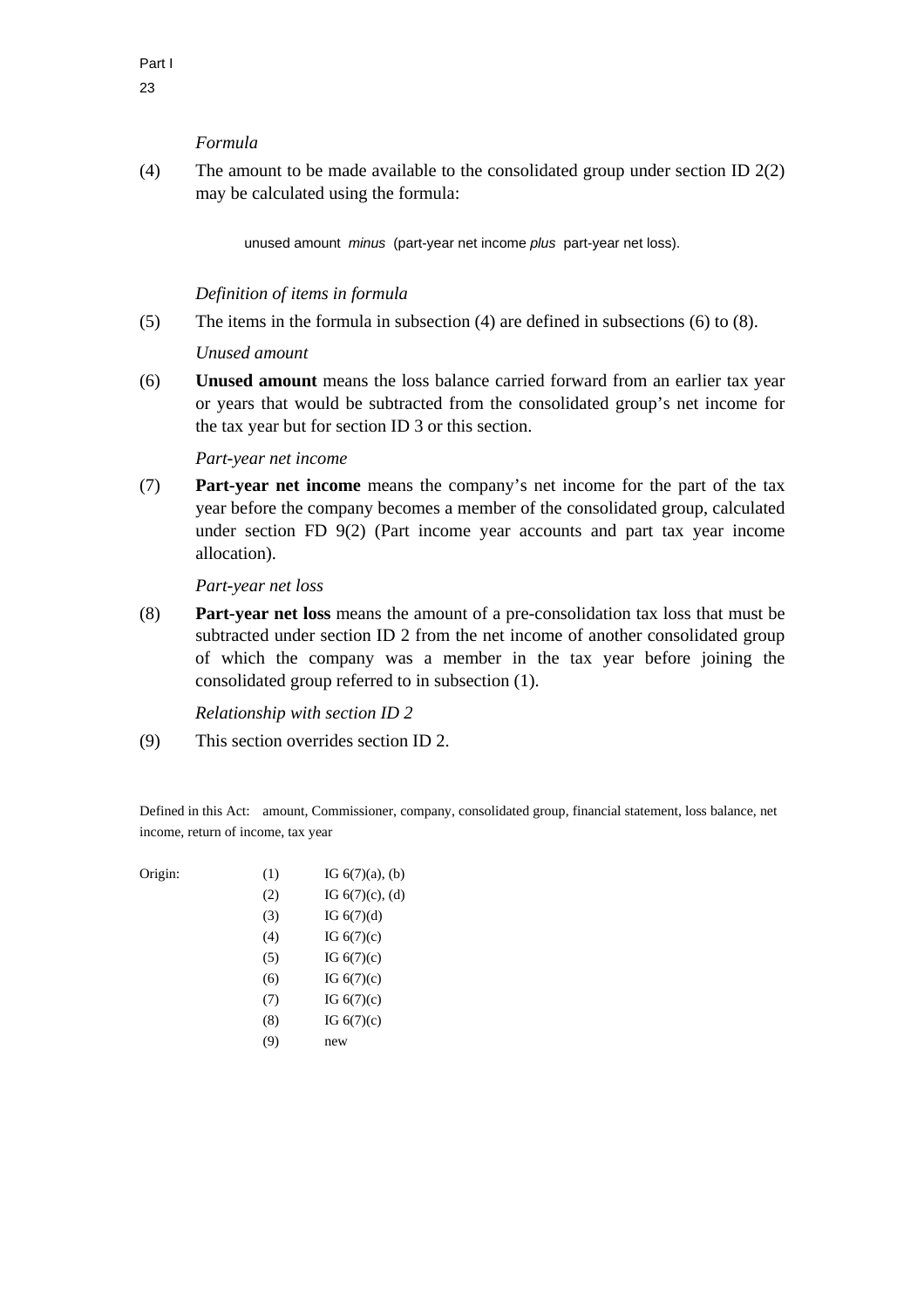*Formula*

(4) The amount to be made available to the consolidated group under section ID 2(2) may be calculated using the formula:

unused amount *minus* (part-year net income *plus* part-year net loss).

*Definition of items in formula*

(5) The items in the formula in subsection (4) are defined in subsections (6) to (8).

*Unused amount*

(6) **Unused amount** means the loss balance carried forward from an earlier tax year or years that would be subtracted from the consolidated group's net income for the tax year but for section ID 3 or this section.

*Part-year net income*

(7) **Part-year net income** means the company's net income for the part of the tax year before the company becomes a member of the consolidated group, calculated under section FD 9(2) (Part income year accounts and part tax year income allocation).

*Part-year net loss*

(8) **Part-year net loss** means the amount of a pre-consolidation tax loss that must be subtracted under section ID 2 from the net income of another consolidated group of which the company was a member in the tax year before joining the consolidated group referred to in subsection (1).

*Relationship with section ID 2*

(9) This section overrides section ID 2.

Defined in this Act: amount, Commissioner, company, consolidated group, financial statement, loss balance, net income, return of income, tax year

| Origin: | | |
|---|---|---|
| | (1) | IG 6(7)(a), (b) |
| | (2) | IG 6(7)(c), (d) |
| | (3) | IG 6(7)(d) |
| | (4) | IG 6(7)(c) |
| | (5) | IG 6(7)(c) |
| | (6) | IG 6(7)(c) |
| | (7) | IG 6(7)(c) |
| | (8) | IG 6(7)(c) |
| | (9) | new |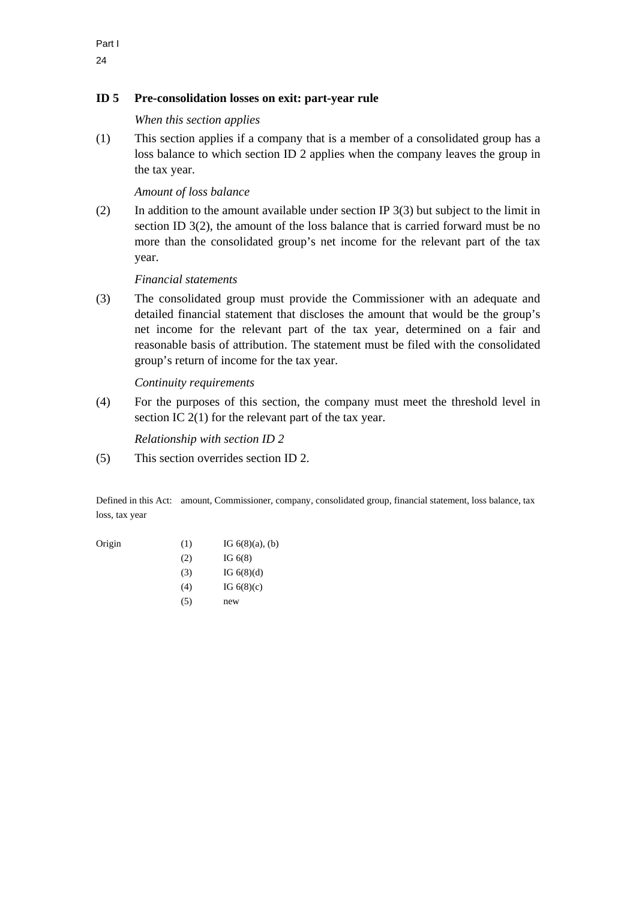## ID 5 Pre-consolidation losses on exit: part-year rule

*When this section applies*

(1) This section applies if a company that is a member of a consolidated group has a loss balance to which section ID 2 applies when the company leaves the group in the tax year.

*Amount of loss balance*

(2) In addition to the amount available under section IP 3(3) but subject to the limit in section ID 3(2), the amount of the loss balance that is carried forward must be no more than the consolidated group's net income for the relevant part of the tax year.

*Financial statements*

(3) The consolidated group must provide the Commissioner with an adequate and detailed financial statement that discloses the amount that would be the group's net income for the relevant part of the tax year, determined on a fair and reasonable basis of attribution. The statement must be filed with the consolidated group's return of income for the tax year.

*Continuity requirements*

(4) For the purposes of this section, the company must meet the threshold level in section IC 2(1) for the relevant part of the tax year.

*Relationship with section ID 2*

(5) This section overrides section ID 2.

Defined in this Act: amount, Commissioner, company, consolidated group, financial statement, loss balance, tax loss, tax year

| Origin | (1) | IG 6(8)(a), (b) |
|---|---|---|
| | (2) | IG 6(8) |
| | (3) | IG 6(8)(d) |
| | (4) | IG 6(8)(c) |
| | (5) | new |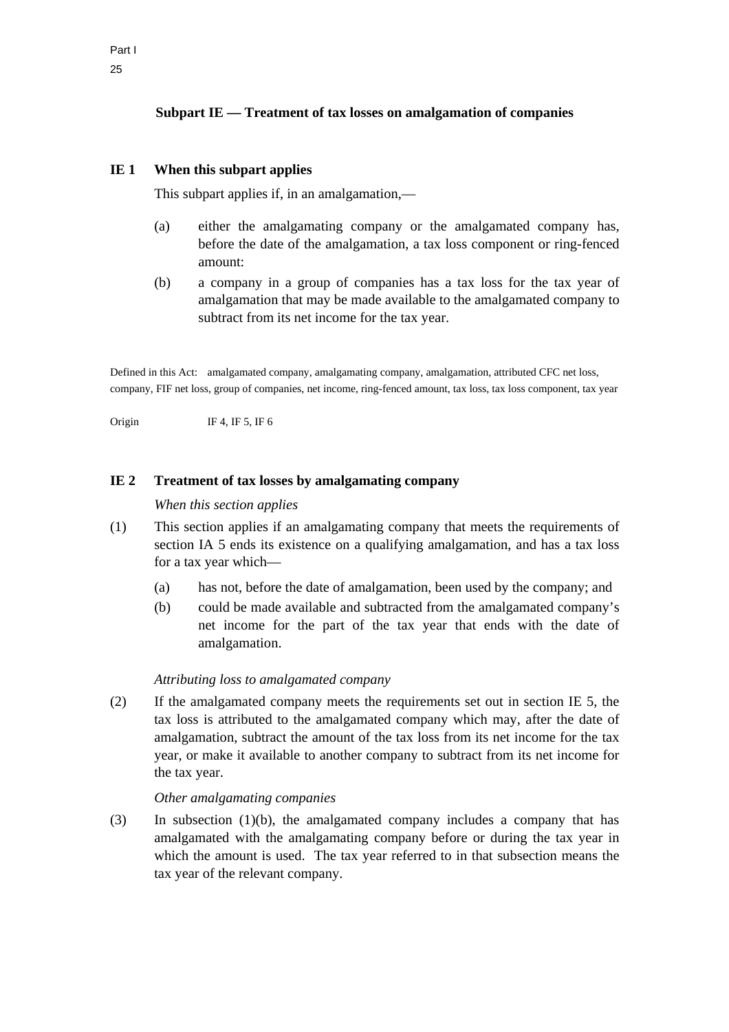## Subpart IE — Treatment of tax losses on amalgamation of companies

### IE 1 When this subpart applies

This subpart applies if, in an amalgamation,—

(a) either the amalgamating company or the amalgamated company has, before the date of the amalgamation, a tax loss component or ring-fenced amount:

(b) a company in a group of companies has a tax loss for the tax year of amalgamation that may be made available to the amalgamated company to subtract from its net income for the tax year.

Defined in this Act: amalgamated company, amalgamating company, amalgamation, attributed CFC net loss, company, FIF net loss, group of companies, net income, ring-fenced amount, tax loss, tax loss component, tax year

Origin IF 4, IF 5, IF 6

### IE 2 Treatment of tax losses by amalgamating company

*When this section applies*

(1) This section applies if an amalgamating company that meets the requirements of section IA 5 ends its existence on a qualifying amalgamation, and has a tax loss for a tax year which—

(a) has not, before the date of amalgamation, been used by the company; and

(b) could be made available and subtracted from the amalgamated company's net income for the part of the tax year that ends with the date of amalgamation.

*Attributing loss to amalgamated company*

(2) If the amalgamated company meets the requirements set out in section IE 5, the tax loss is attributed to the amalgamated company which may, after the date of amalgamation, subtract the amount of the tax loss from its net income for the tax year, or make it available to another company to subtract from its net income for the tax year.

*Other amalgamating companies*

(3) In subsection (1)(b), the amalgamated company includes a company that has amalgamated with the amalgamating company before or during the tax year in which the amount is used. The tax year referred to in that subsection means the tax year of the relevant company.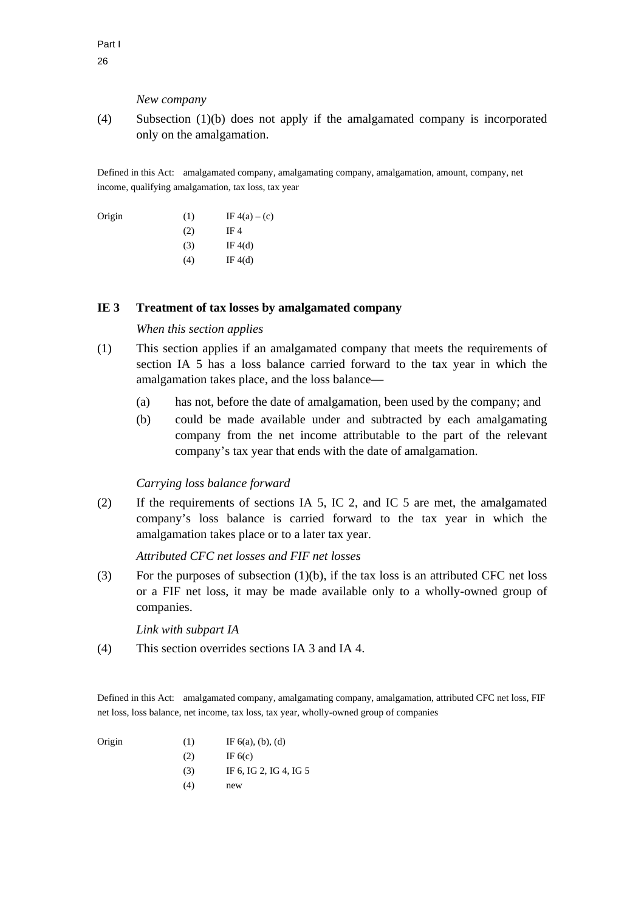*New company*

(4) Subsection (1)(b) does not apply if the amalgamated company is incorporated only on the amalgamation.

Defined in this Act: amalgamated company, amalgamating company, amalgamation, amount, company, net income, qualifying amalgamation, tax loss, tax year

| Origin | | |
|---|---|---|
| | (1) | IF 4(a) – (c) |
| | (2) | IF 4 |
| | (3) | IF 4(d) |
| | (4) | IF 4(d) |

## IE 3 Treatment of tax losses by amalgamated company

*When this section applies*

(1) This section applies if an amalgamated company that meets the requirements of section IA 5 has a loss balance carried forward to the tax year in which the amalgamation takes place, and the loss balance—

   (a) has not, before the date of amalgamation, been used by the company; and

   (b) could be made available under and subtracted by each amalgamating company from the net income attributable to the part of the relevant company's tax year that ends with the date of amalgamation.

*Carrying loss balance forward*

(2) If the requirements of sections IA 5, IC 2, and IC 5 are met, the amalgamated company's loss balance is carried forward to the tax year in which the amalgamation takes place or to a later tax year.

*Attributed CFC net losses and FIF net losses*

(3) For the purposes of subsection (1)(b), if the tax loss is an attributed CFC net loss or a FIF net loss, it may be made available only to a wholly-owned group of companies.

*Link with subpart IA*

(4) This section overrides sections IA 3 and IA 4.

Defined in this Act: amalgamated company, amalgamating company, amalgamation, attributed CFC net loss, FIF net loss, loss balance, net income, tax loss, tax year, wholly-owned group of companies

| Origin | | |
|---|---|---|
| | (1) | IF 6(a), (b), (d) |
| | (2) | IF 6(c) |
| | (3) | IF 6, IG 2, IG 4, IG 5 |
| | (4) | new |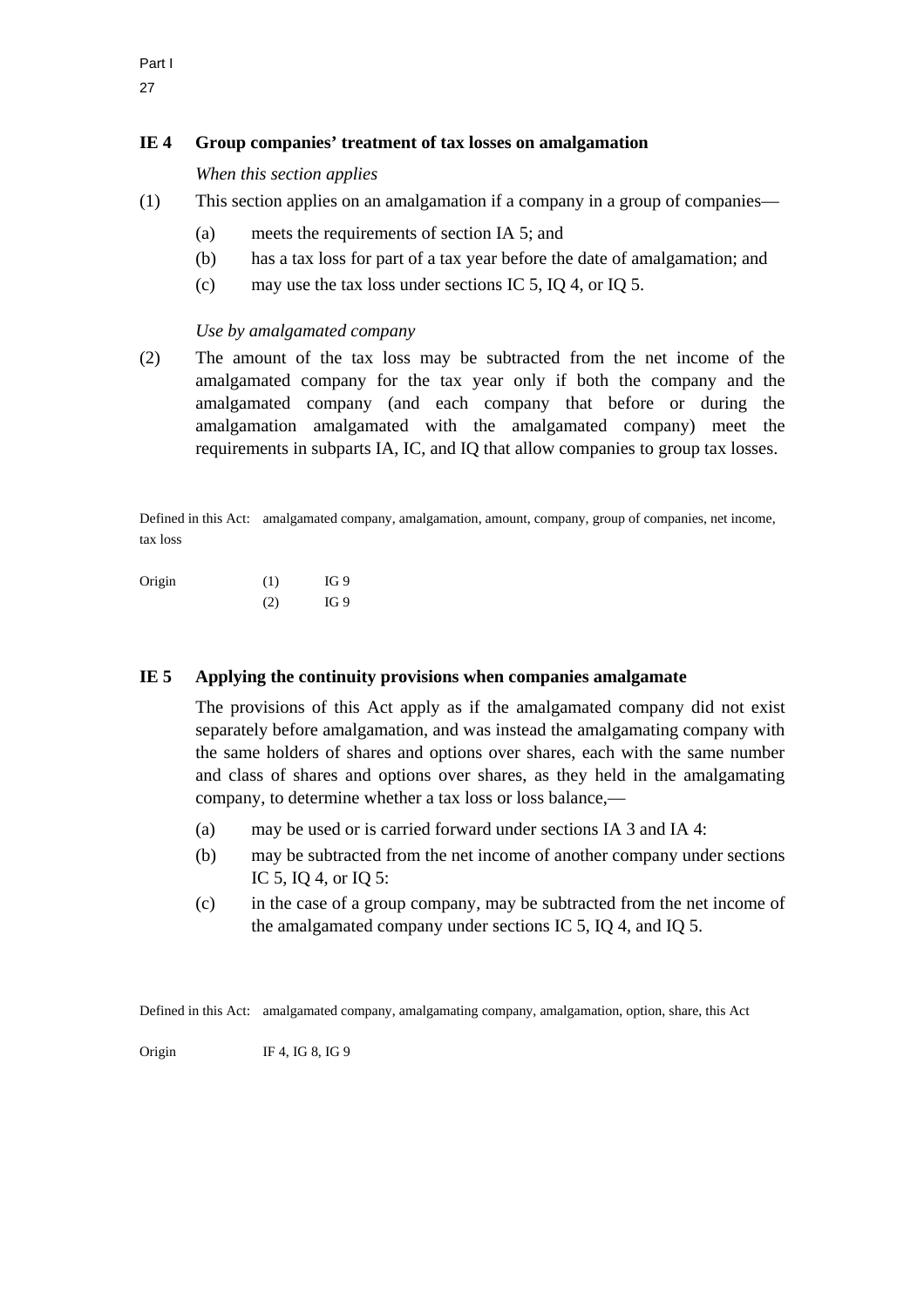## IE 4 Group companies' treatment of tax losses on amalgamation

*When this section applies*

(1) This section applies on an amalgamation if a company in a group of companies—

- (a) meets the requirements of section IA 5; and
- (b) has a tax loss for part of a tax year before the date of amalgamation; and
- (c) may use the tax loss under sections IC 5, IQ 4, or IQ 5.

*Use by amalgamated company*

(2) The amount of the tax loss may be subtracted from the net income of the amalgamated company for the tax year only if both the company and the amalgamated company (and each company that before or during the amalgamation amalgamated with the amalgamated company) meet the requirements in subparts IA, IC, and IQ that allow companies to group tax losses.

Defined in this Act: amalgamated company, amalgamation, amount, company, group of companies, net income, tax loss

| Origin | | |
|---|---|---|
| | (1) | IG 9 |
| | (2) | IG 9 |

## IE 5 Applying the continuity provisions when companies amalgamate

The provisions of this Act apply as if the amalgamated company did not exist separately before amalgamation, and was instead the amalgamating company with the same holders of shares and options over shares, each with the same number and class of shares and options over shares, as they held in the amalgamating company, to determine whether a tax loss or loss balance,—

- (a) may be used or is carried forward under sections IA 3 and IA 4:
- (b) may be subtracted from the net income of another company under sections IC 5, IQ 4, or IQ 5:
- (c) in the case of a group company, may be subtracted from the net income of the amalgamated company under sections IC 5, IQ 4, and IQ 5.

Defined in this Act: amalgamated company, amalgamating company, amalgamation, option, share, this Act

Origin IF 4, IG 8, IG 9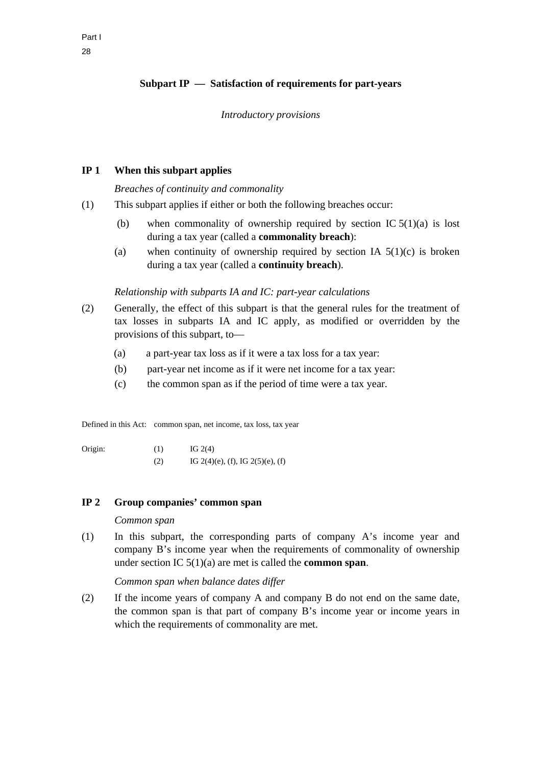## Subpart IP — Satisfaction of requirements for part-years

*Introductory provisions*

### IP 1 When this subpart applies

*Breaches of continuity and commonality*

(1) This subpart applies if either or both the following breaches occur:

(b) when commonality of ownership required by section IC 5(1)(a) is lost during a tax year (called a **commonality breach**):

(a) when continuity of ownership required by section IA 5(1)(c) is broken during a tax year (called a **continuity breach**).

*Relationship with subparts IA and IC: part-year calculations*

(2) Generally, the effect of this subpart is that the general rules for the treatment of tax losses in subparts IA and IC apply, as modified or overridden by the provisions of this subpart, to—

(a) a part-year tax loss as if it were a tax loss for a tax year:

(b) part-year net income as if it were net income for a tax year:

(c) the common span as if the period of time were a tax year.

Defined in this Act: common span, net income, tax loss, tax year

Origin: (1) IG 2(4)
(2) IG 2(4)(e), (f), IG 2(5)(e), (f)

### IP 2 Group companies' common span

*Common span*

(1) In this subpart, the corresponding parts of company A's income year and company B's income year when the requirements of commonality of ownership under section IC 5(1)(a) are met is called the **common span**.

*Common span when balance dates differ*

(2) If the income years of company A and company B do not end on the same date, the common span is that part of company B's income year or income years in which the requirements of commonality are met.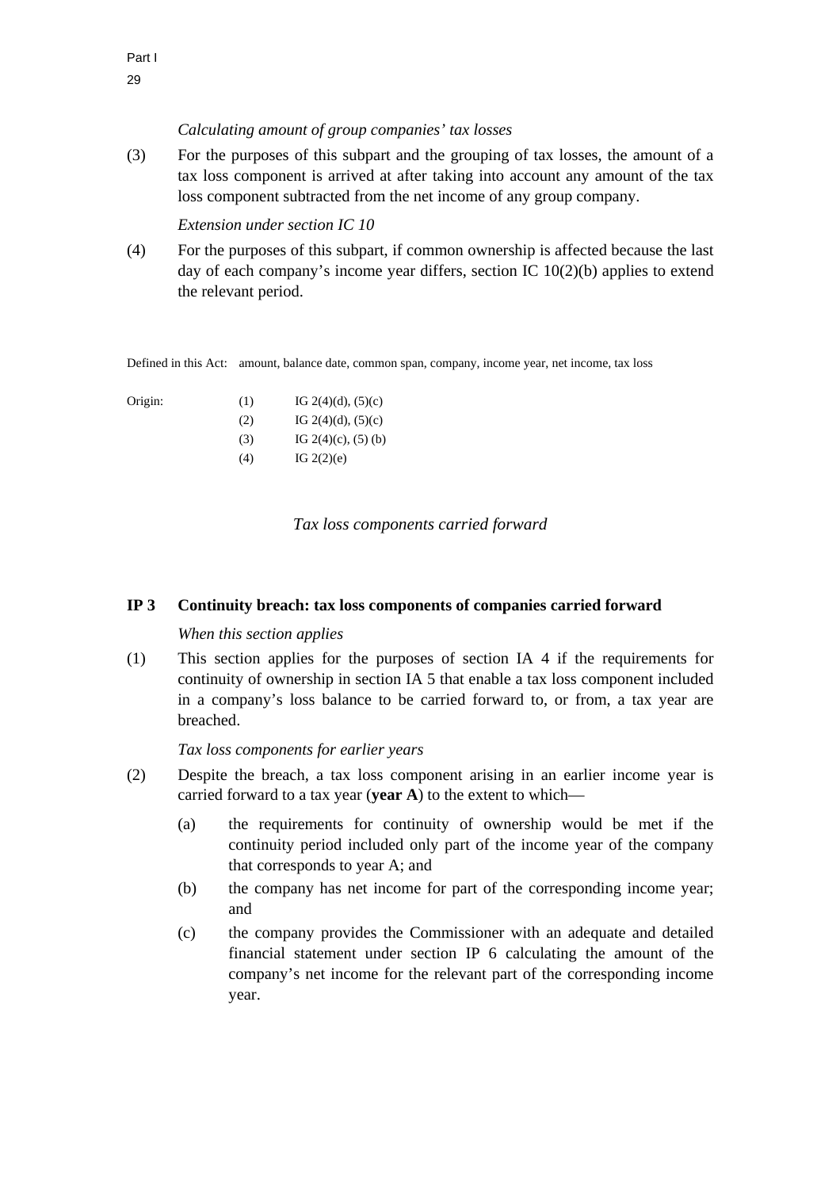*Calculating amount of group companies' tax losses*

(3) For the purposes of this subpart and the grouping of tax losses, the amount of a tax loss component is arrived at after taking into account any amount of the tax loss component subtracted from the net income of any group company.

*Extension under section IC 10*

(4) For the purposes of this subpart, if common ownership is affected because the last day of each company's income year differs, section IC 10(2)(b) applies to extend the relevant period.

Defined in this Act: amount, balance date, common span, company, income year, net income, tax loss

| Origin: | | |
|---|---|---|
| | (1) | IG 2(4)(d), (5)(c) |
| | (2) | IG 2(4)(d), (5)(c) |
| | (3) | IG 2(4)(c), (5) (b) |
| | (4) | IG 2(2)(e) |

*Tax loss components carried forward*

## IP 3 Continuity breach: tax loss components of companies carried forward

*When this section applies*

(1) This section applies for the purposes of section IA 4 if the requirements for continuity of ownership in section IA 5 that enable a tax loss component included in a company's loss balance to be carried forward to, or from, a tax year are breached.

*Tax loss components for earlier years*

(2) Despite the breach, a tax loss component arising in an earlier income year is carried forward to a tax year (**year A**) to the extent to which—

(a) the requirements for continuity of ownership would be met if the continuity period included only part of the income year of the company that corresponds to year A; and

(b) the company has net income for part of the corresponding income year; and

(c) the company provides the Commissioner with an adequate and detailed financial statement under section IP 6 calculating the amount of the company's net income for the relevant part of the corresponding income year.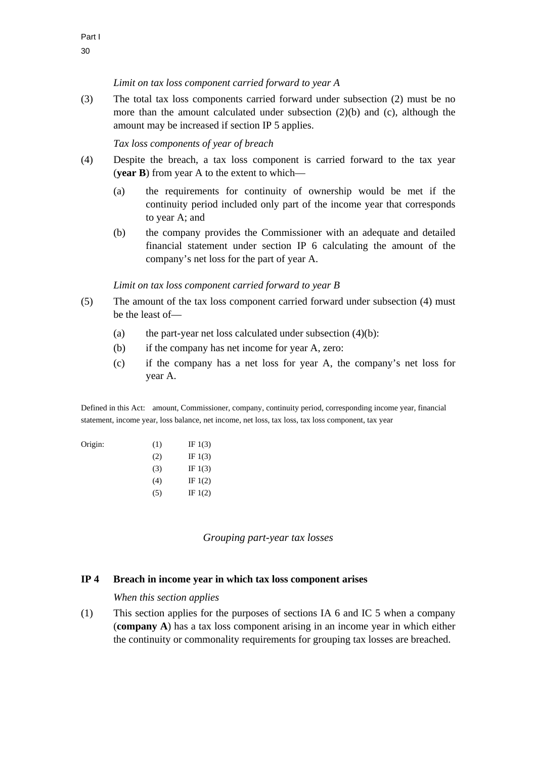*Limit on tax loss component carried forward to year A*

(3) The total tax loss components carried forward under subsection (2) must be no more than the amount calculated under subsection (2)(b) and (c), although the amount may be increased if section IP 5 applies.

*Tax loss components of year of breach*

(4) Despite the breach, a tax loss component is carried forward to the tax year (**year B**) from year A to the extent to which—

(a) the requirements for continuity of ownership would be met if the continuity period included only part of the income year that corresponds to year A; and

(b) the company provides the Commissioner with an adequate and detailed financial statement under section IP 6 calculating the amount of the company's net loss for the part of year A.

*Limit on tax loss component carried forward to year B*

(5) The amount of the tax loss component carried forward under subsection (4) must be the least of—

(a) the part-year net loss calculated under subsection (4)(b):

(b) if the company has net income for year A, zero:

(c) if the company has a net loss for year A, the company's net loss for year A.

Defined in this Act: amount, Commissioner, company, continuity period, corresponding income year, financial statement, income year, loss balance, net income, net loss, tax loss, tax loss component, tax year

| Origin: | (1) | IF 1(3) |
|---|---|---|
| | (2) | IF 1(3) |
| | (3) | IF 1(3) |
| | (4) | IF 1(2) |
| | (5) | IF 1(2) |

*Grouping part-year tax losses*

## IP 4 Breach in income year in which tax loss component arises

*When this section applies*

(1) This section applies for the purposes of sections IA 6 and IC 5 when a company (**company A**) has a tax loss component arising in an income year in which either the continuity or commonality requirements for grouping tax losses are breached.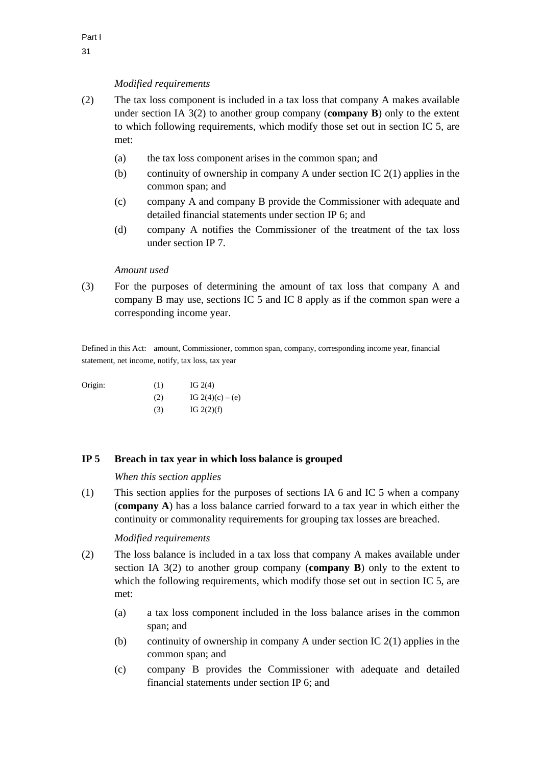*Modified requirements*

(2) The tax loss component is included in a tax loss that company A makes available under section IA 3(2) to another group company (**company B**) only to the extent to which following requirements, which modify those set out in section IC 5, are met:

- (a) the tax loss component arises in the common span; and
- (b) continuity of ownership in company A under section IC 2(1) applies in the common span; and
- (c) company A and company B provide the Commissioner with adequate and detailed financial statements under section IP 6; and
- (d) company A notifies the Commissioner of the treatment of the tax loss under section IP 7.

*Amount used*

(3) For the purposes of determining the amount of tax loss that company A and company B may use, sections IC 5 and IC 8 apply as if the common span were a corresponding income year.

Defined in this Act: amount, Commissioner, common span, company, corresponding income year, financial statement, net income, notify, tax loss, tax year

| Origin: | (1) | IG 2(4) |
|---|---|---|
| | (2) | IG 2(4)(c) – (e) |
| | (3) | IG 2(2)(f) |

## IP 5 Breach in tax year in which loss balance is grouped

*When this section applies*

(1) This section applies for the purposes of sections IA 6 and IC 5 when a company (**company A**) has a loss balance carried forward to a tax year in which either the continuity or commonality requirements for grouping tax losses are breached.

*Modified requirements*

(2) The loss balance is included in a tax loss that company A makes available under section IA 3(2) to another group company (**company B**) only to the extent to which the following requirements, which modify those set out in section IC 5, are met:

- (a) a tax loss component included in the loss balance arises in the common span; and
- (b) continuity of ownership in company A under section IC 2(1) applies in the common span; and
- (c) company B provides the Commissioner with adequate and detailed financial statements under section IP 6; and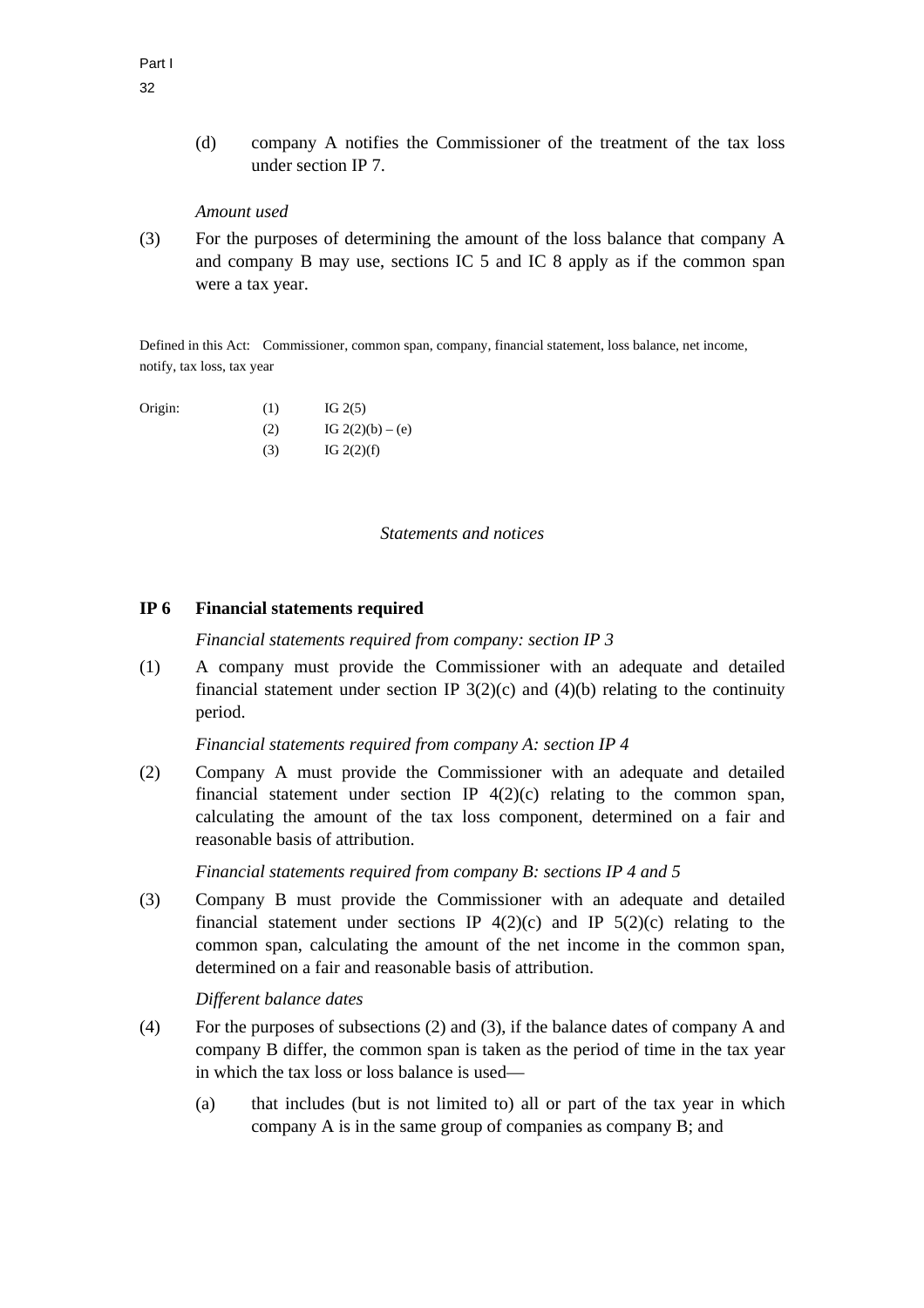(d) company A notifies the Commissioner of the treatment of the tax loss under section IP 7.

*Amount used*

(3) For the purposes of determining the amount of the loss balance that company A and company B may use, sections IC 5 and IC 8 apply as if the common span were a tax year.

Defined in this Act: Commissioner, common span, company, financial statement, loss balance, net income, notify, tax loss, tax year

| Origin: | (1) | IG 2(5) |
|---|---|---|
| | (2) | IG 2(2)(b) – (e) |
| | (3) | IG 2(2)(f) |

*Statements and notices*

### IP 6 Financial statements required

*Financial statements required from company: section IP 3*

(1) A company must provide the Commissioner with an adequate and detailed financial statement under section IP 3(2)(c) and (4)(b) relating to the continuity period.

*Financial statements required from company A: section IP 4*

(2) Company A must provide the Commissioner with an adequate and detailed financial statement under section IP 4(2)(c) relating to the common span, calculating the amount of the tax loss component, determined on a fair and reasonable basis of attribution.

*Financial statements required from company B: sections IP 4 and 5*

(3) Company B must provide the Commissioner with an adequate and detailed financial statement under sections IP 4(2)(c) and IP 5(2)(c) relating to the common span, calculating the amount of the net income in the common span, determined on a fair and reasonable basis of attribution.

*Different balance dates*

(4) For the purposes of subsections (2) and (3), if the balance dates of company A and company B differ, the common span is taken as the period of time in the tax year in which the tax loss or loss balance is used—

(a) that includes (but is not limited to) all or part of the tax year in which company A is in the same group of companies as company B; and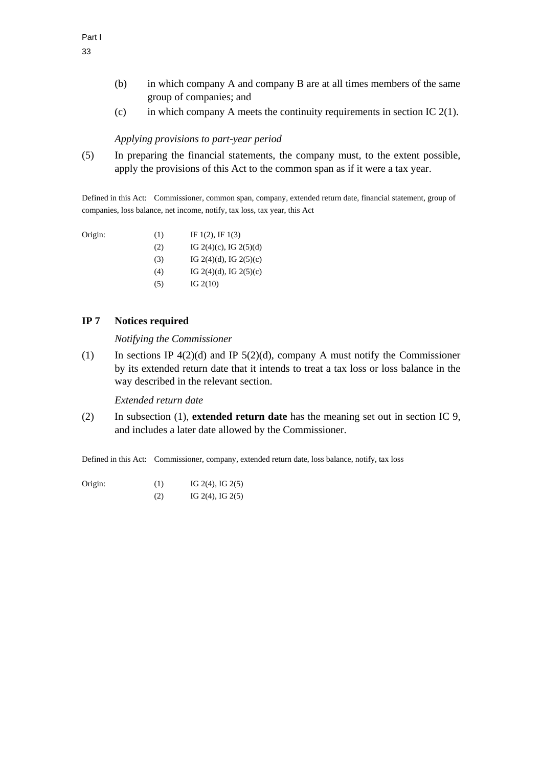(b) in which company A and company B are at all times members of the same group of companies; and

(c) in which company A meets the continuity requirements in section IC 2(1).

*Applying provisions to part-year period*

(5) In preparing the financial statements, the company must, to the extent possible, apply the provisions of this Act to the common span as if it were a tax year.

Defined in this Act: Commissioner, common span, company, extended return date, financial statement, group of companies, loss balance, net income, notify, tax loss, tax year, this Act

| Origin: | | |
|---|---|---|
| | (1) | IF 1(2), IF 1(3) |
| | (2) | IG 2(4)(c), IG 2(5)(d) |
| | (3) | IG 2(4)(d), IG 2(5)(c) |
| | (4) | IG 2(4)(d), IG 2(5)(c) |
| | (5) | IG 2(10) |

## IP 7 Notices required

*Notifying the Commissioner*

(1) In sections IP 4(2)(d) and IP 5(2)(d), company A must notify the Commissioner by its extended return date that it intends to treat a tax loss or loss balance in the way described in the relevant section.

*Extended return date*

(2) In subsection (1), **extended return date** has the meaning set out in section IC 9, and includes a later date allowed by the Commissioner.

Defined in this Act: Commissioner, company, extended return date, loss balance, notify, tax loss

| Origin: | | |
|---|---|---|
| | (1) | IG 2(4), IG 2(5) |
| | (2) | IG 2(4), IG 2(5) |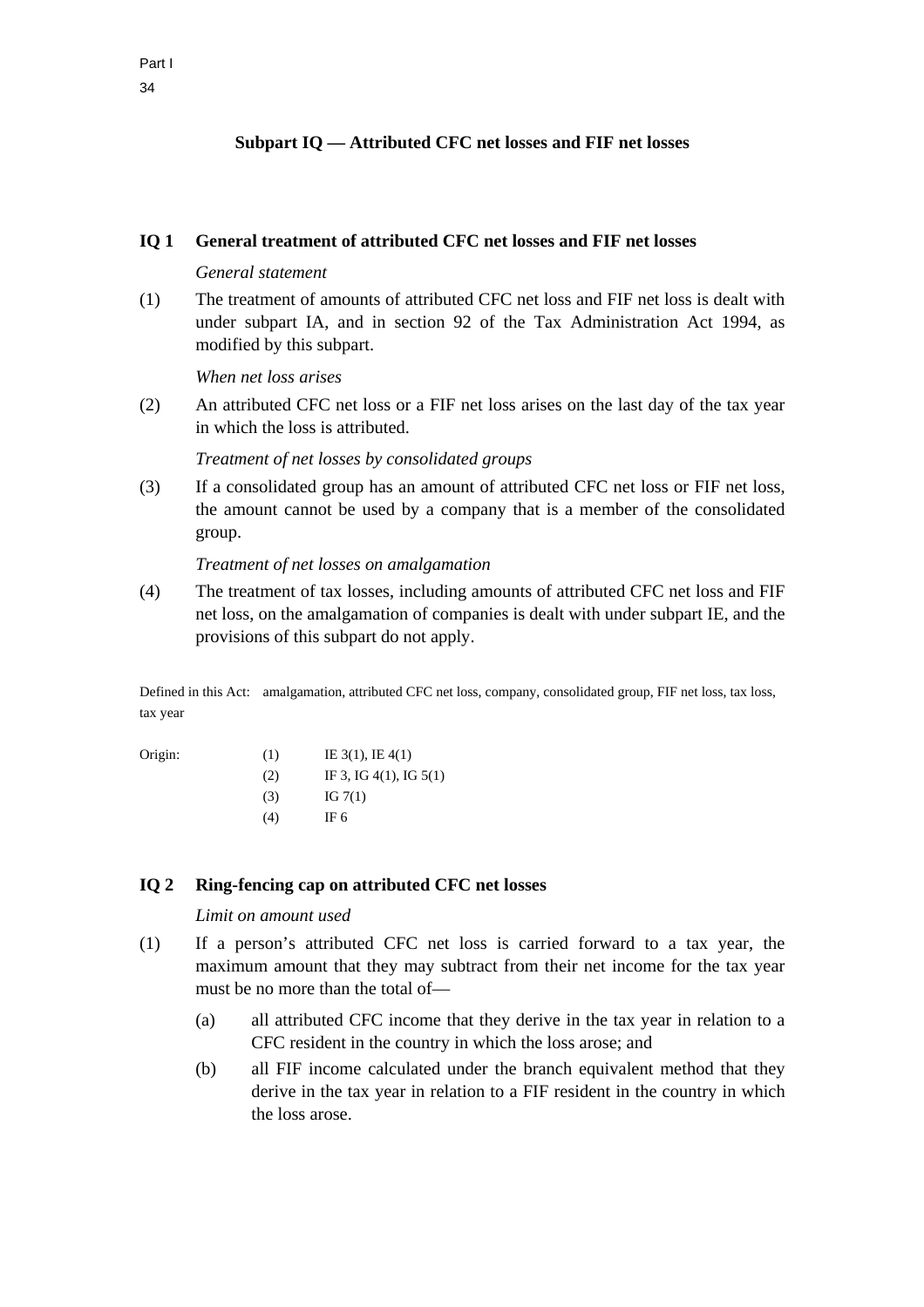## Subpart IQ — Attributed CFC net losses and FIF net losses

### IQ 1 General treatment of attributed CFC net losses and FIF net losses

*General statement*

(1) The treatment of amounts of attributed CFC net loss and FIF net loss is dealt with under subpart IA, and in section 92 of the Tax Administration Act 1994, as modified by this subpart.

*When net loss arises*

(2) An attributed CFC net loss or a FIF net loss arises on the last day of the tax year in which the loss is attributed.

*Treatment of net losses by consolidated groups*

(3) If a consolidated group has an amount of attributed CFC net loss or FIF net loss, the amount cannot be used by a company that is a member of the consolidated group.

*Treatment of net losses on amalgamation*

(4) The treatment of tax losses, including amounts of attributed CFC net loss and FIF net loss, on the amalgamation of companies is dealt with under subpart IE, and the provisions of this subpart do not apply.

Defined in this Act: amalgamation, attributed CFC net loss, company, consolidated group, FIF net loss, tax loss, tax year

| Origin: | | |
|---|---|---|
| | (1) | IE 3(1), IE 4(1) |
| | (2) | IF 3, IG 4(1), IG 5(1) |
| | (3) | IG 7(1) |
| | (4) | IF 6 |

### IQ 2 Ring-fencing cap on attributed CFC net losses

*Limit on amount used*

(1) If a person's attributed CFC net loss is carried forward to a tax year, the maximum amount that they may subtract from their net income for the tax year must be no more than the total of—

- (a) all attributed CFC income that they derive in the tax year in relation to a CFC resident in the country in which the loss arose; and
- (b) all FIF income calculated under the branch equivalent method that they derive in the tax year in relation to a FIF resident in the country in which the loss arose.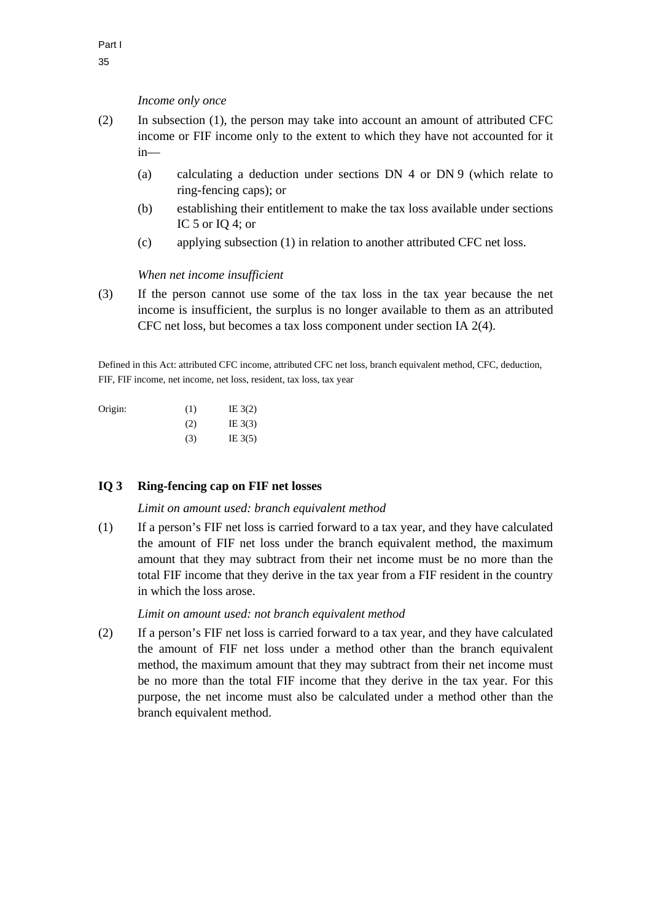*Income only once*

(2) In subsection (1), the person may take into account an amount of attributed CFC income or FIF income only to the extent to which they have not accounted for it in—

(a) calculating a deduction under sections DN 4 or DN 9 (which relate to ring-fencing caps); or

(b) establishing their entitlement to make the tax loss available under sections IC 5 or IQ 4; or

(c) applying subsection (1) in relation to another attributed CFC net loss.

*When net income insufficient*

(3) If the person cannot use some of the tax loss in the tax year because the net income is insufficient, the surplus is no longer available to them as an attributed CFC net loss, but becomes a tax loss component under section IA 2(4).

Defined in this Act: attributed CFC income, attributed CFC net loss, branch equivalent method, CFC, deduction, FIF, FIF income, net income, net loss, resident, tax loss, tax year

| Origin: | (1) | IE 3(2) |
|---|---|---|
| | (2) | IE 3(3) |
| | (3) | IE 3(5) |

### IQ 3 Ring-fencing cap on FIF net losses

*Limit on amount used: branch equivalent method*

(1) If a person's FIF net loss is carried forward to a tax year, and they have calculated the amount of FIF net loss under the branch equivalent method, the maximum amount that they may subtract from their net income must be no more than the total FIF income that they derive in the tax year from a FIF resident in the country in which the loss arose.

*Limit on amount used: not branch equivalent method*

(2) If a person's FIF net loss is carried forward to a tax year, and they have calculated the amount of FIF net loss under a method other than the branch equivalent method, the maximum amount that they may subtract from their net income must be no more than the total FIF income that they derive in the tax year. For this purpose, the net income must also be calculated under a method other than the branch equivalent method.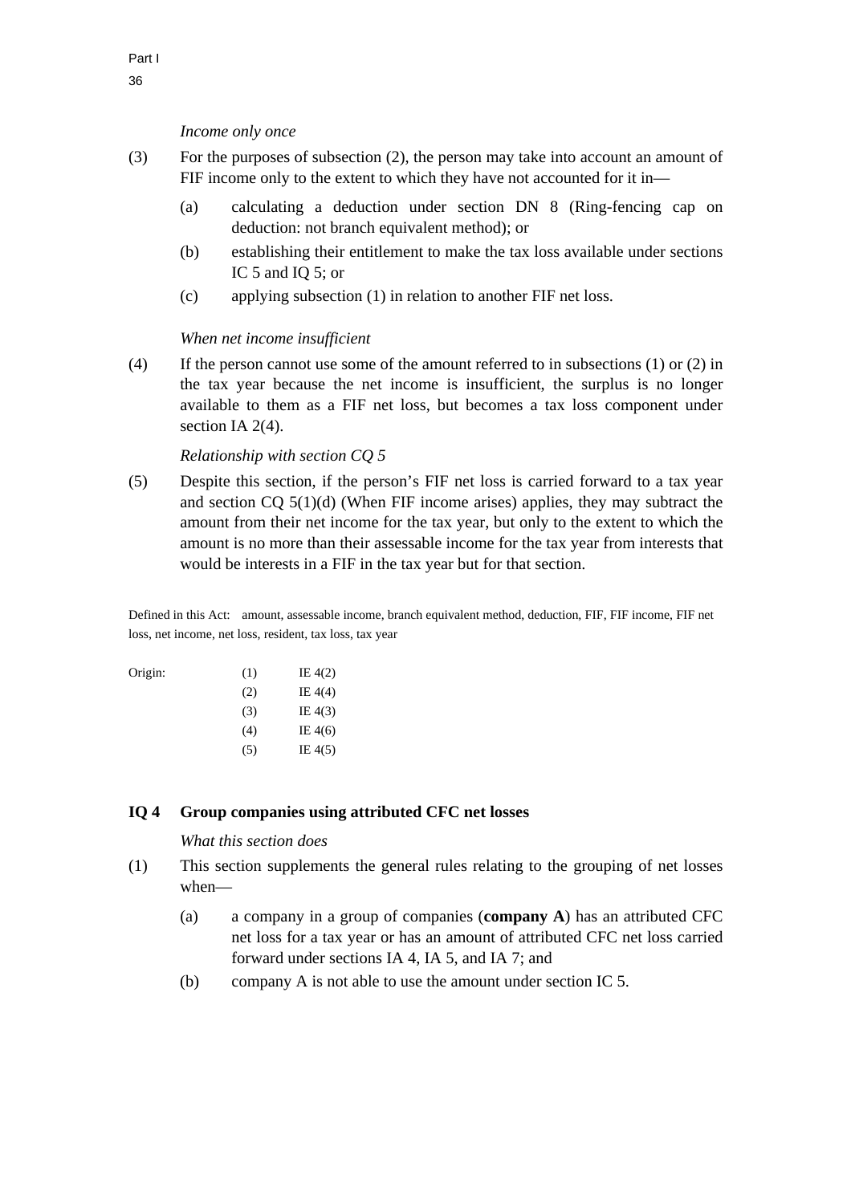*Income only once*

(3) For the purposes of subsection (2), the person may take into account an amount of FIF income only to the extent to which they have not accounted for it in—

(a) calculating a deduction under section DN 8 (Ring-fencing cap on deduction: not branch equivalent method); or

(b) establishing their entitlement to make the tax loss available under sections IC 5 and IQ 5; or

(c) applying subsection (1) in relation to another FIF net loss.

*When net income insufficient*

(4) If the person cannot use some of the amount referred to in subsections (1) or (2) in the tax year because the net income is insufficient, the surplus is no longer available to them as a FIF net loss, but becomes a tax loss component under section IA 2(4).

*Relationship with section CQ 5*

(5) Despite this section, if the person's FIF net loss is carried forward to a tax year and section CQ 5(1)(d) (When FIF income arises) applies, they may subtract the amount from their net income for the tax year, but only to the extent to which the amount is no more than their assessable income for the tax year from interests that would be interests in a FIF in the tax year but for that section.

Defined in this Act: amount, assessable income, branch equivalent method, deduction, FIF, FIF income, FIF net loss, net income, net loss, resident, tax loss, tax year

| Origin: | (1) | IE 4(2) |
|---|---|---|
| | (2) | IE 4(4) |
| | (3) | IE 4(3) |
| | (4) | IE 4(6) |
| | (5) | IE 4(5) |

## IQ 4 Group companies using attributed CFC net losses

*What this section does*

(1) This section supplements the general rules relating to the grouping of net losses when—

(a) a company in a group of companies (**company A**) has an attributed CFC net loss for a tax year or has an amount of attributed CFC net loss carried forward under sections IA 4, IA 5, and IA 7; and

(b) company A is not able to use the amount under section IC 5.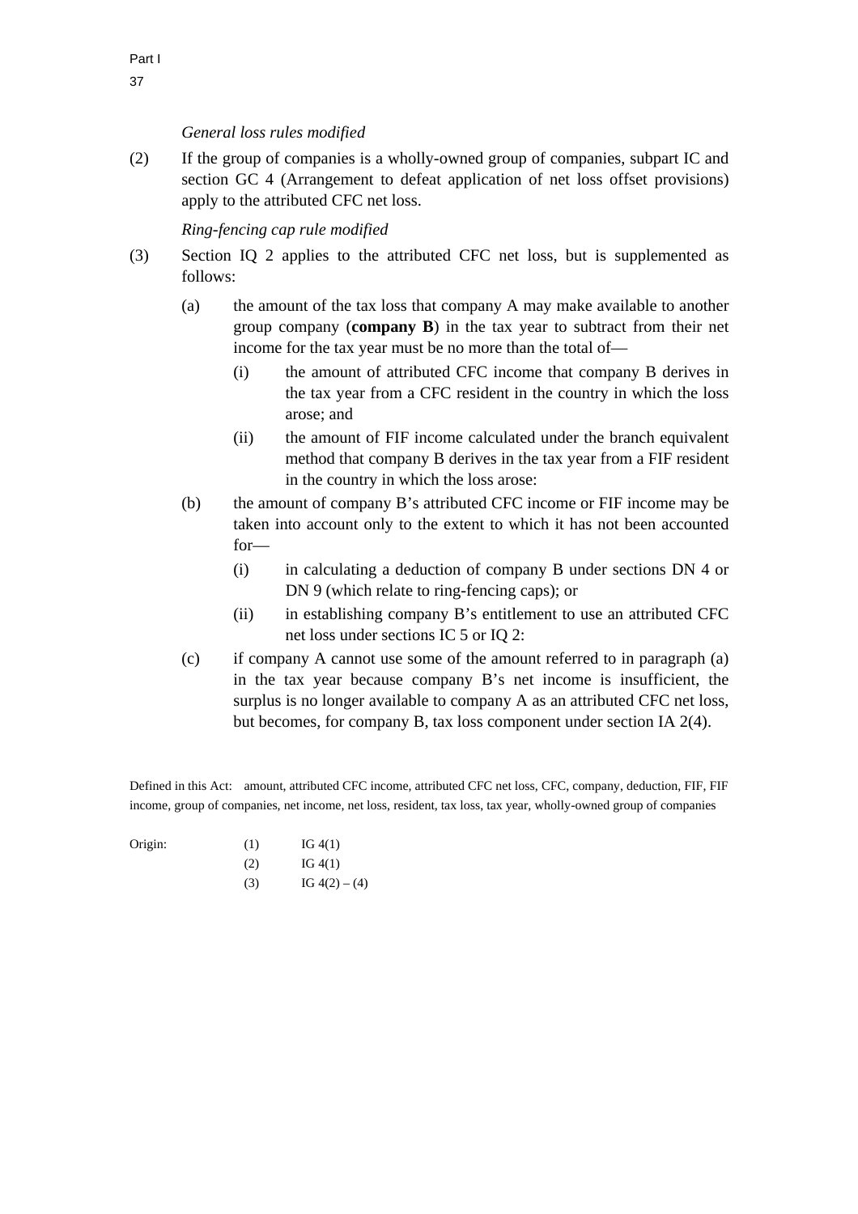*General loss rules modified*

(2) If the group of companies is a wholly-owned group of companies, subpart IC and section GC 4 (Arrangement to defeat application of net loss offset provisions) apply to the attributed CFC net loss.

*Ring-fencing cap rule modified*

(3) Section IQ 2 applies to the attributed CFC net loss, but is supplemented as follows:

- (a) the amount of the tax loss that company A may make available to another group company (**company B**) in the tax year to subtract from their net income for the tax year must be no more than the total of—
  - (i) the amount of attributed CFC income that company B derives in the tax year from a CFC resident in the country in which the loss arose; and
  - (ii) the amount of FIF income calculated under the branch equivalent method that company B derives in the tax year from a FIF resident in the country in which the loss arose:
- (b) the amount of company B's attributed CFC income or FIF income may be taken into account only to the extent to which it has not been accounted for—
  - (i) in calculating a deduction of company B under sections DN 4 or DN 9 (which relate to ring-fencing caps); or
  - (ii) in establishing company B's entitlement to use an attributed CFC net loss under sections IC 5 or IQ 2:
- (c) if company A cannot use some of the amount referred to in paragraph (a) in the tax year because company B's net income is insufficient, the surplus is no longer available to company A as an attributed CFC net loss, but becomes, for company B, tax loss component under section IA 2(4).

Defined in this Act: amount, attributed CFC income, attributed CFC net loss, CFC, company, deduction, FIF, FIF income, group of companies, net income, net loss, resident, tax loss, tax year, wholly-owned group of companies

| Origin: | | |
|---|---|---|
| | (1) | IG 4(1) |
| | (2) | IG 4(1) |
| | (3) | IG 4(2) – (4) |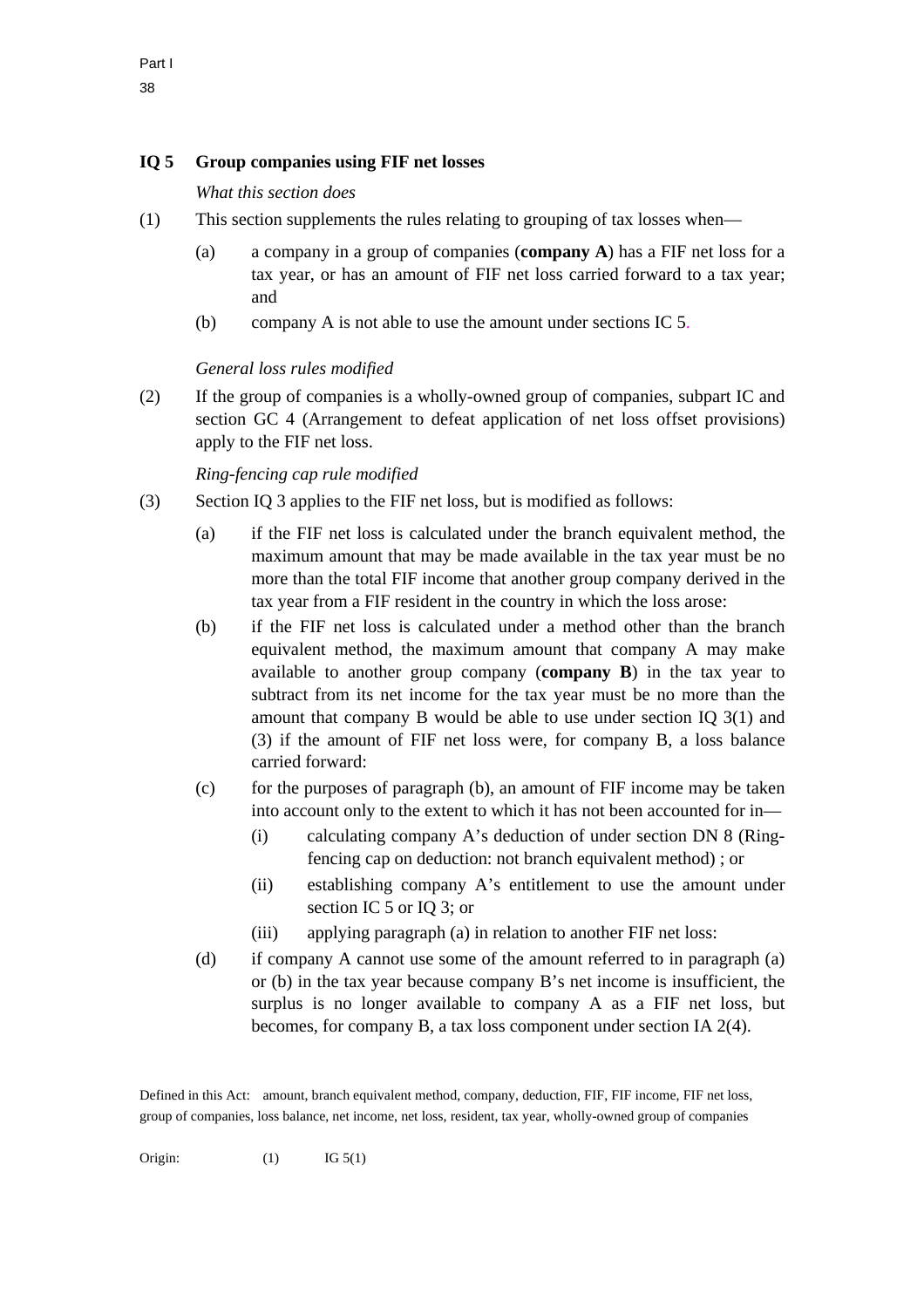## IQ 5 Group companies using FIF net losses

*What this section does*

(1) This section supplements the rules relating to grouping of tax losses when—

- (a) a company in a group of companies (**company A**) has a FIF net loss for a tax year, or has an amount of FIF net loss carried forward to a tax year; and
- (b) company A is not able to use the amount under sections IC 5.

*General loss rules modified*

(2) If the group of companies is a wholly-owned group of companies, subpart IC and section GC 4 (Arrangement to defeat application of net loss offset provisions) apply to the FIF net loss.

*Ring-fencing cap rule modified*

(3) Section IQ 3 applies to the FIF net loss, but is modified as follows:

- (a) if the FIF net loss is calculated under the branch equivalent method, the maximum amount that may be made available in the tax year must be no more than the total FIF income that another group company derived in the tax year from a FIF resident in the country in which the loss arose:
- (b) if the FIF net loss is calculated under a method other than the branch equivalent method, the maximum amount that company A may make available to another group company (**company B**) in the tax year to subtract from its net income for the tax year must be no more than the amount that company B would be able to use under section IQ 3(1) and (3) if the amount of FIF net loss were, for company B, a loss balance carried forward:
- (c) for the purposes of paragraph (b), an amount of FIF income may be taken into account only to the extent to which it has not been accounted for in—
  - (i) calculating company A's deduction of under section DN 8 (Ring-fencing cap on deduction: not branch equivalent method) ; or
  - (ii) establishing company A's entitlement to use the amount under section IC 5 or IQ 3; or
  - (iii) applying paragraph (a) in relation to another FIF net loss:
- (d) if company A cannot use some of the amount referred to in paragraph (a) or (b) in the tax year because company B's net income is insufficient, the surplus is no longer available to company A as a FIF net loss, but becomes, for company B, a tax loss component under section IA 2(4).

Defined in this Act: amount, branch equivalent method, company, deduction, FIF, FIF income, FIF net loss, group of companies, loss balance, net income, net loss, resident, tax year, wholly-owned group of companies

Origin: (1) IG 5(1)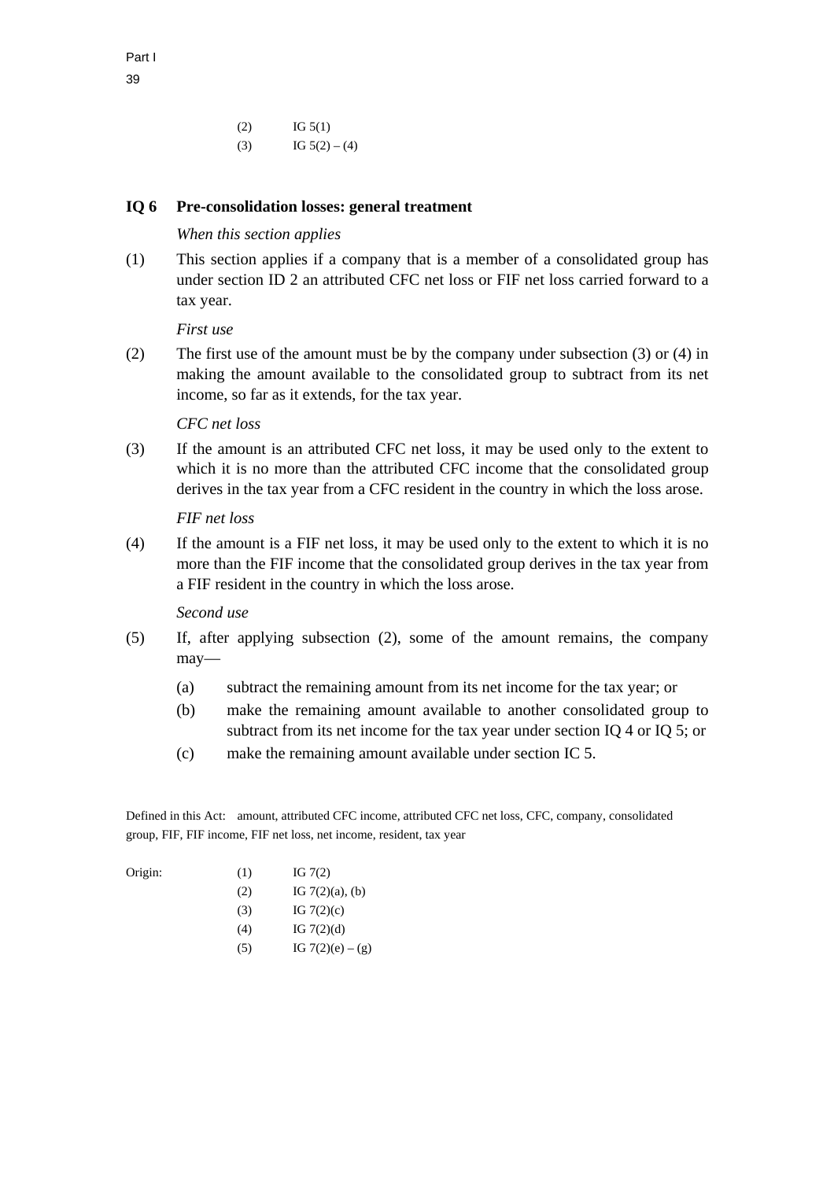| | | |
|---|---|---|
| | (2) | IG 5(1) |
| | (3) | IG 5(2) – (4) |

## IQ 6 Pre-consolidation losses: general treatment

*When this section applies*

(1) This section applies if a company that is a member of a consolidated group has under section ID 2 an attributed CFC net loss or FIF net loss carried forward to a tax year.

*First use*

(2) The first use of the amount must be by the company under subsection (3) or (4) in making the amount available to the consolidated group to subtract from its net income, so far as it extends, for the tax year.

*CFC net loss*

(3) If the amount is an attributed CFC net loss, it may be used only to the extent to which it is no more than the attributed CFC income that the consolidated group derives in the tax year from a CFC resident in the country in which the loss arose.

*FIF net loss*

(4) If the amount is a FIF net loss, it may be used only to the extent to which it is no more than the FIF income that the consolidated group derives in the tax year from a FIF resident in the country in which the loss arose.

*Second use*

(5) If, after applying subsection (2), some of the amount remains, the company may—

- (a) subtract the remaining amount from its net income for the tax year; or
- (b) make the remaining amount available to another consolidated group to subtract from its net income for the tax year under section IQ 4 or IQ 5; or
- (c) make the remaining amount available under section IC 5.

Defined in this Act: amount, attributed CFC income, attributed CFC net loss, CFC, company, consolidated group, FIF, FIF income, FIF net loss, net income, resident, tax year

| | | |
|---|---|---|
| Origin: | (1) | IG 7(2) |
| | (2) | IG 7(2)(a), (b) |
| | (3) | IG 7(2)(c) |
| | (4) | IG 7(2)(d) |
| | (5) | IG 7(2)(e) – (g) |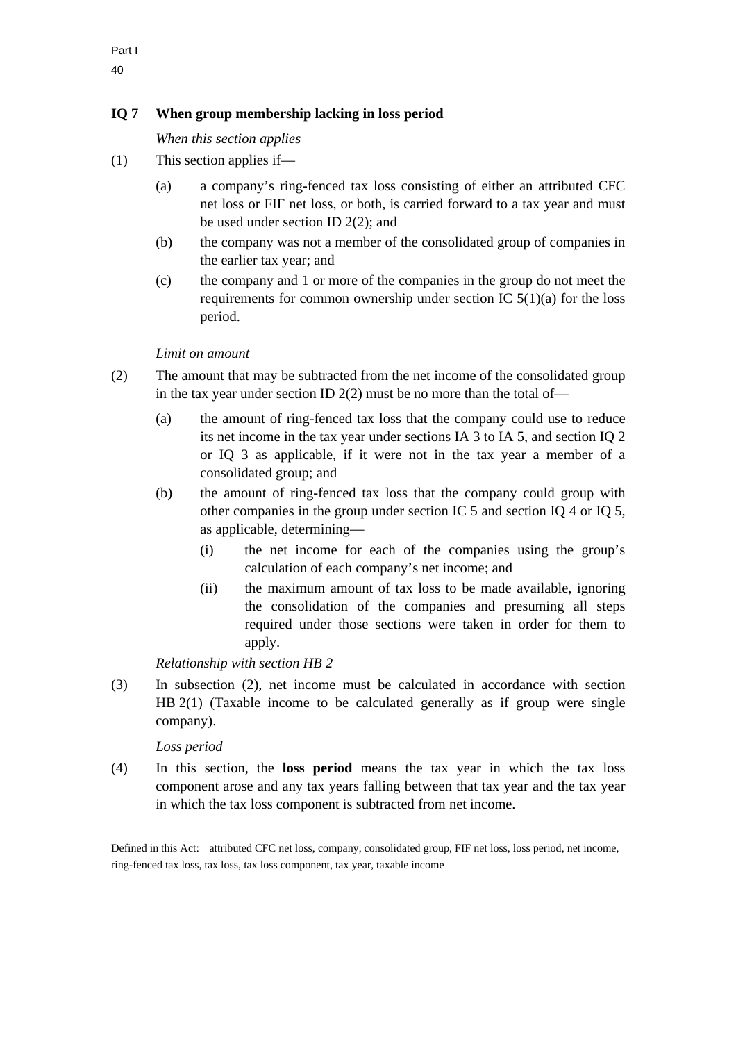## IQ 7 When group membership lacking in loss period

*When this section applies*

(1) This section applies if—

- (a) a company's ring-fenced tax loss consisting of either an attributed CFC net loss or FIF net loss, or both, is carried forward to a tax year and must be used under section ID 2(2); and
- (b) the company was not a member of the consolidated group of companies in the earlier tax year; and
- (c) the company and 1 or more of the companies in the group do not meet the requirements for common ownership under section IC 5(1)(a) for the loss period.

*Limit on amount*

(2) The amount that may be subtracted from the net income of the consolidated group in the tax year under section ID 2(2) must be no more than the total of—

- (a) the amount of ring-fenced tax loss that the company could use to reduce its net income in the tax year under sections IA 3 to IA 5, and section IQ 2 or IQ 3 as applicable, if it were not in the tax year a member of a consolidated group; and
- (b) the amount of ring-fenced tax loss that the company could group with other companies in the group under section IC 5 and section IQ 4 or IQ 5, as applicable, determining—
    - (i) the net income for each of the companies using the group's calculation of each company's net income; and
    - (ii) the maximum amount of tax loss to be made available, ignoring the consolidation of the companies and presuming all steps required under those sections were taken in order for them to apply.

*Relationship with section HB 2*

(3) In subsection (2), net income must be calculated in accordance with section HB 2(1) (Taxable income to be calculated generally as if group were single company).

*Loss period*

(4) In this section, the **loss period** means the tax year in which the tax loss component arose and any tax years falling between that tax year and the tax year in which the tax loss component is subtracted from net income.

Defined in this Act: attributed CFC net loss, company, consolidated group, FIF net loss, loss period, net income, ring-fenced tax loss, tax loss, tax loss component, tax year, taxable income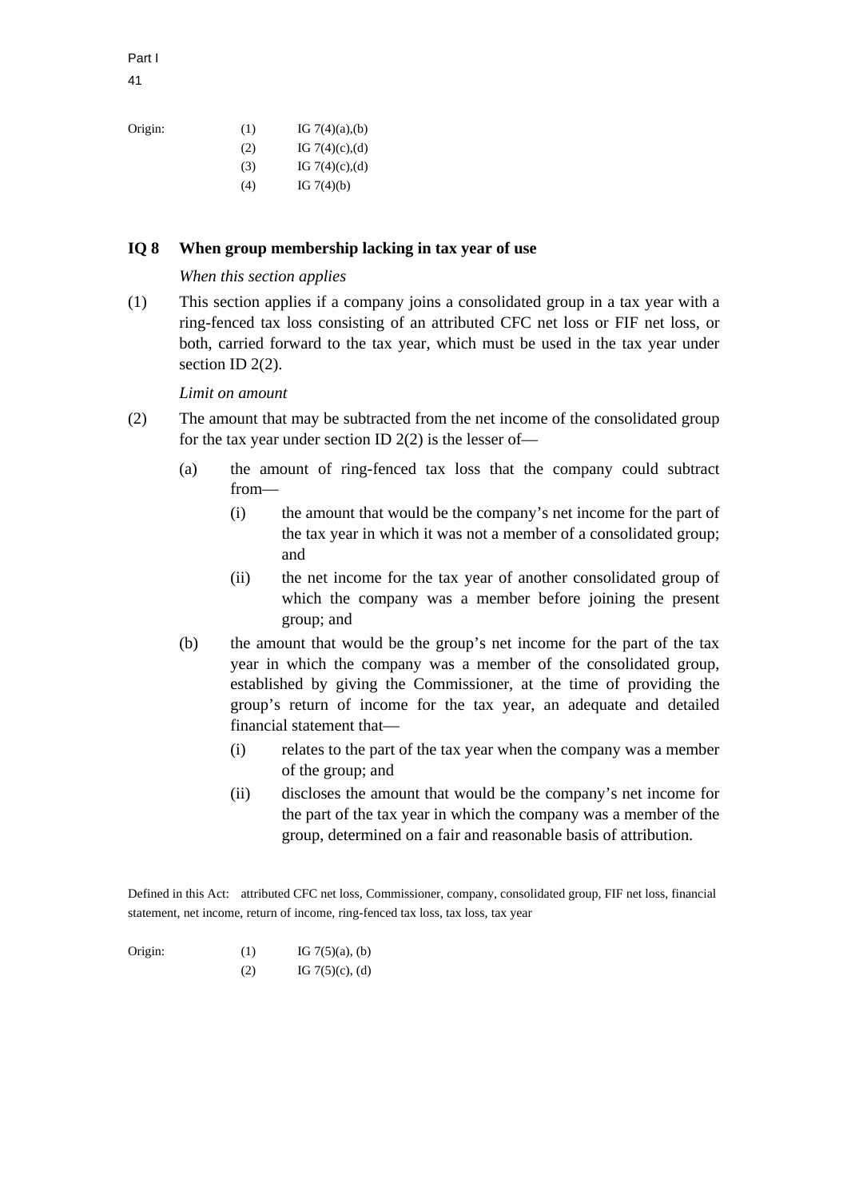Origin:

| | |
|---|---|
| (1) | IG 7(4)(a),(b) |
| (2) | IG 7(4)(c),(d) |
| (3) | IG 7(4)(c),(d) |
| (4) | IG 7(4)(b) |

## IQ 8 When group membership lacking in tax year of use

*When this section applies*

(1) This section applies if a company joins a consolidated group in a tax year with a ring-fenced tax loss consisting of an attributed CFC net loss or FIF net loss, or both, carried forward to the tax year, which must be used in the tax year under section ID 2(2).

*Limit on amount*

(2) The amount that may be subtracted from the net income of the consolidated group for the tax year under section ID 2(2) is the lesser of—

- (a) the amount of ring-fenced tax loss that the company could subtract from—
  - (i) the amount that would be the company's net income for the part of the tax year in which it was not a member of a consolidated group; and
  - (ii) the net income for the tax year of another consolidated group of which the company was a member before joining the present group; and
- (b) the amount that would be the group's net income for the part of the tax year in which the company was a member of the consolidated group, established by giving the Commissioner, at the time of providing the group's return of income for the tax year, an adequate and detailed financial statement that—
  - (i) relates to the part of the tax year when the company was a member of the group; and
  - (ii) discloses the amount that would be the company's net income for the part of the tax year in which the company was a member of the group, determined on a fair and reasonable basis of attribution.

Defined in this Act: attributed CFC net loss, Commissioner, company, consolidated group, FIF net loss, financial statement, net income, return of income, ring-fenced tax loss, tax loss, tax year

Origin:

| | |
|---|---|
| (1) | IG 7(5)(a), (b) |
| (2) | IG 7(5)(c), (d) |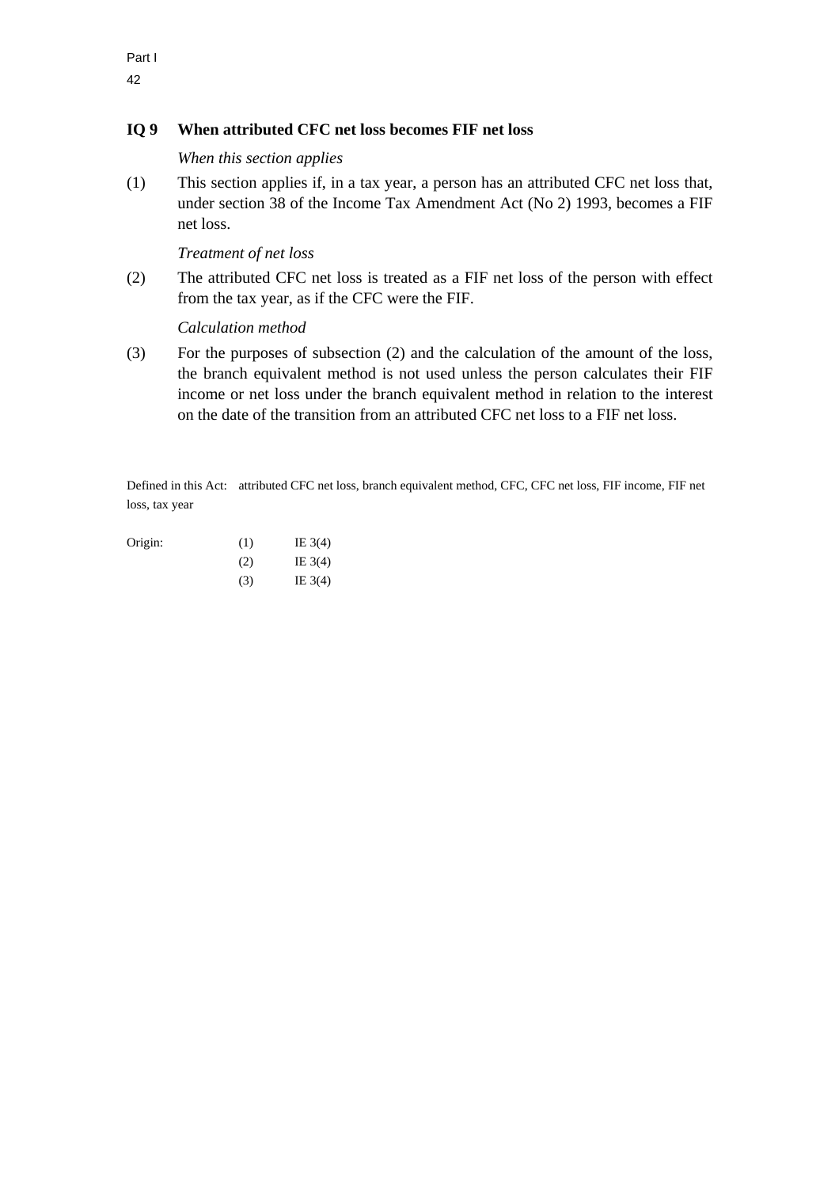## IQ 9 When attributed CFC net loss becomes FIF net loss

*When this section applies*

(1) This section applies if, in a tax year, a person has an attributed CFC net loss that, under section 38 of the Income Tax Amendment Act (No 2) 1993, becomes a FIF net loss.

*Treatment of net loss*

(2) The attributed CFC net loss is treated as a FIF net loss of the person with effect from the tax year, as if the CFC were the FIF.

*Calculation method*

(3) For the purposes of subsection (2) and the calculation of the amount of the loss, the branch equivalent method is not used unless the person calculates their FIF income or net loss under the branch equivalent method in relation to the interest on the date of the transition from an attributed CFC net loss to a FIF net loss.

Defined in this Act: attributed CFC net loss, branch equivalent method, CFC, CFC net loss, FIF income, FIF net loss, tax year

| Origin: | (1) | IE 3(4) |
|---|---|---|
| | (2) | IE 3(4) |
| | (3) | IE 3(4) |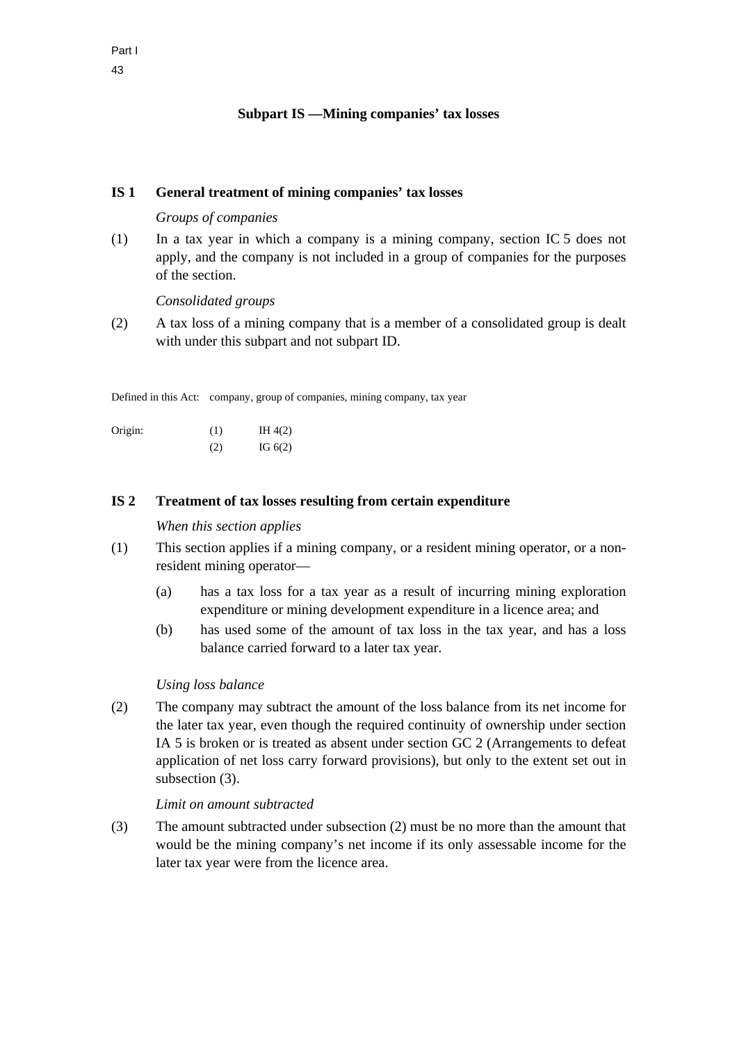## Subpart IS —Mining companies' tax losses

### IS 1 General treatment of mining companies' tax losses

*Groups of companies*

(1) In a tax year in which a company is a mining company, section IC 5 does not apply, and the company is not included in a group of companies for the purposes of the section.

*Consolidated groups*

(2) A tax loss of a mining company that is a member of a consolidated group is dealt with under this subpart and not subpart ID.

Defined in this Act: company, group of companies, mining company, tax year

| Origin: | (1) | IH 4(2) |
|---|---|---|
| | (2) | IG 6(2) |

### IS 2 Treatment of tax losses resulting from certain expenditure

*When this section applies*

(1) This section applies if a mining company, or a resident mining operator, or a non-resident mining operator—

- (a) has a tax loss for a tax year as a result of incurring mining exploration expenditure or mining development expenditure in a licence area; and
- (b) has used some of the amount of tax loss in the tax year, and has a loss balance carried forward to a later tax year.

*Using loss balance*

(2) The company may subtract the amount of the loss balance from its net income for the later tax year, even though the required continuity of ownership under section IA 5 is broken or is treated as absent under section GC 2 (Arrangements to defeat application of net loss carry forward provisions), but only to the extent set out in subsection (3).

*Limit on amount subtracted*

(3) The amount subtracted under subsection (2) must be no more than the amount that would be the mining company's net income if its only assessable income for the later tax year were from the licence area.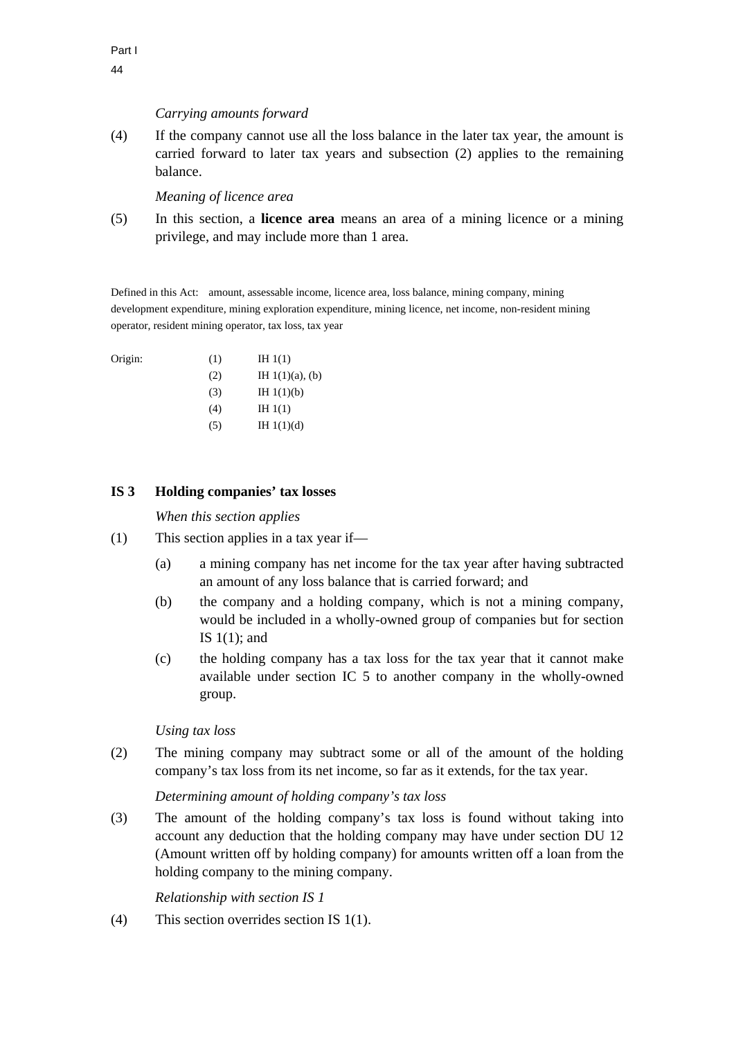*Carrying amounts forward*

(4) If the company cannot use all the loss balance in the later tax year, the amount is carried forward to later tax years and subsection (2) applies to the remaining balance.

*Meaning of licence area*

(5) In this section, a **licence area** means an area of a mining licence or a mining privilege, and may include more than 1 area.

Defined in this Act: amount, assessable income, licence area, loss balance, mining company, mining development expenditure, mining exploration expenditure, mining licence, net income, non-resident mining operator, resident mining operator, tax loss, tax year

| Origin: | | |
|---|---|---|
| | (1) | IH 1(1) |
| | (2) | IH 1(1)(a), (b) |
| | (3) | IH 1(1)(b) |
| | (4) | IH 1(1) |
| | (5) | IH 1(1)(d) |

## IS 3 Holding companies' tax losses

*When this section applies*

(1) This section applies in a tax year if—

(a) a mining company has net income for the tax year after having subtracted an amount of any loss balance that is carried forward; and

(b) the company and a holding company, which is not a mining company, would be included in a wholly-owned group of companies but for section IS 1(1); and

(c) the holding company has a tax loss for the tax year that it cannot make available under section IC 5 to another company in the wholly-owned group.

*Using tax loss*

(2) The mining company may subtract some or all of the amount of the holding company's tax loss from its net income, so far as it extends, for the tax year.

*Determining amount of holding company's tax loss*

(3) The amount of the holding company's tax loss is found without taking into account any deduction that the holding company may have under section DU 12 (Amount written off by holding company) for amounts written off a loan from the holding company to the mining company.

*Relationship with section IS 1*

(4) This section overrides section IS 1(1).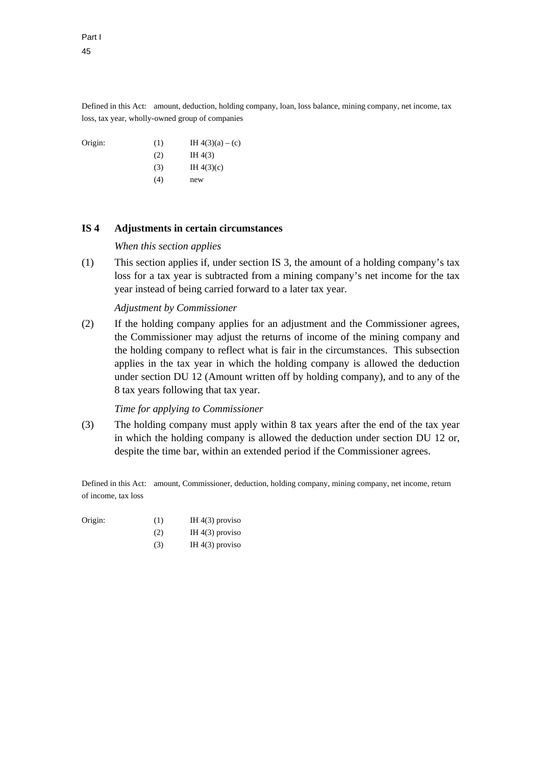Defined in this Act: amount, deduction, holding company, loan, loss balance, mining company, net income, tax loss, tax year, wholly-owned group of companies

| Origin: | | |
|---|---|---|
| | (1) | IH 4(3)(a) – (c) |
| | (2) | IH 4(3) |
| | (3) | IH 4(3)(c) |
| | (4) | new |

## IS 4 Adjustments in certain circumstances

*When this section applies*

(1) This section applies if, under section IS 3, the amount of a holding company's tax loss for a tax year is subtracted from a mining company's net income for the tax year instead of being carried forward to a later tax year.

*Adjustment by Commissioner*

(2) If the holding company applies for an adjustment and the Commissioner agrees, the Commissioner may adjust the returns of income of the mining company and the holding company to reflect what is fair in the circumstances. This subsection applies in the tax year in which the holding company is allowed the deduction under section DU 12 (Amount written off by holding company), and to any of the 8 tax years following that tax year.

*Time for applying to Commissioner*

(3) The holding company must apply within 8 tax years after the end of the tax year in which the holding company is allowed the deduction under section DU 12 or, despite the time bar, within an extended period if the Commissioner agrees.

Defined in this Act: amount, Commissioner, deduction, holding company, mining company, net income, return of income, tax loss

| Origin: | | |
|---|---|---|
| | (1) | IH 4(3) proviso |
| | (2) | IH 4(3) proviso |
| | (3) | IH 4(3) proviso |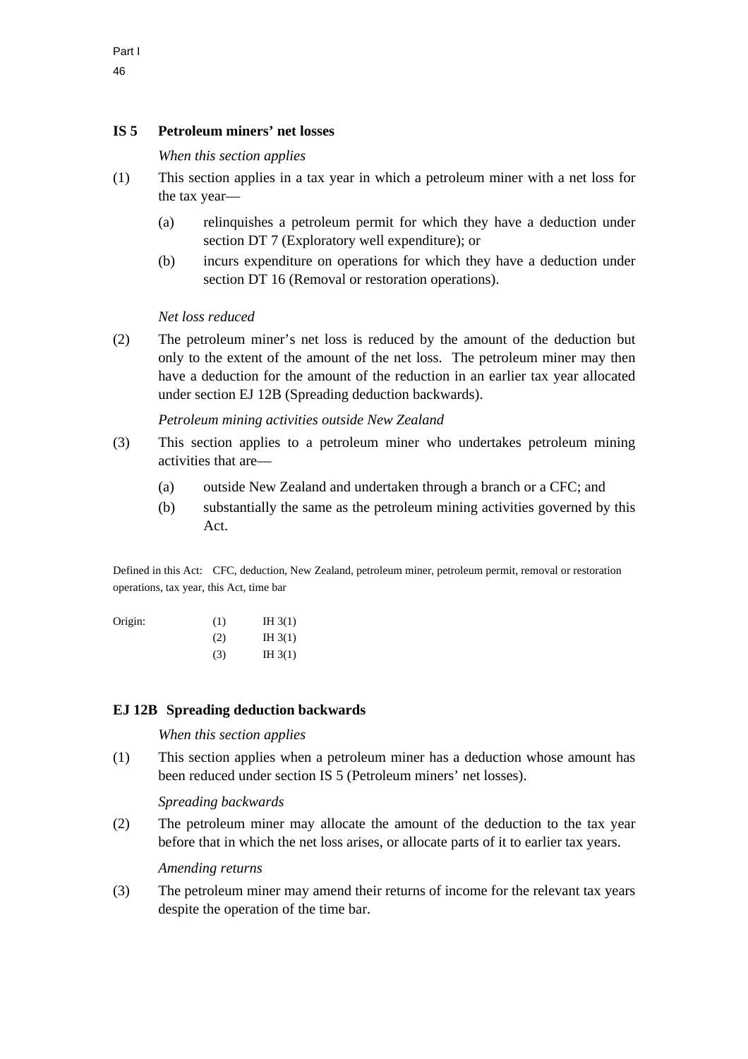## IS 5 Petroleum miners' net losses

*When this section applies*

(1) This section applies in a tax year in which a petroleum miner with a net loss for the tax year—

(a) relinquishes a petroleum permit for which they have a deduction under section DT 7 (Exploratory well expenditure); or

(b) incurs expenditure on operations for which they have a deduction under section DT 16 (Removal or restoration operations).

*Net loss reduced*

(2) The petroleum miner's net loss is reduced by the amount of the deduction but only to the extent of the amount of the net loss. The petroleum miner may then have a deduction for the amount of the reduction in an earlier tax year allocated under section EJ 12B (Spreading deduction backwards).

*Petroleum mining activities outside New Zealand*

(3) This section applies to a petroleum miner who undertakes petroleum mining activities that are—

(a) outside New Zealand and undertaken through a branch or a CFC; and

(b) substantially the same as the petroleum mining activities governed by this Act.

Defined in this Act: CFC, deduction, New Zealand, petroleum miner, petroleum permit, removal or restoration operations, tax year, this Act, time bar

| Origin: | | |
|---|---|---|
| | (1) | IH 3(1) |
| | (2) | IH 3(1) |
| | (3) | IH 3(1) |

## EJ 12B Spreading deduction backwards

*When this section applies*

(1) This section applies when a petroleum miner has a deduction whose amount has been reduced under section IS 5 (Petroleum miners' net losses).

*Spreading backwards*

(2) The petroleum miner may allocate the amount of the deduction to the tax year before that in which the net loss arises, or allocate parts of it to earlier tax years.

*Amending returns*

(3) The petroleum miner may amend their returns of income for the relevant tax years despite the operation of the time bar.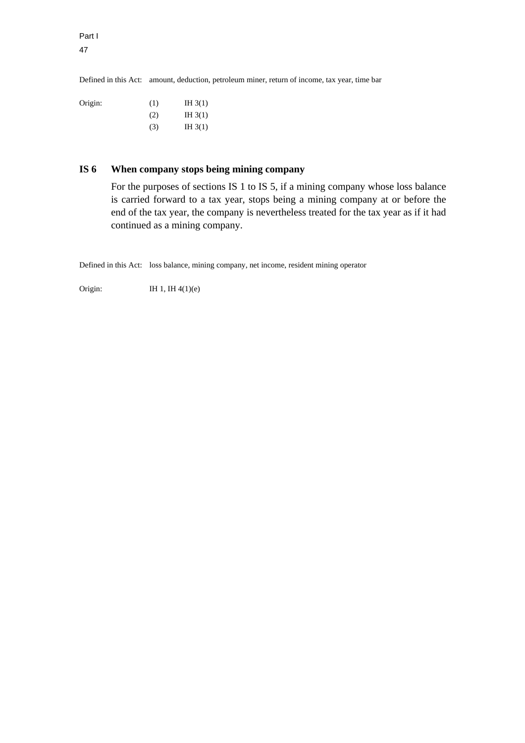Defined in this Act: amount, deduction, petroleum miner, return of income, tax year, time bar

| Origin: | | |
|---|---|---|
| | (1) | IH 3(1) |
| | (2) | IH 3(1) |
| | (3) | IH 3(1) |

## IS 6 When company stops being mining company

For the purposes of sections IS 1 to IS 5, if a mining company whose loss balance is carried forward to a tax year, stops being a mining company at or before the end of the tax year, the company is nevertheless treated for the tax year as if it had continued as a mining company.

Defined in this Act: loss balance, mining company, net income, resident mining operator

Origin: IH 1, IH 4(1)(e)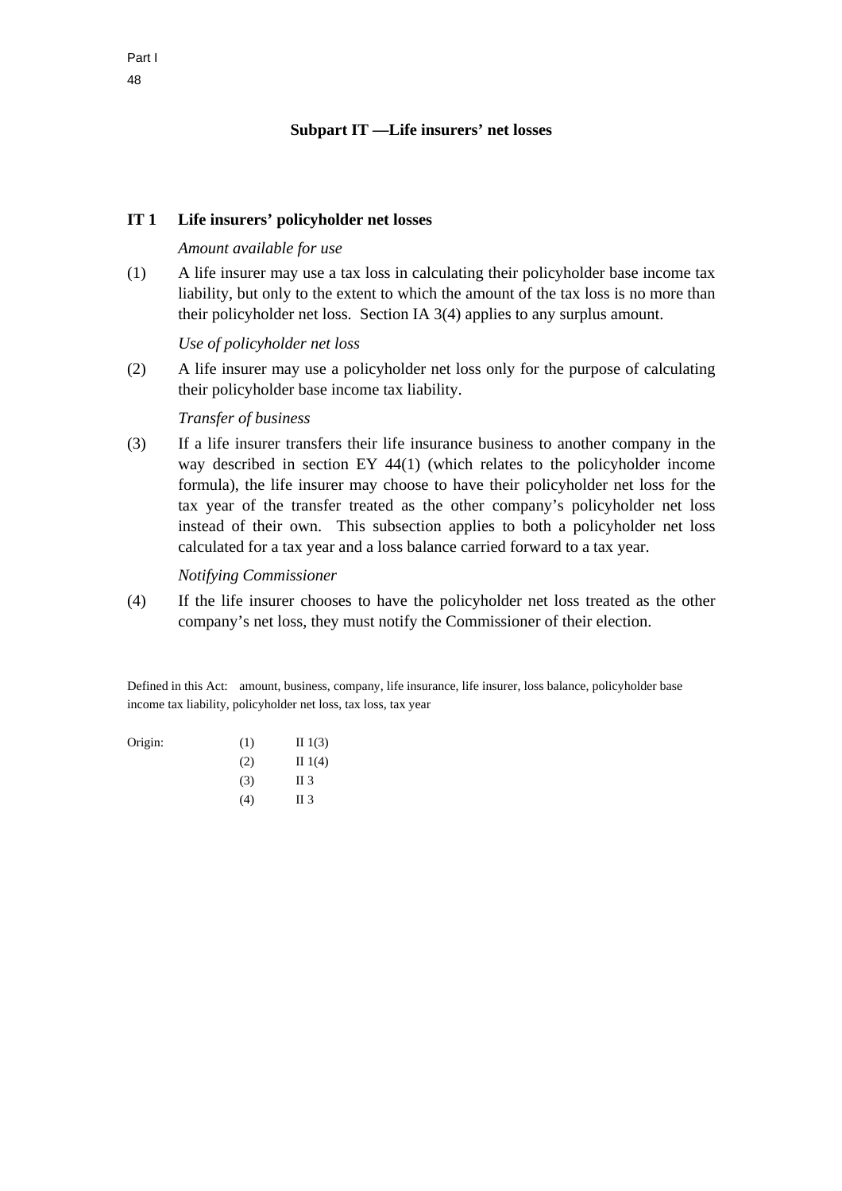## Subpart IT —Life insurers' net losses

### IT 1 Life insurers' policyholder net losses

*Amount available for use*

(1) A life insurer may use a tax loss in calculating their policyholder base income tax liability, but only to the extent to which the amount of the tax loss is no more than their policyholder net loss. Section IA 3(4) applies to any surplus amount.

*Use of policyholder net loss*

(2) A life insurer may use a policyholder net loss only for the purpose of calculating their policyholder base income tax liability.

*Transfer of business*

(3) If a life insurer transfers their life insurance business to another company in the way described in section EY 44(1) (which relates to the policyholder income formula), the life insurer may choose to have their policyholder net loss for the tax year of the transfer treated as the other company's policyholder net loss instead of their own. This subsection applies to both a policyholder net loss calculated for a tax year and a loss balance carried forward to a tax year.

*Notifying Commissioner*

(4) If the life insurer chooses to have the policyholder net loss treated as the other company's net loss, they must notify the Commissioner of their election.

Defined in this Act: amount, business, company, life insurance, life insurer, loss balance, policyholder base income tax liability, policyholder net loss, tax loss, tax year

| Origin: | | |
|---|---|---|
| | (1) | II 1(3) |
| | (2) | II 1(4) |
| | (3) | II 3 |
| | (4) | II 3 |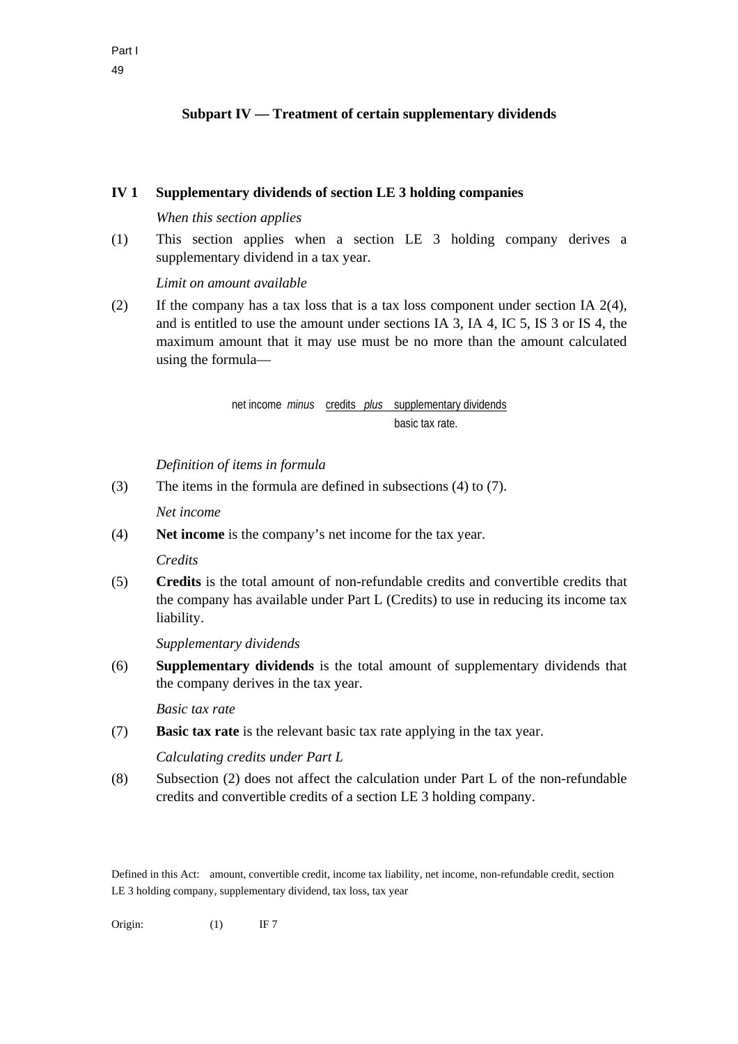## Subpart IV — Treatment of certain supplementary dividends

### IV 1 Supplementary dividends of section LE 3 holding companies

*When this section applies*

(1) This section applies when a section LE 3 holding company derives a supplementary dividend in a tax year.

*Limit on amount available*

(2) If the company has a tax loss that is a tax loss component under section IA 2(4), and is entitled to use the amount under sections IA 3, IA 4, IC 5, IS 3 or IS 4, the maximum amount that it may use must be no more than the amount calculated using the formula—

$$\text{net income} \ \textit{minus} \ \frac{\text{credits} \ \textit{plus} \ \text{supplementary dividends}}{\text{basic tax rate.}}$$

*Definition of items in formula*

(3) The items in the formula are defined in subsections (4) to (7).

*Net income*

(4) **Net income** is the company's net income for the tax year.

*Credits*

(5) **Credits** is the total amount of non-refundable credits and convertible credits that the company has available under Part L (Credits) to use in reducing its income tax liability.

*Supplementary dividends*

(6) **Supplementary dividends** is the total amount of supplementary dividends that the company derives in the tax year.

*Basic tax rate*

(7) **Basic tax rate** is the relevant basic tax rate applying in the tax year.

*Calculating credits under Part L*

(8) Subsection (2) does not affect the calculation under Part L of the non-refundable credits and convertible credits of a section LE 3 holding company.

Defined in this Act: amount, convertible credit, income tax liability, net income, non-refundable credit, section LE 3 holding company, supplementary dividend, tax loss, tax year

Origin: (1) IF 7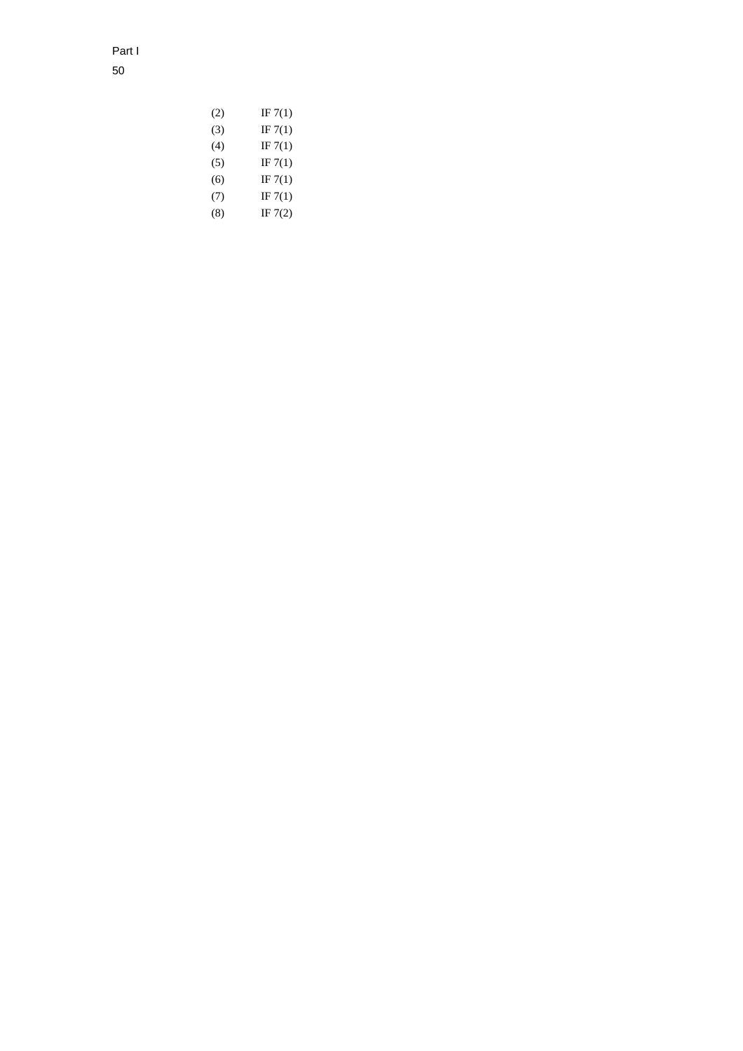| | |
|---|---|
| (2) | IF 7(1) |
| (3) | IF 7(1) |
| (4) | IF 7(1) |
| (5) | IF 7(1) |
| (6) | IF 7(1) |
| (7) | IF 7(1) |
| (8) | IF 7(2) |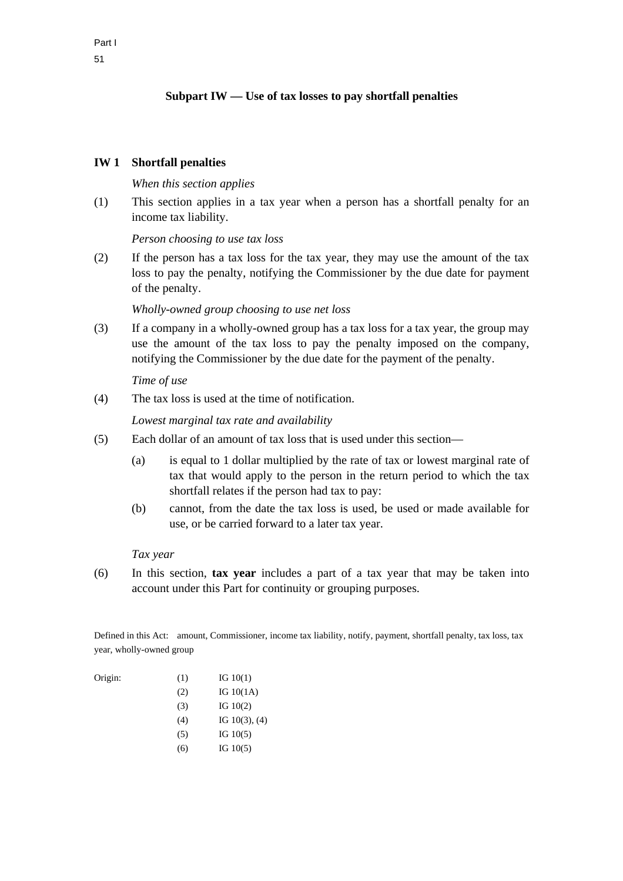## Subpart IW — Use of tax losses to pay shortfall penalties

### IW 1 Shortfall penalties

*When this section applies*

(1) This section applies in a tax year when a person has a shortfall penalty for an income tax liability.

*Person choosing to use tax loss*

(2) If the person has a tax loss for the tax year, they may use the amount of the tax loss to pay the penalty, notifying the Commissioner by the due date for payment of the penalty.

*Wholly-owned group choosing to use net loss*

(3) If a company in a wholly-owned group has a tax loss for a tax year, the group may use the amount of the tax loss to pay the penalty imposed on the company, notifying the Commissioner by the due date for the payment of the penalty.

*Time of use*

(4) The tax loss is used at the time of notification.

*Lowest marginal tax rate and availability*

(5) Each dollar of an amount of tax loss that is used under this section—

- (a) is equal to 1 dollar multiplied by the rate of tax or lowest marginal rate of tax that would apply to the person in the return period to which the tax shortfall relates if the person had tax to pay:
- (b) cannot, from the date the tax loss is used, be used or made available for use, or be carried forward to a later tax year.

*Tax year*

(6) In this section, **tax year** includes a part of a tax year that may be taken into account under this Part for continuity or grouping purposes.

Defined in this Act: amount, Commissioner, income tax liability, notify, payment, shortfall penalty, tax loss, tax year, wholly-owned group

| Origin: | | |
|---|---|---|
| | (1) | IG 10(1) |
| | (2) | IG 10(1A) |
| | (3) | IG 10(2) |
| | (4) | IG 10(3), (4) |
| | (5) | IG 10(5) |
| | (6) | IG 10(5) |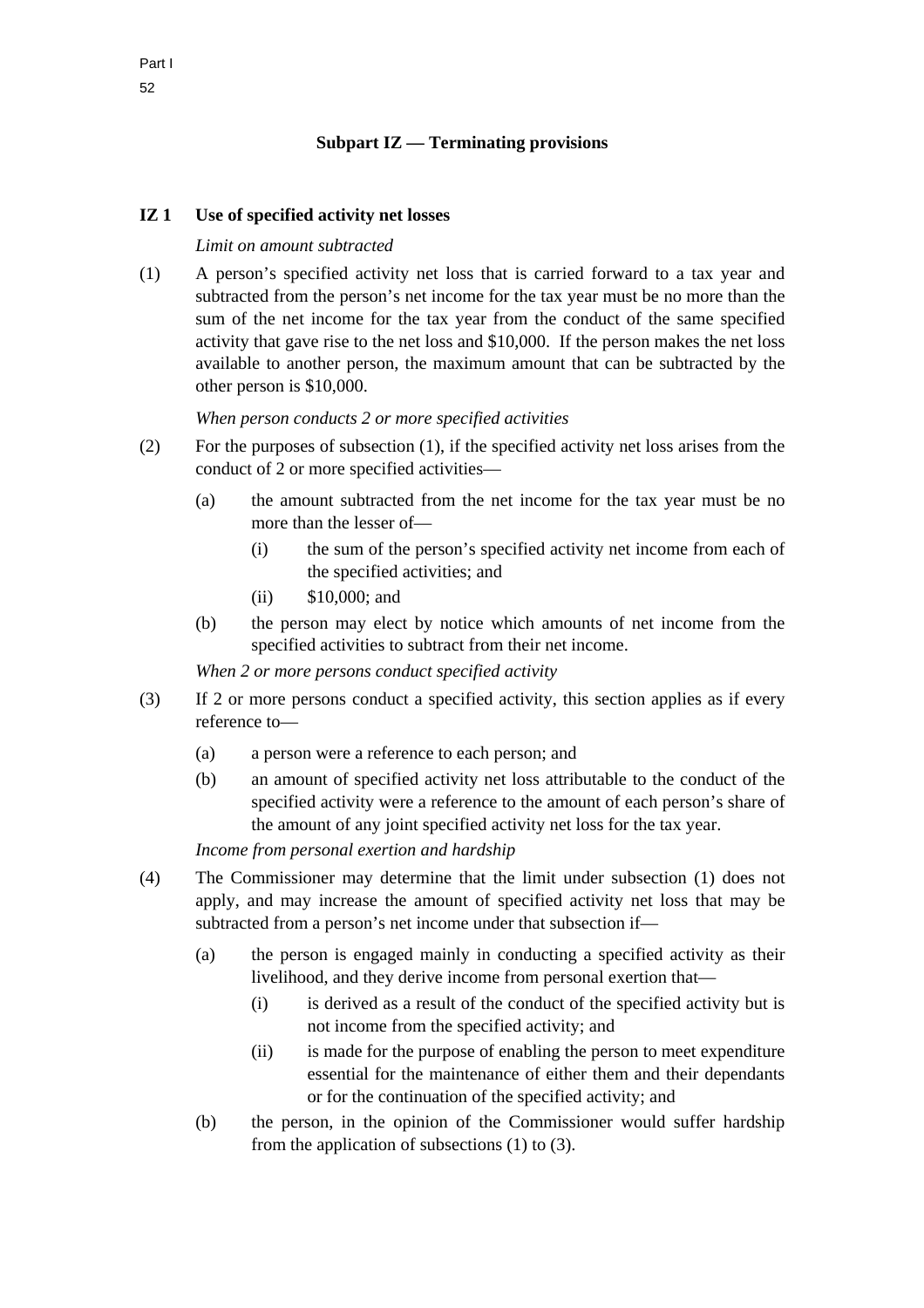## Subpart IZ — Terminating provisions

### IZ 1 Use of specified activity net losses

*Limit on amount subtracted*

(1) A person's specified activity net loss that is carried forward to a tax year and subtracted from the person's net income for the tax year must be no more than the sum of the net income for the tax year from the conduct of the same specified activity that gave rise to the net loss and $10,000. If the person makes the net loss available to another person, the maximum amount that can be subtracted by the other person is $10,000.

*When person conducts 2 or more specified activities*

(2) For the purposes of subsection (1), if the specified activity net loss arises from the conduct of 2 or more specified activities—

- (a) the amount subtracted from the net income for the tax year must be no more than the lesser of—
  - (i) the sum of the person's specified activity net income from each of the specified activities; and
  - (ii) $10,000; and
- (b) the person may elect by notice which amounts of net income from the specified activities to subtract from their net income.

*When 2 or more persons conduct specified activity*

(3) If 2 or more persons conduct a specified activity, this section applies as if every reference to—

- (a) a person were a reference to each person; and
- (b) an amount of specified activity net loss attributable to the conduct of the specified activity were a reference to the amount of each person's share of the amount of any joint specified activity net loss for the tax year.

*Income from personal exertion and hardship*

(4) The Commissioner may determine that the limit under subsection (1) does not apply, and may increase the amount of specified activity net loss that may be subtracted from a person's net income under that subsection if—

- (a) the person is engaged mainly in conducting a specified activity as their livelihood, and they derive income from personal exertion that—
  - (i) is derived as a result of the conduct of the specified activity but is not income from the specified activity; and
  - (ii) is made for the purpose of enabling the person to meet expenditure essential for the maintenance of either them and their dependants or for the continuation of the specified activity; and
- (b) the person, in the opinion of the Commissioner would suffer hardship from the application of subsections (1) to (3).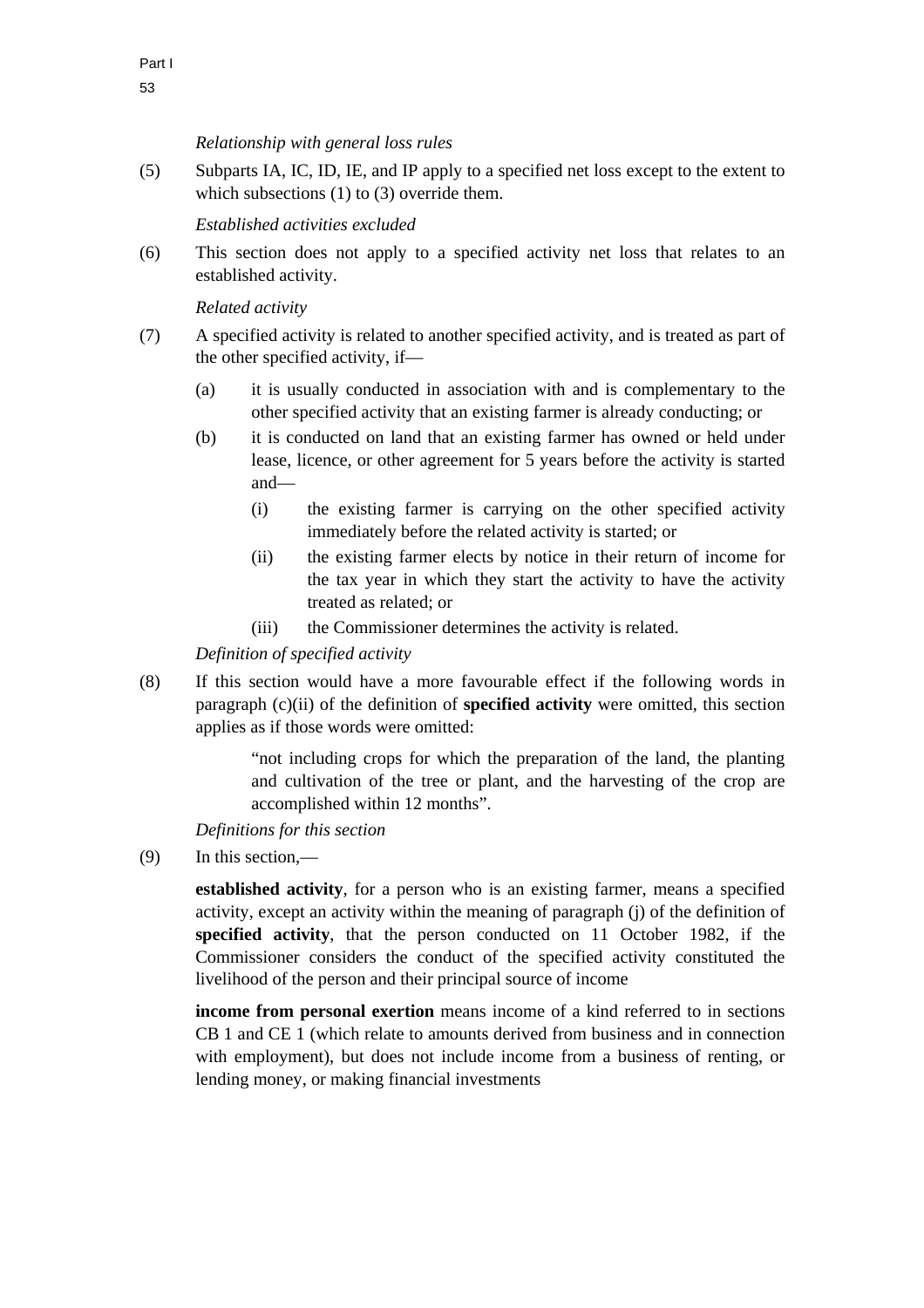*Relationship with general loss rules*

(5) Subparts IA, IC, ID, IE, and IP apply to a specified net loss except to the extent to which subsections (1) to (3) override them.

*Established activities excluded*

(6) This section does not apply to a specified activity net loss that relates to an established activity.

*Related activity*

(7) A specified activity is related to another specified activity, and is treated as part of the other specified activity, if—

  (a) it is usually conducted in association with and is complementary to the other specified activity that an existing farmer is already conducting; or

  (b) it is conducted on land that an existing farmer has owned or held under lease, licence, or other agreement for 5 years before the activity is started and—

    (i) the existing farmer is carrying on the other specified activity immediately before the related activity is started; or

    (ii) the existing farmer elects by notice in their return of income for the tax year in which they start the activity to have the activity treated as related; or

    (iii) the Commissioner determines the activity is related.

*Definition of specified activity*

(8) If this section would have a more favourable effect if the following words in paragraph (c)(ii) of the definition of **specified activity** were omitted, this section applies as if those words were omitted:

> "not including crops for which the preparation of the land, the planting and cultivation of the tree or plant, and the harvesting of the crop are accomplished within 12 months".

*Definitions for this section*

(9) In this section,—

**established activity**, for a person who is an existing farmer, means a specified activity, except an activity within the meaning of paragraph (j) of the definition of **specified activity**, that the person conducted on 11 October 1982, if the Commissioner considers the conduct of the specified activity constituted the livelihood of the person and their principal source of income

**income from personal exertion** means income of a kind referred to in sections CB 1 and CE 1 (which relate to amounts derived from business and in connection with employment), but does not include income from a business of renting, or lending money, or making financial investments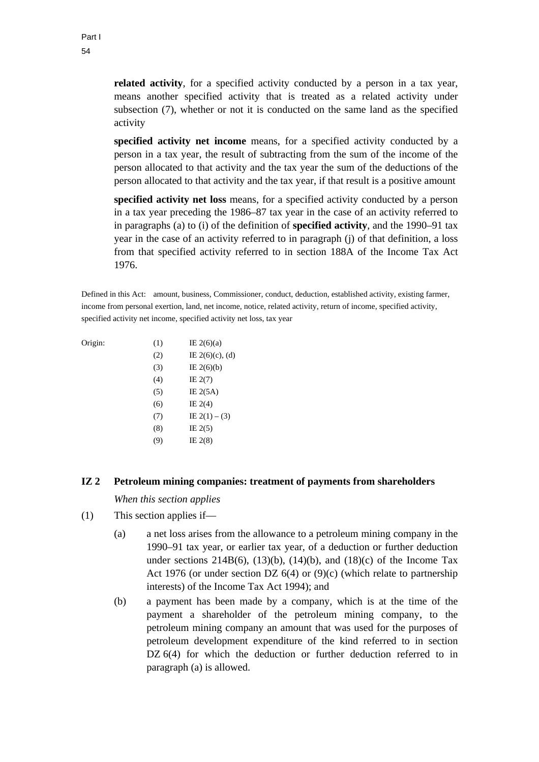**related activity**, for a specified activity conducted by a person in a tax year, means another specified activity that is treated as a related activity under subsection (7), whether or not it is conducted on the same land as the specified activity

**specified activity net income** means, for a specified activity conducted by a person in a tax year, the result of subtracting from the sum of the income of the person allocated to that activity and the tax year the sum of the deductions of the person allocated to that activity and the tax year, if that result is a positive amount

**specified activity net loss** means, for a specified activity conducted by a person in a tax year preceding the 1986–87 tax year in the case of an activity referred to in paragraphs (a) to (i) of the definition of **specified activity**, and the 1990–91 tax year in the case of an activity referred to in paragraph (j) of that definition, a loss from that specified activity referred to in section 188A of the Income Tax Act 1976.

Defined in this Act: amount, business, Commissioner, conduct, deduction, established activity, existing farmer, income from personal exertion, land, net income, notice, related activity, return of income, specified activity, specified activity net income, specified activity net loss, tax year

| Origin: | | |
|---|---|---|
| | (1) | IE 2(6)(a) |
| | (2) | IE 2(6)(c), (d) |
| | (3) | IE 2(6)(b) |
| | (4) | IE 2(7) |
| | (5) | IE 2(5A) |
| | (6) | IE 2(4) |
| | (7) | IE 2(1) – (3) |
| | (8) | IE 2(5) |
| | (9) | IE 2(8) |

## IZ 2 Petroleum mining companies: treatment of payments from shareholders

*When this section applies*

(1) This section applies if—

(a) a net loss arises from the allowance to a petroleum mining company in the 1990–91 tax year, or earlier tax year, of a deduction or further deduction under sections 214B(6), (13)(b), (14)(b), and (18)(c) of the Income Tax Act 1976 (or under section DZ 6(4) or (9)(c) (which relate to partnership interests) of the Income Tax Act 1994); and

(b) a payment has been made by a company, which is at the time of the payment a shareholder of the petroleum mining company, to the petroleum mining company an amount that was used for the purposes of petroleum development expenditure of the kind referred to in section DZ 6(4) for which the deduction or further deduction referred to in paragraph (a) is allowed.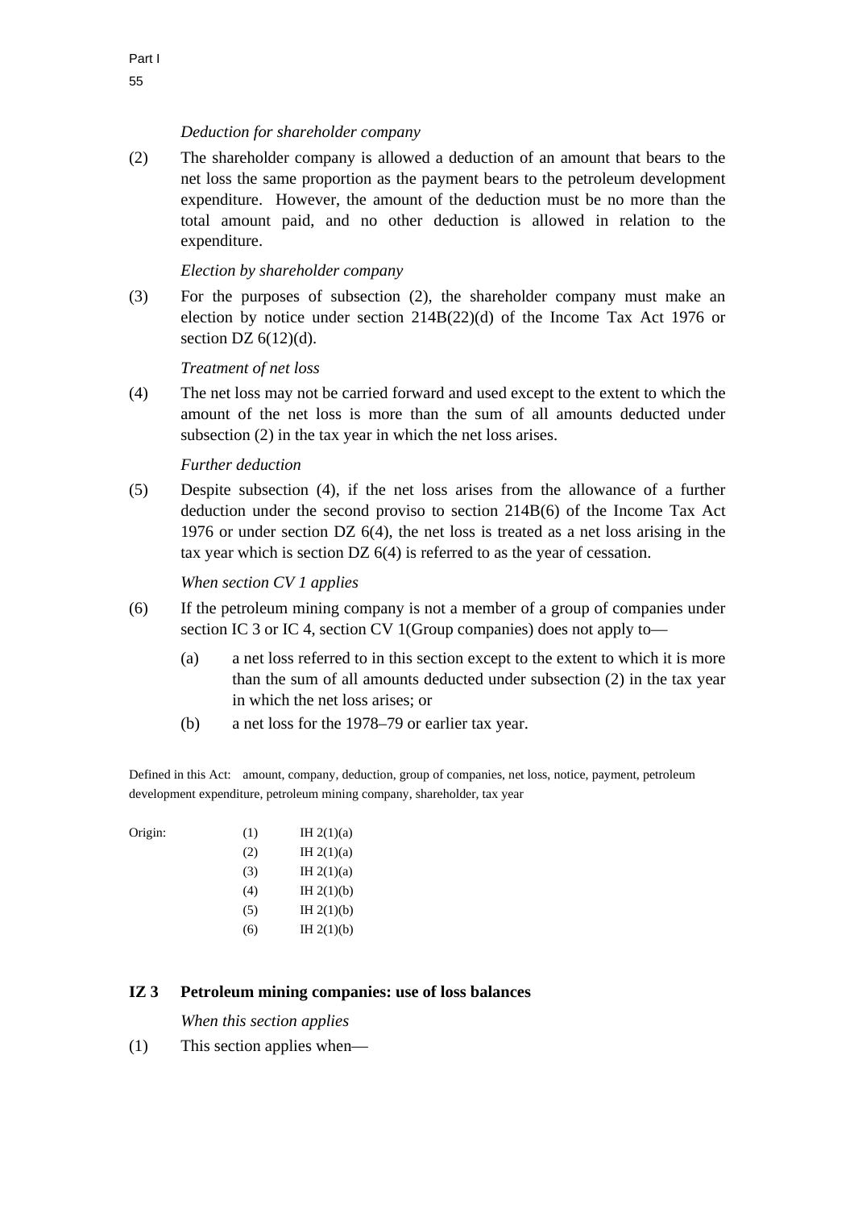*Deduction for shareholder company*

(2) The shareholder company is allowed a deduction of an amount that bears to the net loss the same proportion as the payment bears to the petroleum development expenditure. However, the amount of the deduction must be no more than the total amount paid, and no other deduction is allowed in relation to the expenditure.

*Election by shareholder company*

(3) For the purposes of subsection (2), the shareholder company must make an election by notice under section 214B(22)(d) of the Income Tax Act 1976 or section DZ 6(12)(d).

*Treatment of net loss*

(4) The net loss may not be carried forward and used except to the extent to which the amount of the net loss is more than the sum of all amounts deducted under subsection (2) in the tax year in which the net loss arises.

*Further deduction*

(5) Despite subsection (4), if the net loss arises from the allowance of a further deduction under the second proviso to section 214B(6) of the Income Tax Act 1976 or under section DZ 6(4), the net loss is treated as a net loss arising in the tax year which is section DZ 6(4) is referred to as the year of cessation.

*When section CV 1 applies*

(6) If the petroleum mining company is not a member of a group of companies under section IC 3 or IC 4, section CV 1(Group companies) does not apply to—

(a) a net loss referred to in this section except to the extent to which it is more than the sum of all amounts deducted under subsection (2) in the tax year in which the net loss arises; or

(b) a net loss for the 1978–79 or earlier tax year.

Defined in this Act: amount, company, deduction, group of companies, net loss, notice, payment, petroleum development expenditure, petroleum mining company, shareholder, tax year

| Origin: | (1) | IH 2(1)(a) |
|---|---|---|
| | (2) | IH 2(1)(a) |
| | (3) | IH 2(1)(a) |
| | (4) | IH 2(1)(b) |
| | (5) | IH 2(1)(b) |
| | (6) | IH 2(1)(b) |

## IZ 3 Petroleum mining companies: use of loss balances

*When this section applies*

(1) This section applies when—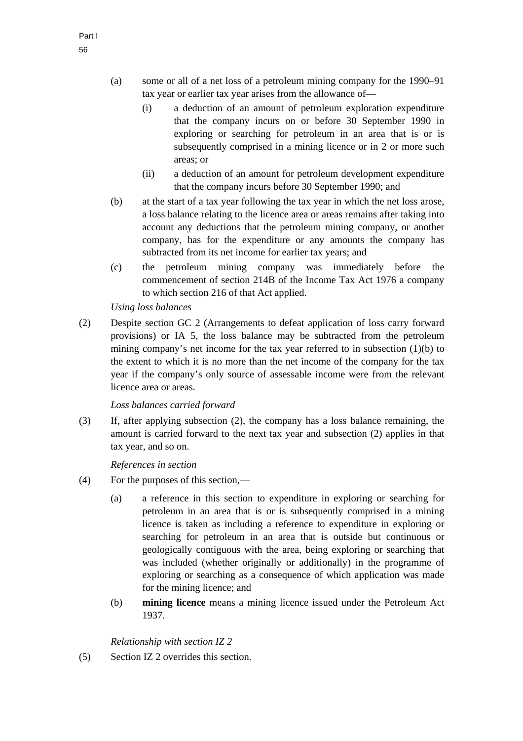(a) some or all of a net loss of a petroleum mining company for the 1990–91 tax year or earlier tax year arises from the allowance of—

  (i) a deduction of an amount of petroleum exploration expenditure that the company incurs on or before 30 September 1990 in exploring or searching for petroleum in an area that is or is subsequently comprised in a mining licence or in 2 or more such areas; or

  (ii) a deduction of an amount for petroleum development expenditure that the company incurs before 30 September 1990; and

(b) at the start of a tax year following the tax year in which the net loss arose, a loss balance relating to the licence area or areas remains after taking into account any deductions that the petroleum mining company, or another company, has for the expenditure or any amounts the company has subtracted from its net income for earlier tax years; and

(c) the petroleum mining company was immediately before the commencement of section 214B of the Income Tax Act 1976 a company to which section 216 of that Act applied.

*Using loss balances*

(2) Despite section GC 2 (Arrangements to defeat application of loss carry forward provisions) or IA 5, the loss balance may be subtracted from the petroleum mining company's net income for the tax year referred to in subsection (1)(b) to the extent to which it is no more than the net income of the company for the tax year if the company's only source of assessable income were from the relevant licence area or areas.

*Loss balances carried forward*

(3) If, after applying subsection (2), the company has a loss balance remaining, the amount is carried forward to the next tax year and subsection (2) applies in that tax year, and so on.

*References in section*

(4) For the purposes of this section,—

(a) a reference in this section to expenditure in exploring or searching for petroleum in an area that is or is subsequently comprised in a mining licence is taken as including a reference to expenditure in exploring or searching for petroleum in an area that is outside but continuous or geologically contiguous with the area, being exploring or searching that was included (whether originally or additionally) in the programme of exploring or searching as a consequence of which application was made for the mining licence; and

(b) **mining licence** means a mining licence issued under the Petroleum Act 1937.

*Relationship with section IZ 2*

(5) Section IZ 2 overrides this section.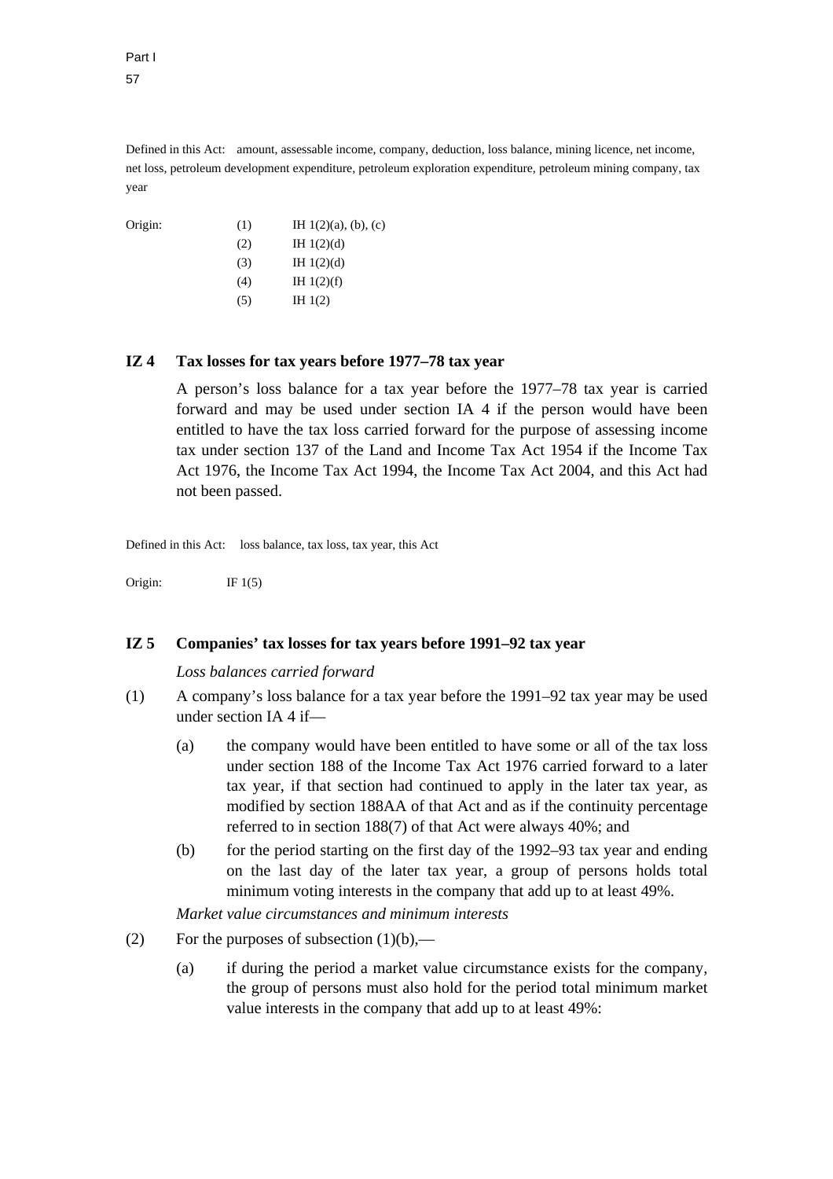Defined in this Act: amount, assessable income, company, deduction, loss balance, mining licence, net income, net loss, petroleum development expenditure, petroleum exploration expenditure, petroleum mining company, tax year

| Origin: | | |
|---|---|---|
| | (1) | IH 1(2)(a), (b), (c) |
| | (2) | IH 1(2)(d) |
| | (3) | IH 1(2)(d) |
| | (4) | IH 1(2)(f) |
| | (5) | IH 1(2) |

## IZ 4 Tax losses for tax years before 1977–78 tax year

A person's loss balance for a tax year before the 1977–78 tax year is carried forward and may be used under section IA 4 if the person would have been entitled to have the tax loss carried forward for the purpose of assessing income tax under section 137 of the Land and Income Tax Act 1954 if the Income Tax Act 1976, the Income Tax Act 1994, the Income Tax Act 2004, and this Act had not been passed.

Defined in this Act: loss balance, tax loss, tax year, this Act

Origin: IF 1(5)

## IZ 5 Companies' tax losses for tax years before 1991–92 tax year

*Loss balances carried forward*

(1) A company's loss balance for a tax year before the 1991–92 tax year may be used under section IA 4 if—

- (a) the company would have been entitled to have some or all of the tax loss under section 188 of the Income Tax Act 1976 carried forward to a later tax year, if that section had continued to apply in the later tax year, as modified by section 188AA of that Act and as if the continuity percentage referred to in section 188(7) of that Act were always 40%; and
- (b) for the period starting on the first day of the 1992–93 tax year and ending on the last day of the later tax year, a group of persons holds total minimum voting interests in the company that add up to at least 49%.

*Market value circumstances and minimum interests*

(2) For the purposes of subsection (1)(b),—

- (a) if during the period a market value circumstance exists for the company, the group of persons must also hold for the period total minimum market value interests in the company that add up to at least 49%: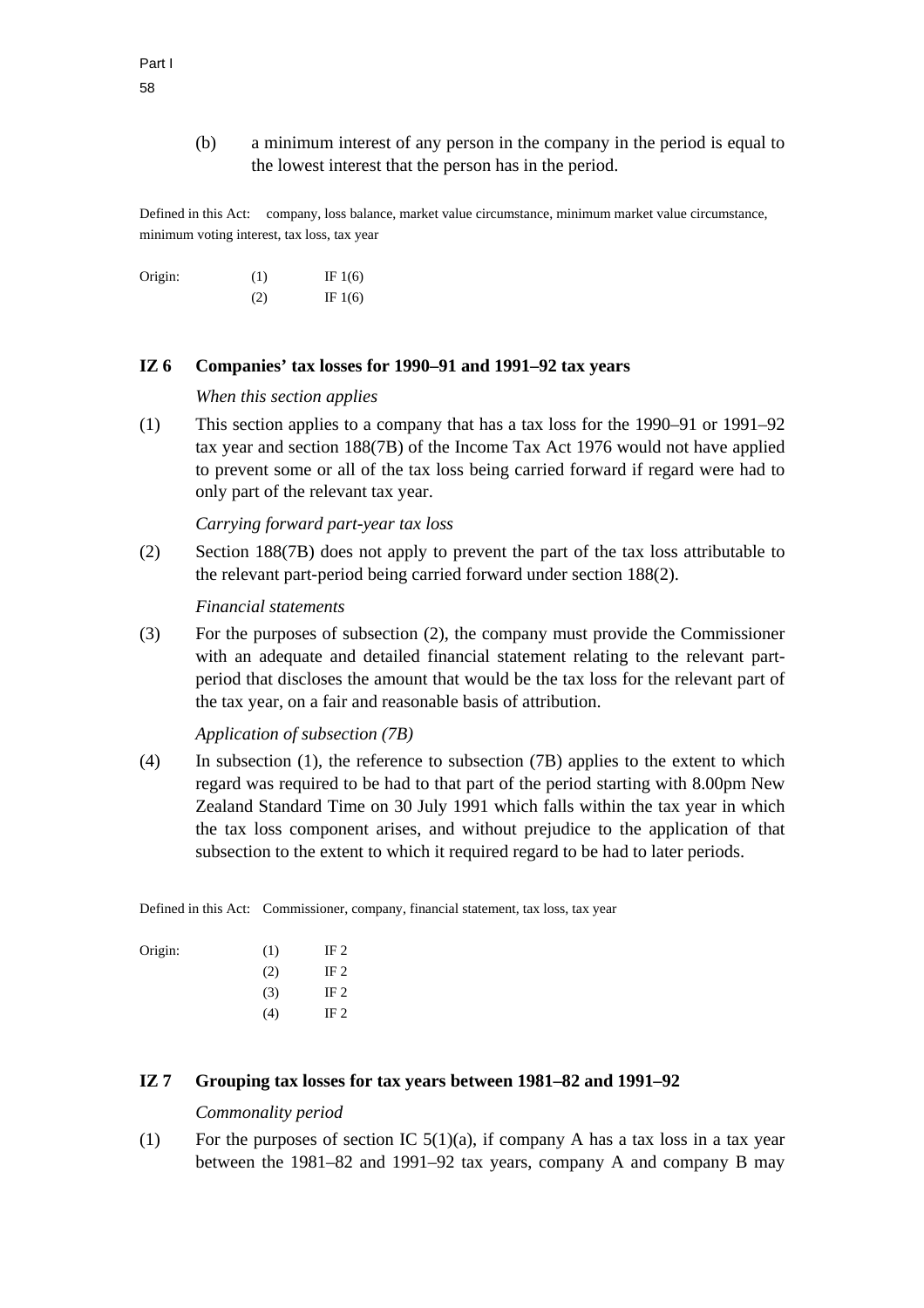(b) a minimum interest of any person in the company in the period is equal to the lowest interest that the person has in the period.

Defined in this Act: company, loss balance, market value circumstance, minimum market value circumstance, minimum voting interest, tax loss, tax year

| Origin: | | |
|---|---|---|
| | (1) | IF 1(6) |
| | (2) | IF 1(6) |

## IZ 6 Companies' tax losses for 1990–91 and 1991–92 tax years

*When this section applies*

(1) This section applies to a company that has a tax loss for the 1990–91 or 1991–92 tax year and section 188(7B) of the Income Tax Act 1976 would not have applied to prevent some or all of the tax loss being carried forward if regard were had to only part of the relevant tax year.

*Carrying forward part-year tax loss*

(2) Section 188(7B) does not apply to prevent the part of the tax loss attributable to the relevant part-period being carried forward under section 188(2).

*Financial statements*

(3) For the purposes of subsection (2), the company must provide the Commissioner with an adequate and detailed financial statement relating to the relevant part-period that discloses the amount that would be the tax loss for the relevant part of the tax year, on a fair and reasonable basis of attribution.

*Application of subsection (7B)*

(4) In subsection (1), the reference to subsection (7B) applies to the extent to which regard was required to be had to that part of the period starting with 8.00pm New Zealand Standard Time on 30 July 1991 which falls within the tax year in which the tax loss component arises, and without prejudice to the application of that subsection to the extent to which it required regard to be had to later periods.

Defined in this Act: Commissioner, company, financial statement, tax loss, tax year

| Origin: | | |
|---|---|---|
| | (1) | IF 2 |
| | (2) | IF 2 |
| | (3) | IF 2 |
| | (4) | IF 2 |

## IZ 7 Grouping tax losses for tax years between 1981–82 and 1991–92

*Commonality period*

(1) For the purposes of section IC 5(1)(a), if company A has a tax loss in a tax year between the 1981–82 and 1991–92 tax years, company A and company B may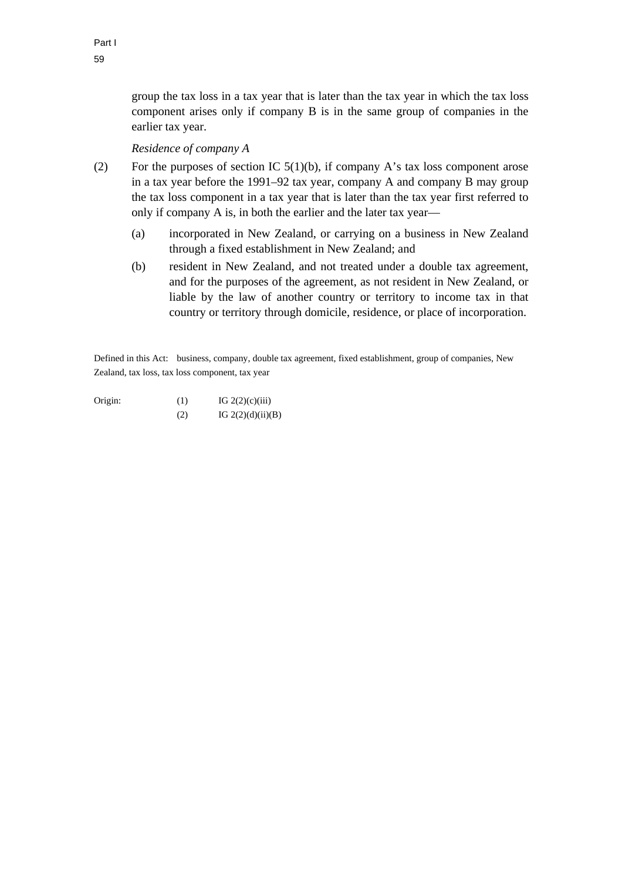group the tax loss in a tax year that is later than the tax year in which the tax loss component arises only if company B is in the same group of companies in the earlier tax year.

*Residence of company A*

(2) For the purposes of section IC 5(1)(b), if company A's tax loss component arose in a tax year before the 1991–92 tax year, company A and company B may group the tax loss component in a tax year that is later than the tax year first referred to only if company A is, in both the earlier and the later tax year—

- (a) incorporated in New Zealand, or carrying on a business in New Zealand through a fixed establishment in New Zealand; and
- (b) resident in New Zealand, and not treated under a double tax agreement, and for the purposes of the agreement, as not resident in New Zealand, or liable by the law of another country or territory to income tax in that country or territory through domicile, residence, or place of incorporation.

Defined in this Act: business, company, double tax agreement, fixed establishment, group of companies, New Zealand, tax loss, tax loss component, tax year

Origin: (1) IG 2(2)(c)(iii)
(2) IG 2(2)(d)(ii)(B)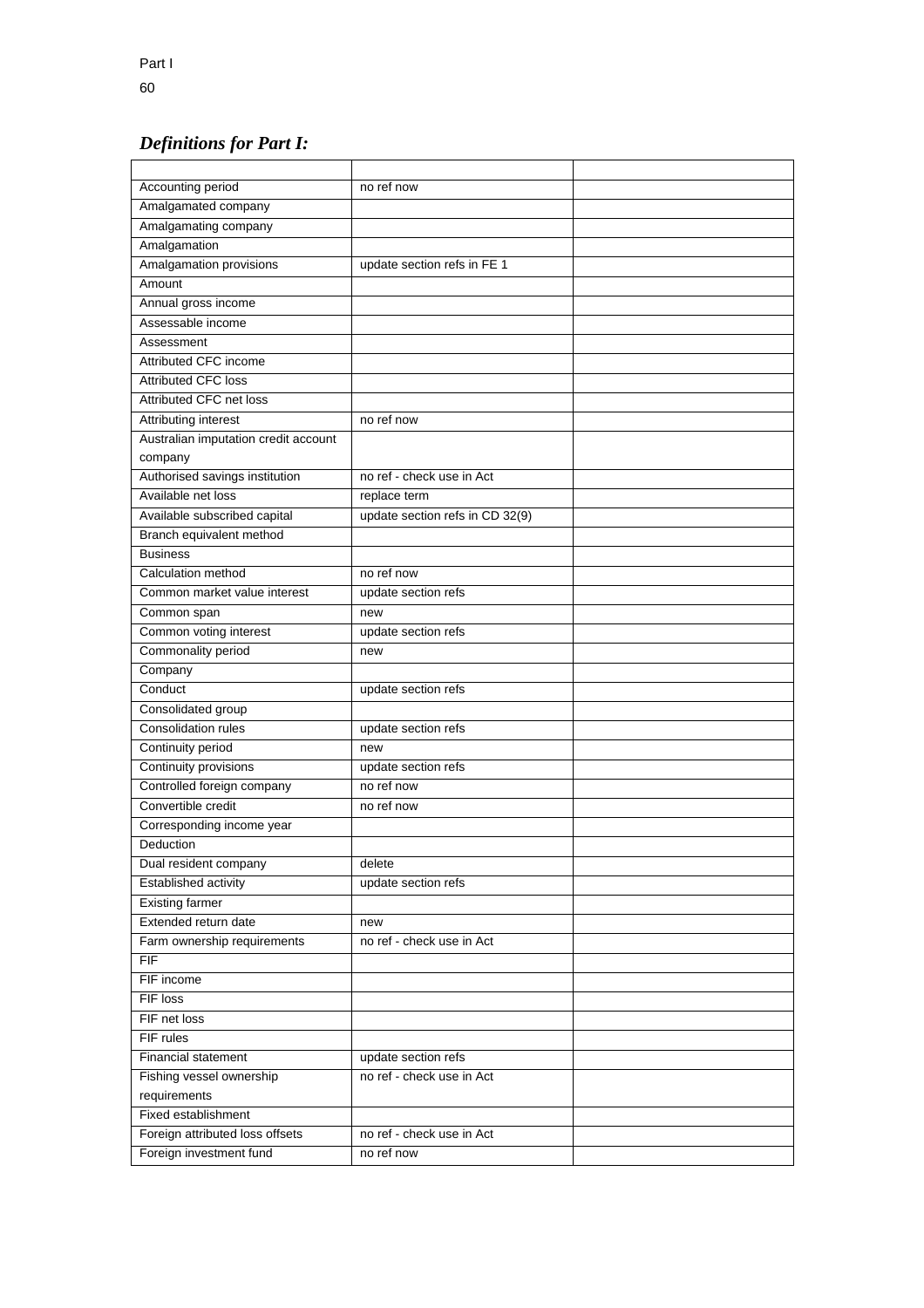Part I

## *Definitions for Part I:*

| | | |
|---|---|---|
| Accounting period | no ref now | |
| Amalgamated company | | |
| Amalgamating company | | |
| Amalgamation | | |
| Amalgamation provisions | update section refs in FE 1 | |
| Amount | | |
| Annual gross income | | |
| Assessable income | | |
| Assessment | | |
| Attributed CFC income | | |
| Attributed CFC loss | | |
| Attributed CFC net loss | | |
| Attributing interest | no ref now | |
| Australian imputation credit account company | | |
| Authorised savings institution | no ref - check use in Act | |
| Available net loss | replace term | |
| Available subscribed capital | update section refs in CD 32(9) | |
| Branch equivalent method | | |
| Business | | |
| Calculation method | no ref now | |
| Common market value interest | update section refs | |
| Common span | new | |
| Common voting interest | update section refs | |
| Commonality period | new | |
| Company | | |
| Conduct | update section refs | |
| Consolidated group | | |
| Consolidation rules | update section refs | |
| Continuity period | new | |
| Continuity provisions | update section refs | |
| Controlled foreign company | no ref now | |
| Convertible credit | no ref now | |
| Corresponding income year | | |
| Deduction | | |
| Dual resident company | delete | |
| Established activity | update section refs | |
| Existing farmer | | |
| Extended return date | new | |
| Farm ownership requirements | no ref - check use in Act | |
| FIF | | |
| FIF income | | |
| FIF loss | | |
| FIF net loss | | |
| FIF rules | | |
| Financial statement | update section refs | |
| Fishing vessel ownership requirements | no ref - check use in Act | |
| Fixed establishment | | |
| Foreign attributed loss offsets | no ref - check use in Act | |
| Foreign investment fund | no ref now | |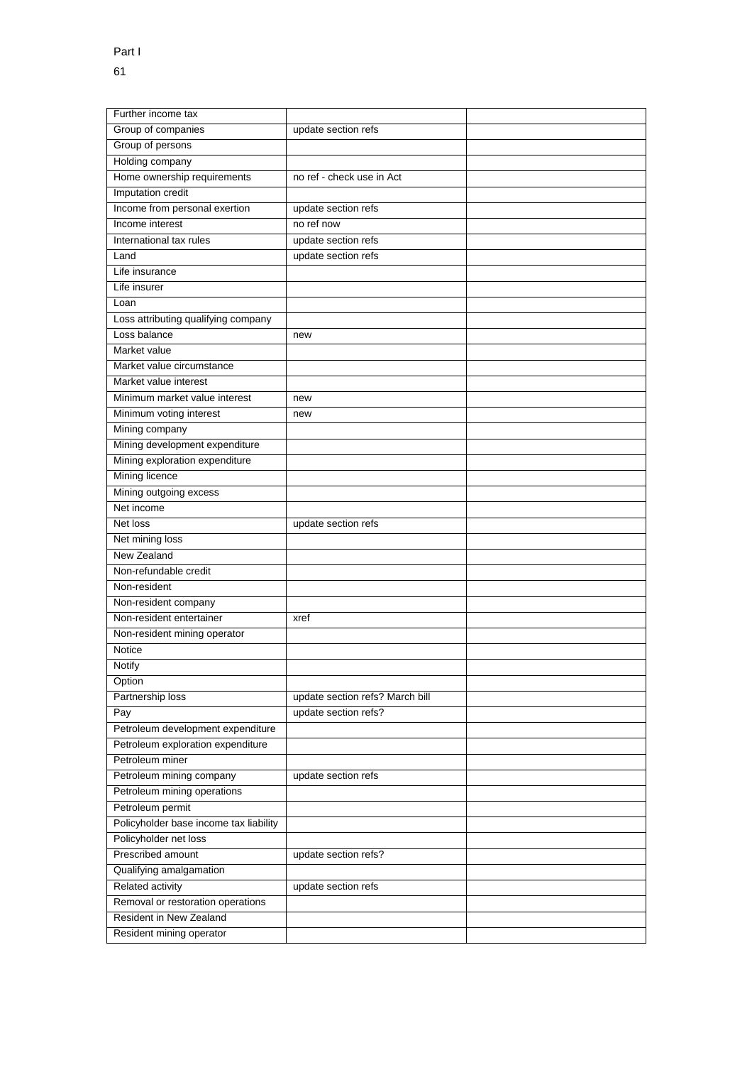Part I

| Further income tax | | |
|---|---|---|
| Group of companies | update section refs | |
| Group of persons | | |
| Holding company | | |
| Home ownership requirements | no ref - check use in Act | |
| Imputation credit | | |
| Income from personal exertion | update section refs | |
| Income interest | no ref now | |
| International tax rules | update section refs | |
| Land | update section refs | |
| Life insurance | | |
| Life insurer | | |
| Loan | | |
| Loss attributing qualifying company | | |
| Loss balance | new | |
| Market value | | |
| Market value circumstance | | |
| Market value interest | | |
| Minimum market value interest | new | |
| Minimum voting interest | new | |
| Mining company | | |
| Mining development expenditure | | |
| Mining exploration expenditure | | |
| Mining licence | | |
| Mining outgoing excess | | |
| Net income | | |
| Net loss | update section refs | |
| Net mining loss | | |
| New Zealand | | |
| Non-refundable credit | | |
| Non-resident | | |
| Non-resident company | | |
| Non-resident entertainer | xref | |
| Non-resident mining operator | | |
| Notice | | |
| Notify | | |
| Option | | |
| Partnership loss | update section refs? March bill | |
| Pay | update section refs? | |
| Petroleum development expenditure | | |
| Petroleum exploration expenditure | | |
| Petroleum miner | | |
| Petroleum mining company | update section refs | |
| Petroleum mining operations | | |
| Petroleum permit | | |
| Policyholder base income tax liability | | |
| Policyholder net loss | | |
| Prescribed amount | update section refs? | |
| Qualifying amalgamation | | |
| Related activity | update section refs | |
| Removal or restoration operations | | |
| Resident in New Zealand | | |
| Resident mining operator | | |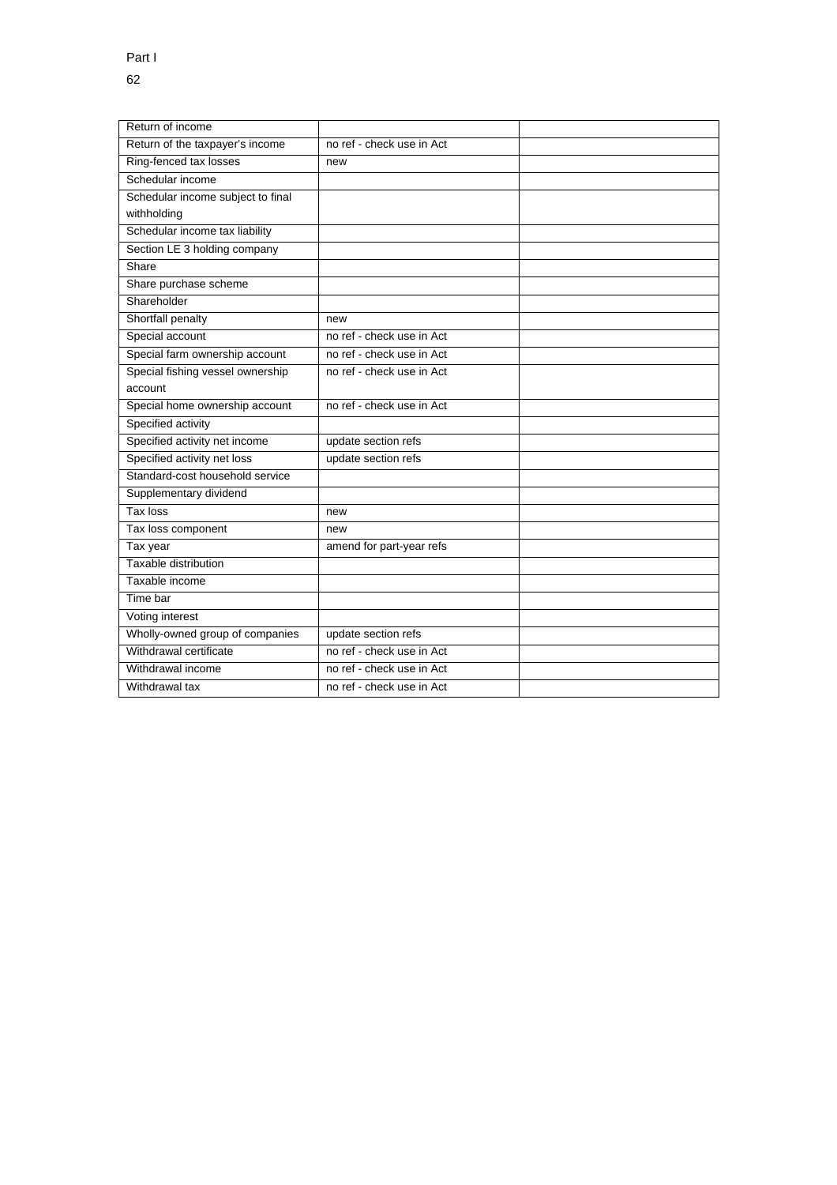| | | |
|---|---|---|
| Return of income | | |
| Return of the taxpayer's income | no ref - check use in Act | |
| Ring-fenced tax losses | new | |
| Schedular income | | |
| Schedular income subject to final withholding | | |
| Schedular income tax liability | | |
| Section LE 3 holding company | | |
| Share | | |
| Share purchase scheme | | |
| Shareholder | | |
| Shortfall penalty | new | |
| Special account | no ref - check use in Act | |
| Special farm ownership account | no ref - check use in Act | |
| Special fishing vessel ownership account | no ref - check use in Act | |
| Special home ownership account | no ref - check use in Act | |
| Specified activity | | |
| Specified activity net income | update section refs | |
| Specified activity net loss | update section refs | |
| Standard-cost household service | | |
| Supplementary dividend | | |
| Tax loss | new | |
| Tax loss component | new | |
| Tax year | amend for part-year refs | |
| Taxable distribution | | |
| Taxable income | | |
| Time bar | | |
| Voting interest | | |
| Wholly-owned group of companies | update section refs | |
| Withdrawal certificate | no ref - check use in Act | |
| Withdrawal income | no ref - check use in Act | |
| Withdrawal tax | no ref - check use in Act | |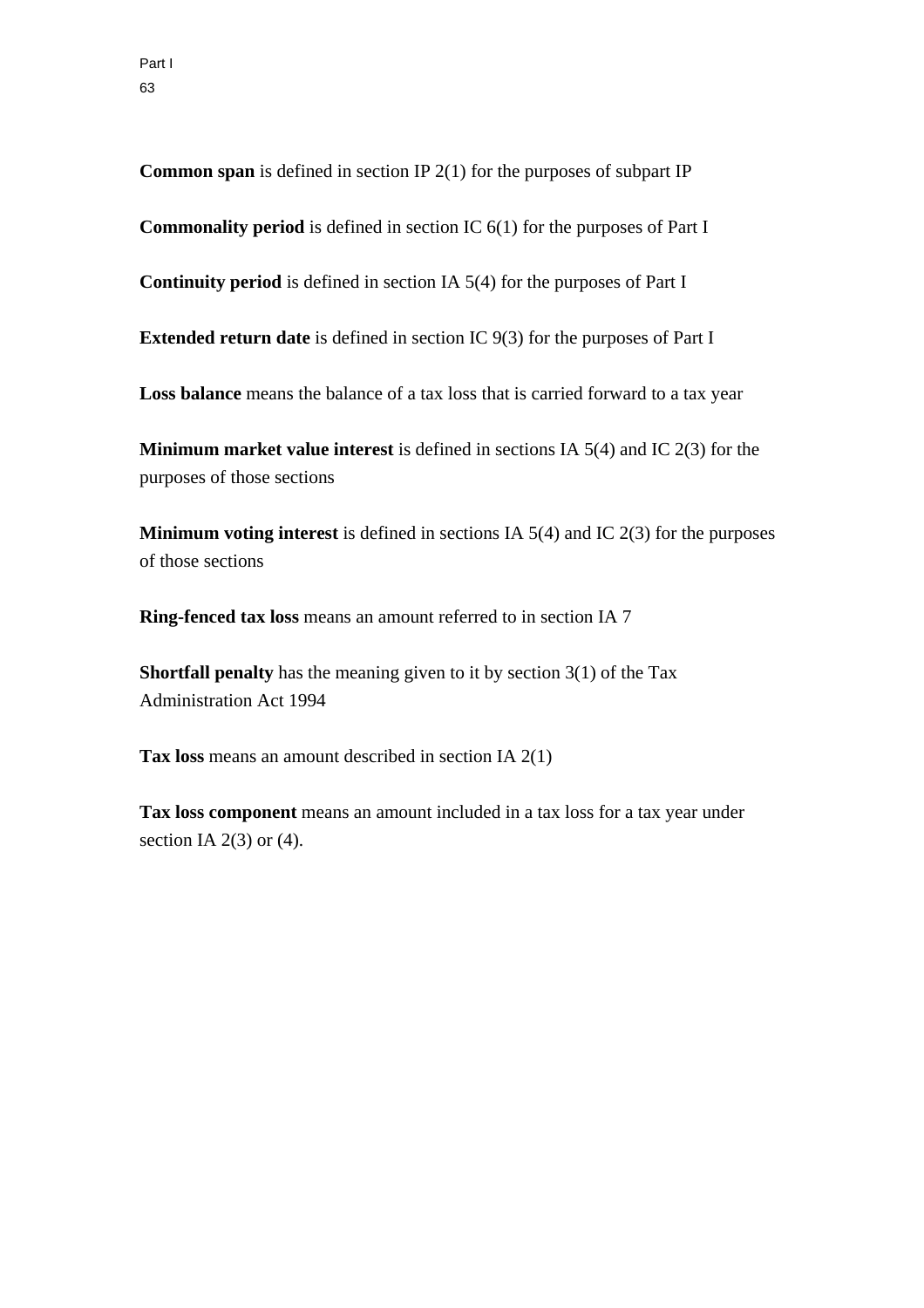**Common span** is defined in section IP 2(1) for the purposes of subpart IP

**Commonality period** is defined in section IC 6(1) for the purposes of Part I

**Continuity period** is defined in section IA 5(4) for the purposes of Part I

**Extended return date** is defined in section IC 9(3) for the purposes of Part I

**Loss balance** means the balance of a tax loss that is carried forward to a tax year

**Minimum market value interest** is defined in sections IA 5(4) and IC 2(3) for the purposes of those sections

**Minimum voting interest** is defined in sections IA 5(4) and IC 2(3) for the purposes of those sections

**Ring-fenced tax loss** means an amount referred to in section IA 7

**Shortfall penalty** has the meaning given to it by section 3(1) of the Tax Administration Act 1994

**Tax loss** means an amount described in section IA 2(1)

**Tax loss component** means an amount included in a tax loss for a tax year under section IA 2(3) or (4).